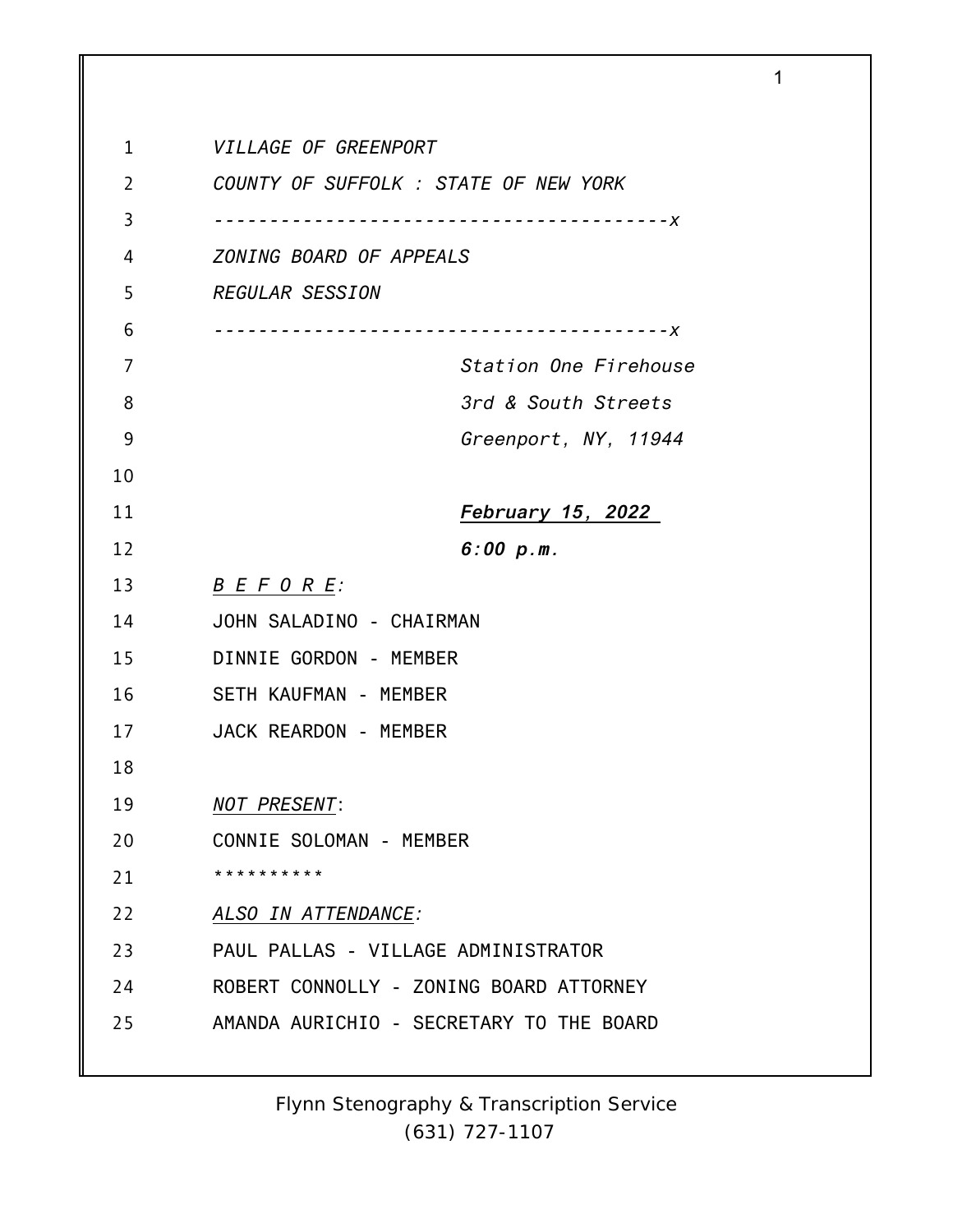*VILLAGE OF GREENPORT*

*COUNTY OF SUFFOLK : STATE OF NEW YORK*

*----------------------------------------x*

*ZONING BOARD OF APPEALS*

*REGULAR SESSION*

*----------------------------------------x*

*Station One Firehouse*

*3rd & South Streets*

*Greenport, NY, 11944*

***February 15, 2022***

***6:00 p.m.***

*B E F O R E:*

JOHN SALADINO - CHAIRMAN

DINNIE GORDON - MEMBER

SETH KAUFMAN - MEMBER

JACK REARDON - MEMBER

*NOT PRESENT*:

CONNIE SOLOMAN - MEMBER

**********

*ALSO IN ATTENDANCE:*

PAUL PALLAS - VILLAGE ADMINISTRATOR

ROBERT CONNOLLY - ZONING BOARD ATTORNEY

AMANDA AURICHIO - SECRETARY TO THE BOARD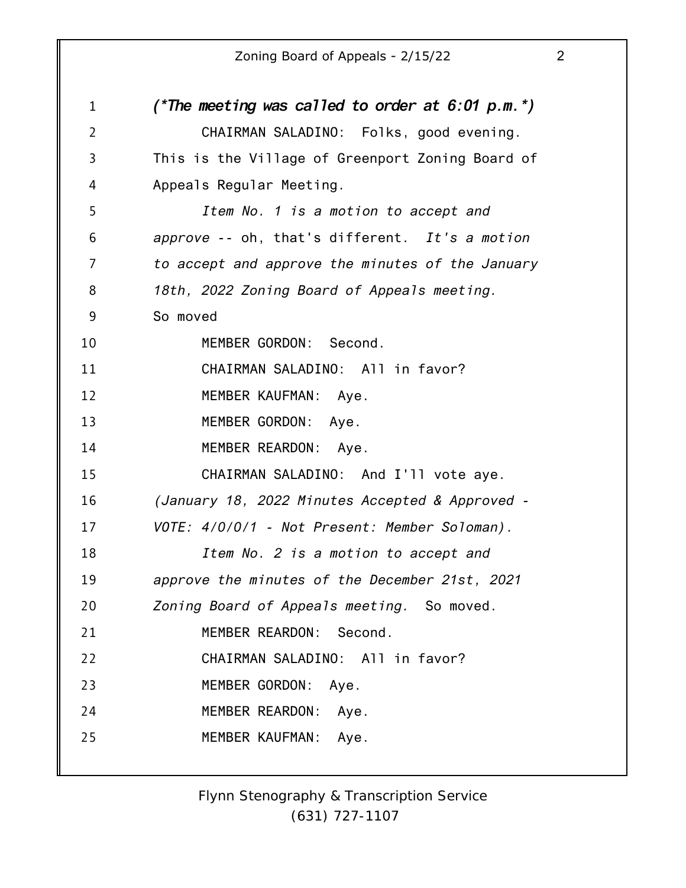***(\*The meeting was called to order at 6:01 p.m.\*)***

CHAIRMAN SALADINO: Folks, good evening. This is the Village of Greenport Zoning Board of Appeals Regular Meeting.

*Item No. 1 is a motion to accept and approve* -- oh, that's different. *It's a motion to accept and approve the minutes of the January 18th, 2022 Zoning Board of Appeals meeting.* So moved

MEMBER GORDON: Second.

CHAIRMAN SALADINO: All in favor?

MEMBER KAUFMAN: Aye.

MEMBER GORDON: Aye.

MEMBER REARDON: Aye.

CHAIRMAN SALADINO: And I'll vote aye.

*(January 18, 2022 Minutes Accepted & Approved - VOTE: 4/0/0/1 - Not Present: Member Soloman).*

*Item No. 2 is a motion to accept and approve the minutes of the December 21st, 2021 Zoning Board of Appeals meeting.* So moved.

MEMBER REARDON: Second.

CHAIRMAN SALADINO: All in favor?

MEMBER GORDON: Aye.

MEMBER REARDON: Aye.

MEMBER KAUFMAN: Aye.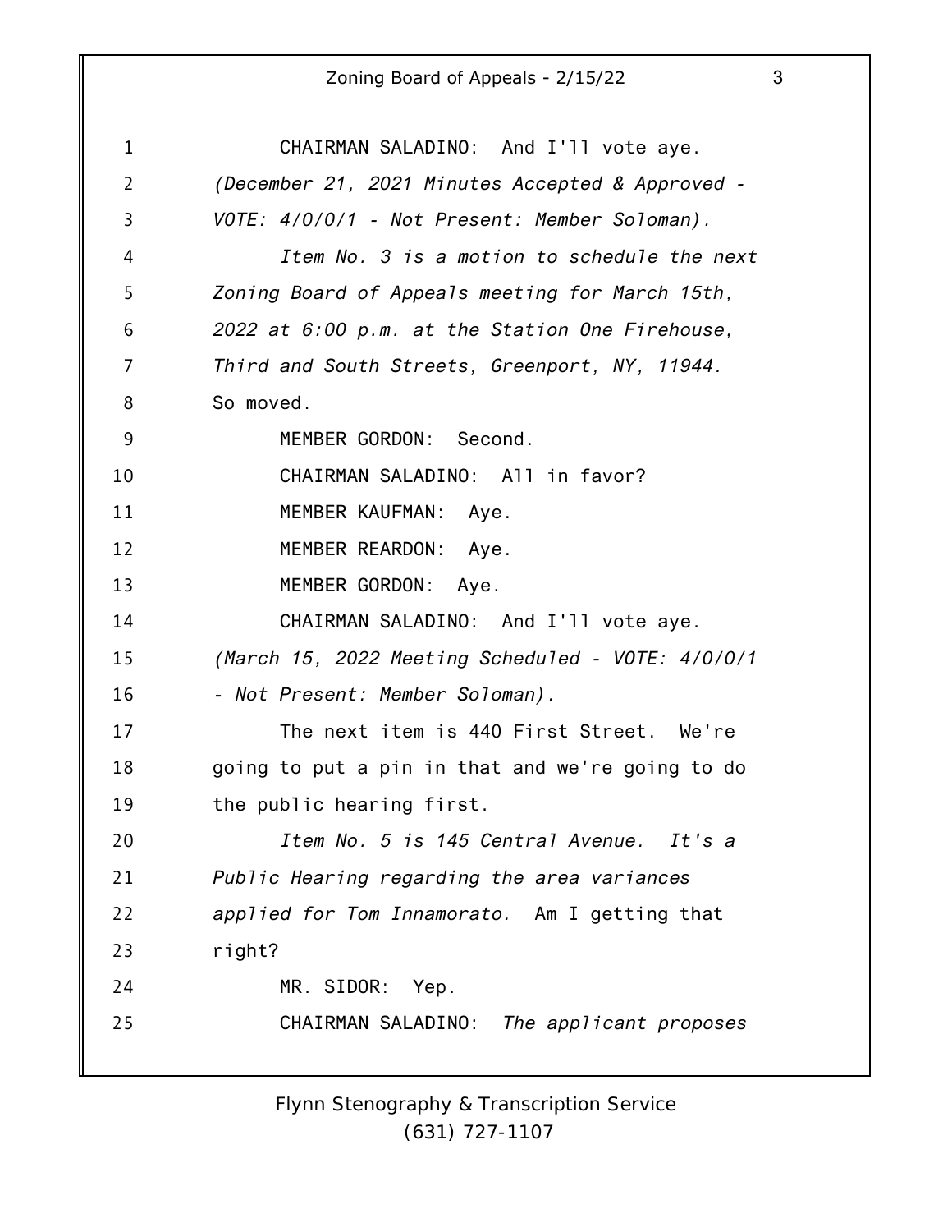CHAIRMAN SALADINO: And I'll vote aye.

*(December 21, 2021 Minutes Accepted & Approved - VOTE: 4/0/0/1 - Not Present: Member Soloman).*

*Item No. 3 is a motion to schedule the next Zoning Board of Appeals meeting for March 15th, 2022 at 6:00 p.m. at the Station One Firehouse, Third and South Streets, Greenport, NY, 11944.* So moved.

MEMBER GORDON: Second.

CHAIRMAN SALADINO: All in favor?

MEMBER KAUFMAN: Aye.

MEMBER REARDON: Aye.

MEMBER GORDON: Aye.

CHAIRMAN SALADINO: And I'll vote aye.

*(March 15, 2022 Meeting Scheduled - VOTE: 4/0/0/1 - Not Present: Member Soloman).*

The next item is 440 First Street. We're going to put a pin in that and we're going to do the public hearing first.

*Item No. 5 is 145 Central Avenue. It's a Public Hearing regarding the area variances applied for Tom Innamorato.* Am I getting that right?

MR. SIDOR: Yep.

CHAIRMAN SALADINO: *The applicant proposes*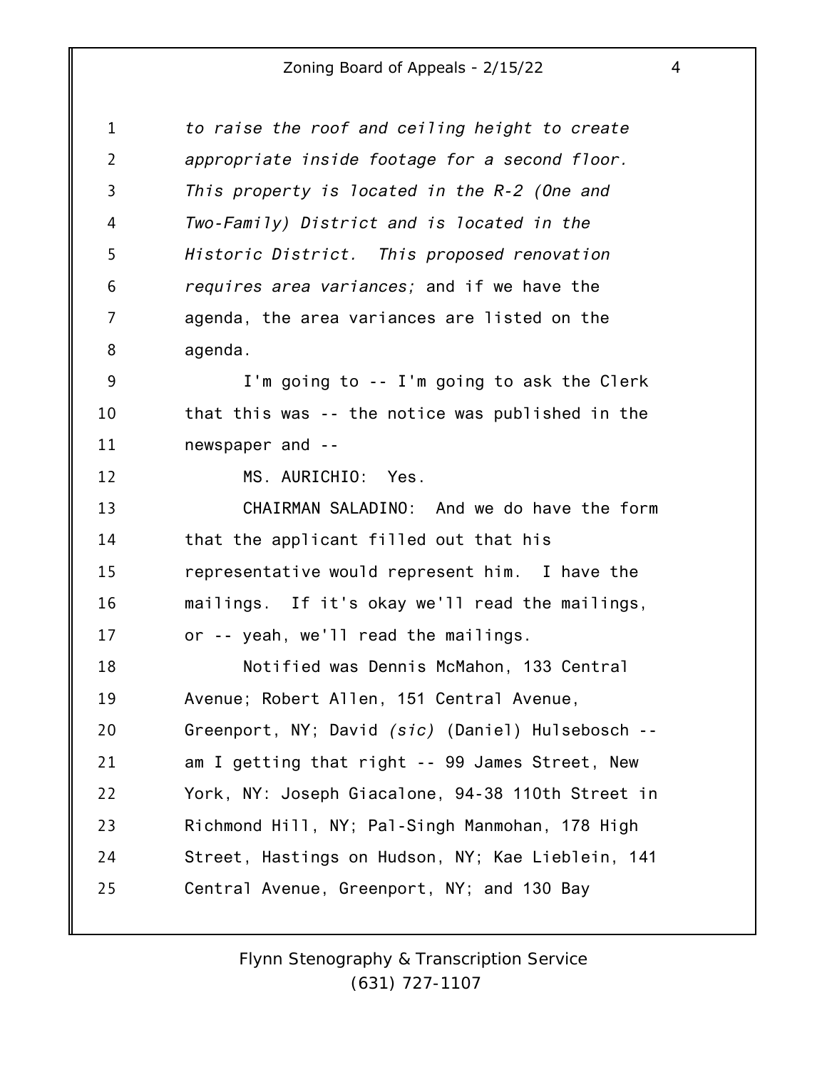*to raise the roof and ceiling height to create appropriate inside footage for a second floor. This property is located in the R-2 (One and Two-Family) District and is located in the Historic District. This proposed renovation requires area variances;* and if we have the agenda, the area variances are listed on the agenda.

I'm going to -- I'm going to ask the Clerk that this was -- the notice was published in the newspaper and --

MS. AURICHIO: Yes.

CHAIRMAN SALADINO: And we do have the form that the applicant filled out that his representative would represent him. I have the mailings. If it's okay we'll read the mailings, or -- yeah, we'll read the mailings.

Notified was Dennis McMahon, 133 Central Avenue; Robert Allen, 151 Central Avenue, Greenport, NY; David *(sic)* (Daniel) Hulsebosch -- am I getting that right -- 99 James Street, New York, NY: Joseph Giacalone, 94-38 110th Street in Richmond Hill, NY; Pal-Singh Manmohan, 178 High Street, Hastings on Hudson, NY; Kae Lieblein, 141 Central Avenue, Greenport, NY; and 130 Bay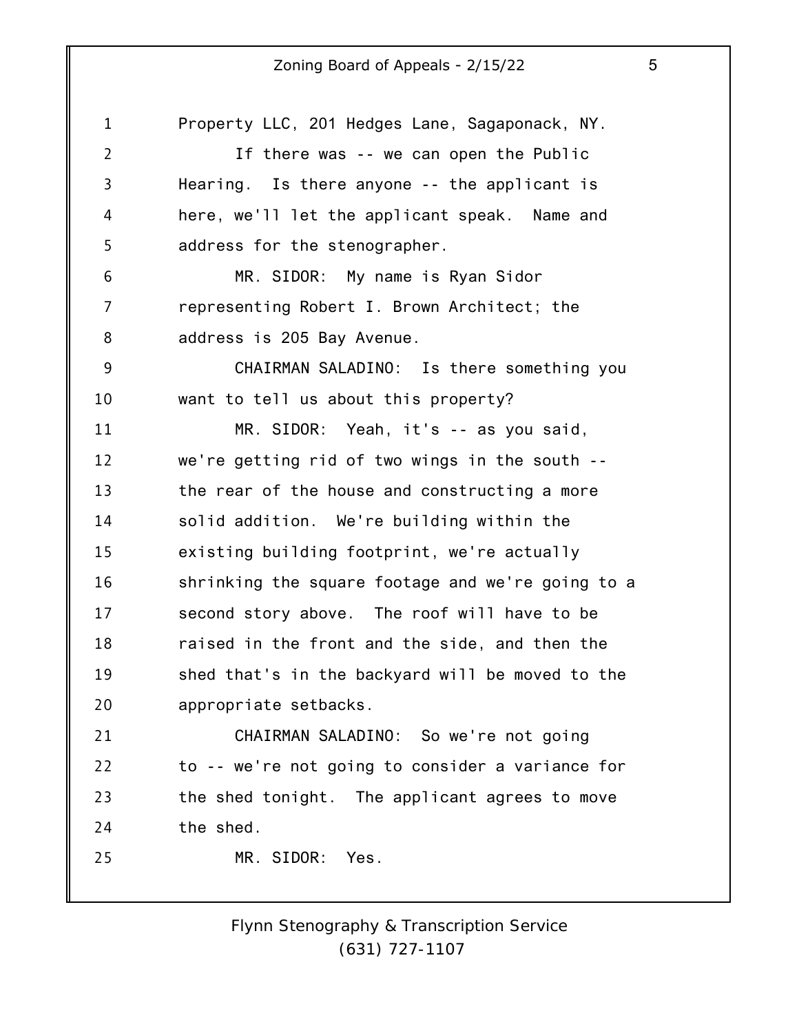Property LLC, 201 Hedges Lane, Sagaponack, NY.

If there was -- we can open the Public Hearing. Is there anyone -- the applicant is here, we'll let the applicant speak. Name and address for the stenographer.

MR. SIDOR: My name is Ryan Sidor representing Robert I. Brown Architect; the address is 205 Bay Avenue.

CHAIRMAN SALADINO: Is there something you want to tell us about this property?

MR. SIDOR: Yeah, it's -- as you said, we're getting rid of two wings in the south -- the rear of the house and constructing a more solid addition. We're building within the existing building footprint, we're actually shrinking the square footage and we're going to a second story above. The roof will have to be raised in the front and the side, and then the shed that's in the backyard will be moved to the appropriate setbacks.

CHAIRMAN SALADINO: So we're not going to -- we're not going to consider a variance for the shed tonight. The applicant agrees to move the shed.

MR. SIDOR: Yes.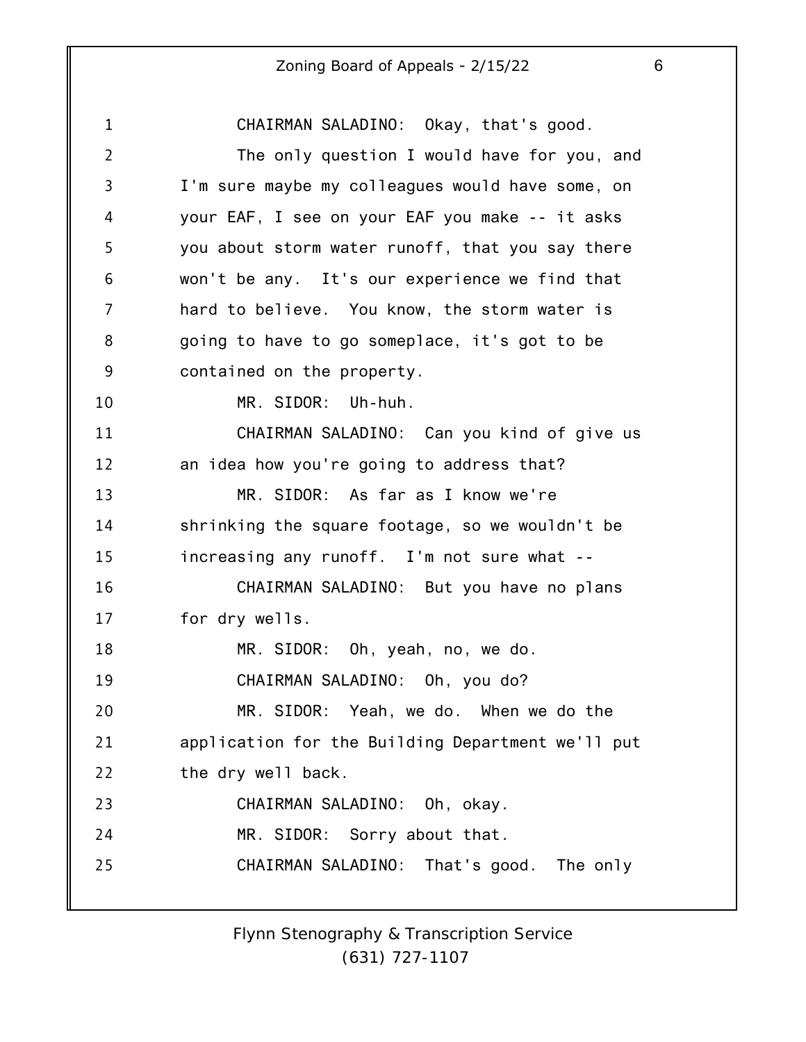CHAIRMAN SALADINO: Okay, that's good.

The only question I would have for you, and I'm sure maybe my colleagues would have some, on your EAF, I see on your EAF you make -- it asks you about storm water runoff, that you say there won't be any. It's our experience we find that hard to believe. You know, the storm water is going to have to go someplace, it's got to be contained on the property.

MR. SIDOR: Uh-huh.

CHAIRMAN SALADINO: Can you kind of give us an idea how you're going to address that?

MR. SIDOR: As far as I know we're shrinking the square footage, so we wouldn't be increasing any runoff. I'm not sure what --

CHAIRMAN SALADINO: But you have no plans for dry wells.

MR. SIDOR: Oh, yeah, no, we do.

CHAIRMAN SALADINO: Oh, you do?

MR. SIDOR: Yeah, we do. When we do the application for the Building Department we'll put the dry well back.

CHAIRMAN SALADINO: Oh, okay.

MR. SIDOR: Sorry about that.

CHAIRMAN SALADINO: That's good. The only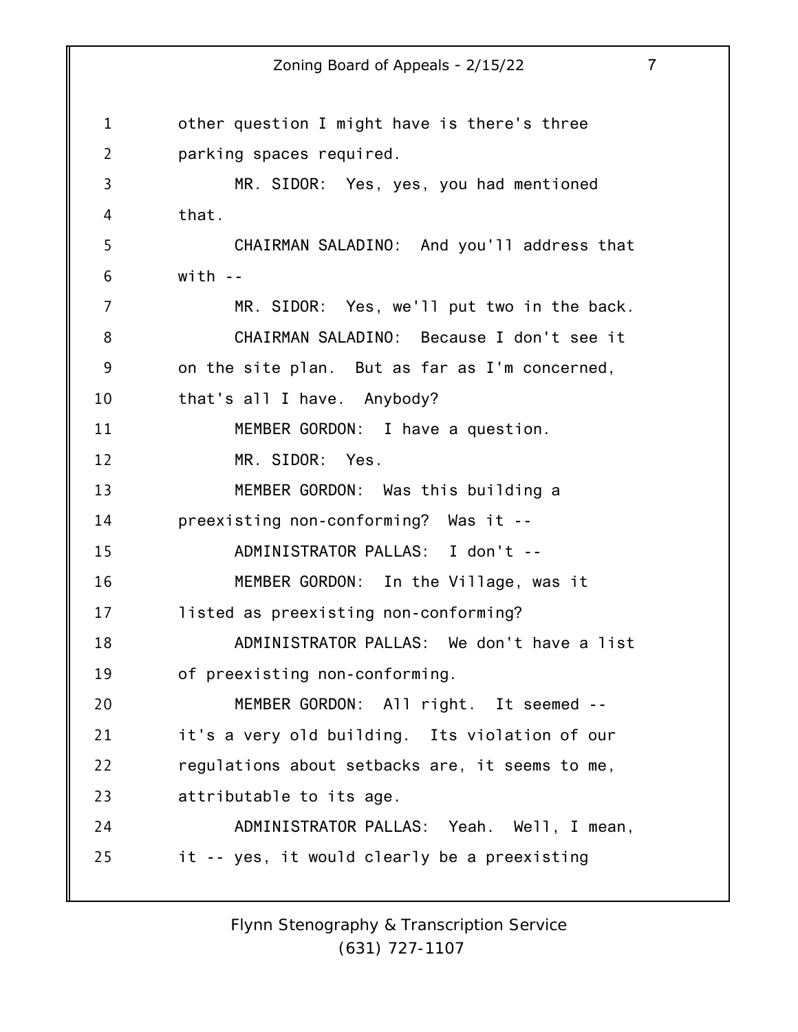other question I might have is there's three parking spaces required.

MR. SIDOR: Yes, yes, you had mentioned that.

CHAIRMAN SALADINO: And you'll address that with --

MR. SIDOR: Yes, we'll put two in the back.

CHAIRMAN SALADINO: Because I don't see it on the site plan. But as far as I'm concerned, that's all I have. Anybody?

MEMBER GORDON: I have a question.

MR. SIDOR: Yes.

MEMBER GORDON: Was this building a preexisting non-conforming? Was it --

ADMINISTRATOR PALLAS: I don't --

MEMBER GORDON: In the Village, was it listed as preexisting non-conforming?

ADMINISTRATOR PALLAS: We don't have a list of preexisting non-conforming.

MEMBER GORDON: All right. It seemed -- it's a very old building. Its violation of our regulations about setbacks are, it seems to me, attributable to its age.

ADMINISTRATOR PALLAS: Yeah. Well, I mean, it -- yes, it would clearly be a preexisting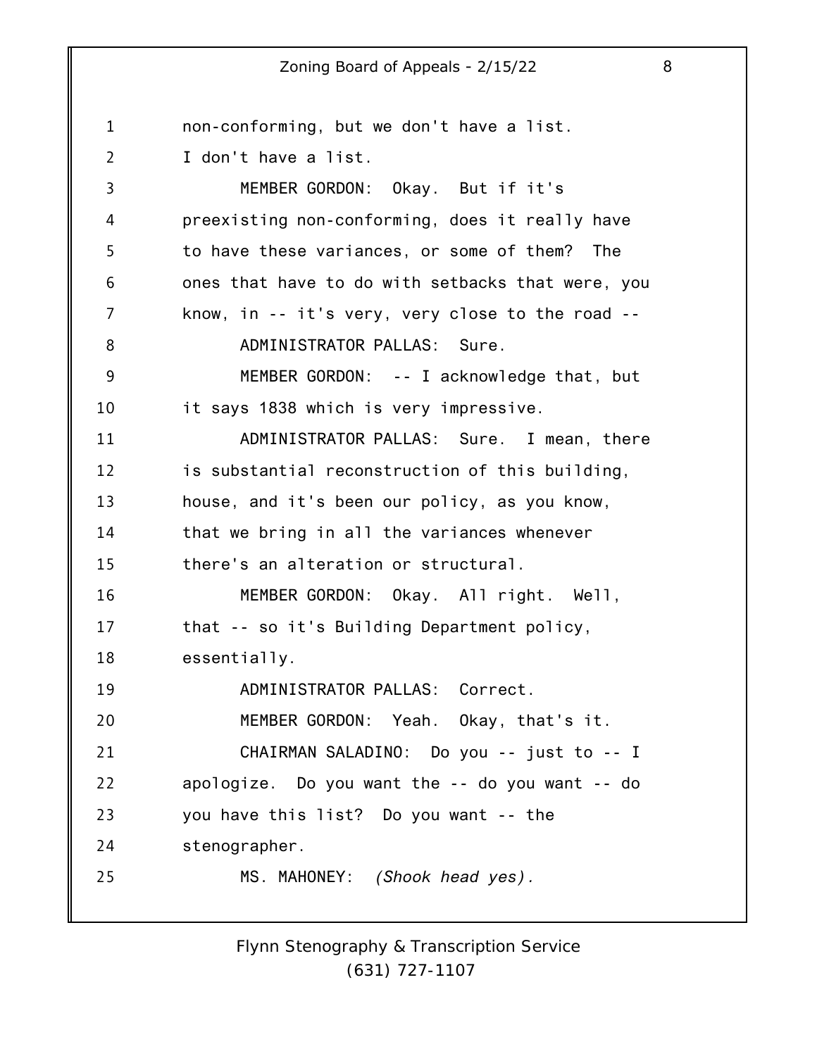non-conforming, but we don't have a list. I don't have a list.

MEMBER GORDON: Okay. But if it's preexisting non-conforming, does it really have to have these variances, or some of them? The ones that have to do with setbacks that were, you know, in -- it's very, very close to the road --

ADMINISTRATOR PALLAS: Sure.

MEMBER GORDON: -- I acknowledge that, but it says 1838 which is very impressive.

ADMINISTRATOR PALLAS: Sure. I mean, there is substantial reconstruction of this building, house, and it's been our policy, as you know, that we bring in all the variances whenever there's an alteration or structural.

MEMBER GORDON: Okay. All right. Well, that -- so it's Building Department policy, essentially.

ADMINISTRATOR PALLAS: Correct.

MEMBER GORDON: Yeah. Okay, that's it.

CHAIRMAN SALADINO: Do you -- just to -- I apologize. Do you want the -- do you want -- do you have this list? Do you want -- the stenographer.

MS. MAHONEY: *(Shook head yes).*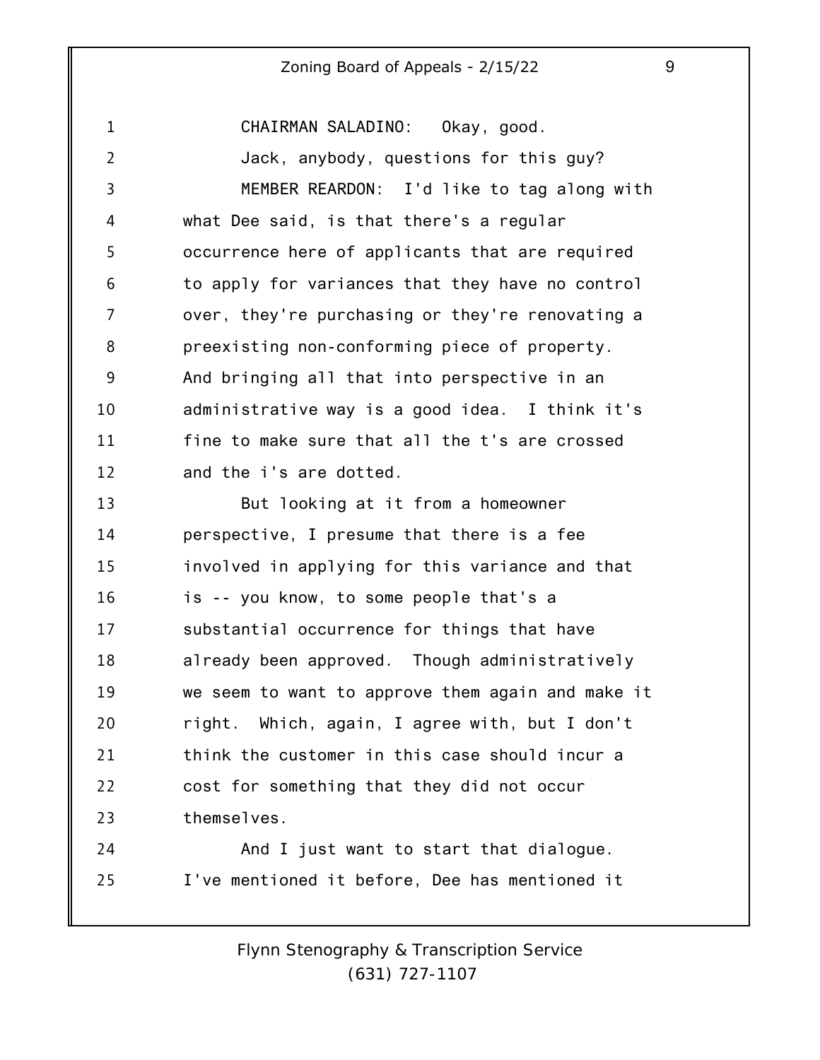CHAIRMAN SALADINO: Okay, good.

Jack, anybody, questions for this guy?

MEMBER REARDON: I'd like to tag along with what Dee said, is that there's a regular occurrence here of applicants that are required to apply for variances that they have no control over, they're purchasing or they're renovating a preexisting non-conforming piece of property. And bringing all that into perspective in an administrative way is a good idea. I think it's fine to make sure that all the t's are crossed and the i's are dotted.

But looking at it from a homeowner perspective, I presume that there is a fee involved in applying for this variance and that is -- you know, to some people that's a substantial occurrence for things that have already been approved. Though administratively we seem to want to approve them again and make it right. Which, again, I agree with, but I don't think the customer in this case should incur a cost for something that they did not occur themselves.

And I just want to start that dialogue. I've mentioned it before, Dee has mentioned it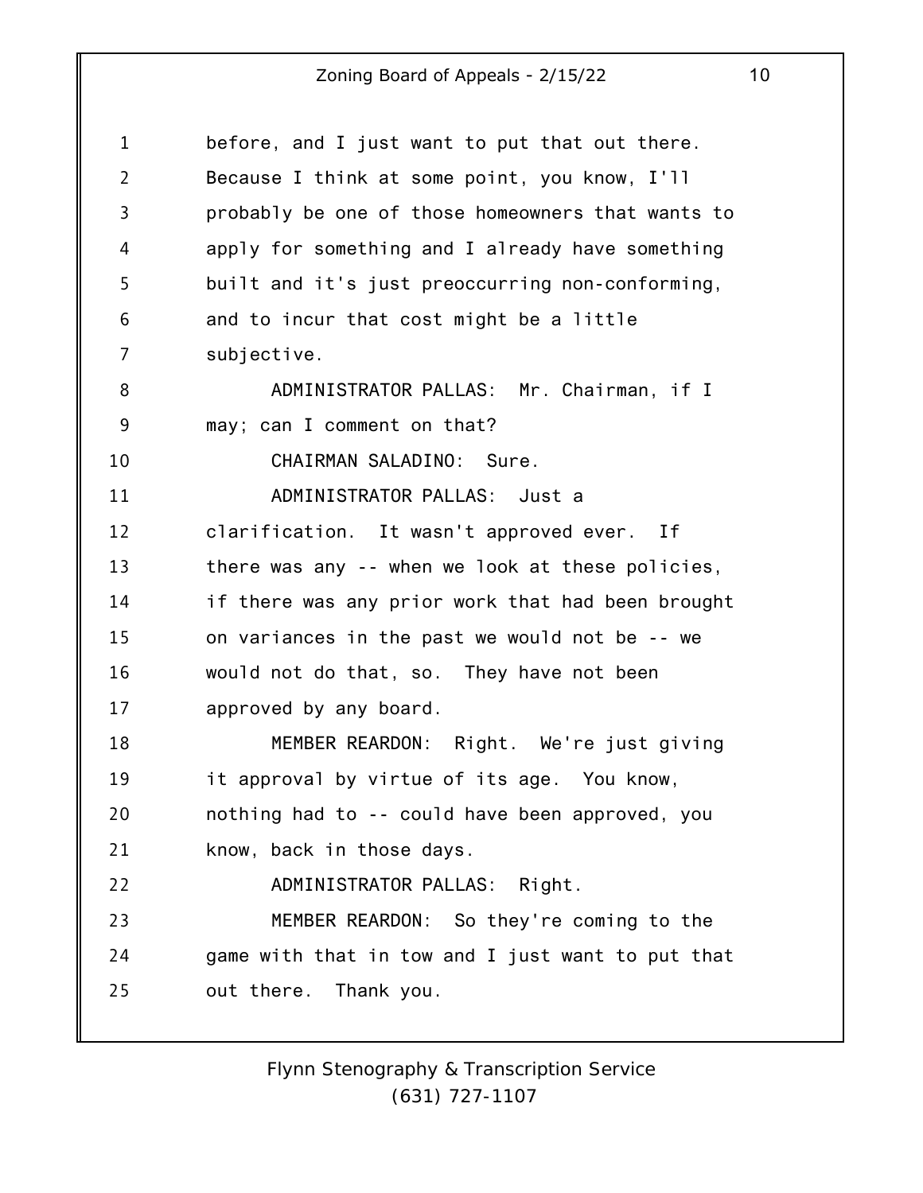before, and I just want to put that out there. Because I think at some point, you know, I'll probably be one of those homeowners that wants to apply for something and I already have something built and it's just preoccurring non-conforming, and to incur that cost might be a little subjective.

ADMINISTRATOR PALLAS: Mr. Chairman, if I may; can I comment on that?

CHAIRMAN SALADINO: Sure.

ADMINISTRATOR PALLAS: Just a clarification. It wasn't approved ever. If there was any -- when we look at these policies, if there was any prior work that had been brought on variances in the past we would not be -- we would not do that, so. They have not been approved by any board.

MEMBER REARDON: Right. We're just giving it approval by virtue of its age. You know, nothing had to -- could have been approved, you know, back in those days.

ADMINISTRATOR PALLAS: Right.

MEMBER REARDON: So they're coming to the game with that in tow and I just want to put that out there. Thank you.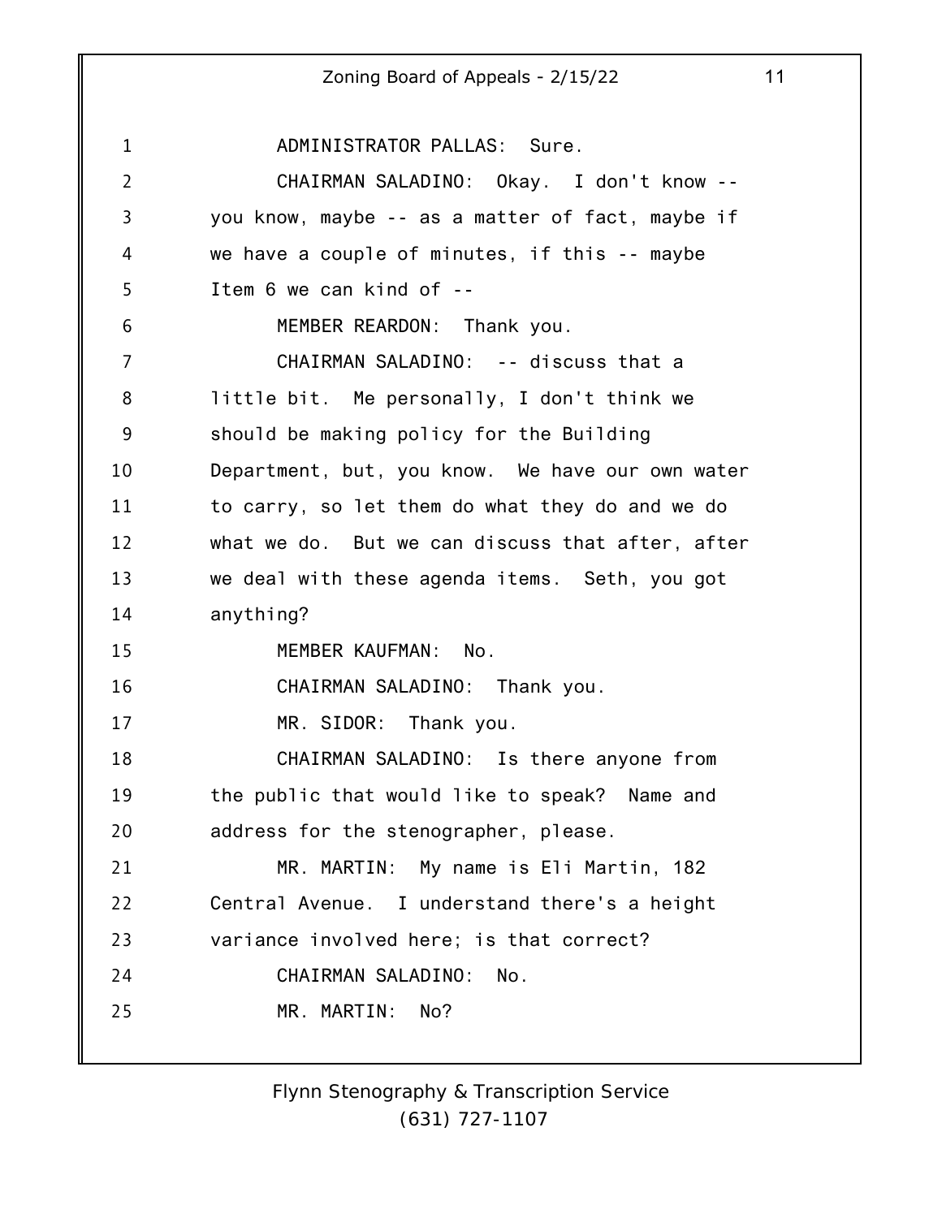ADMINISTRATOR PALLAS: Sure.

CHAIRMAN SALADINO: Okay. I don't know -- you know, maybe -- as a matter of fact, maybe if we have a couple of minutes, if this -- maybe Item 6 we can kind of --

MEMBER REARDON: Thank you.

CHAIRMAN SALADINO: -- discuss that a little bit. Me personally, I don't think we should be making policy for the Building Department, but, you know. We have our own water to carry, so let them do what they do and we do what we do. But we can discuss that after, after we deal with these agenda items. Seth, you got anything?

MEMBER KAUFMAN: No.

CHAIRMAN SALADINO: Thank you.

MR. SIDOR: Thank you.

CHAIRMAN SALADINO: Is there anyone from the public that would like to speak? Name and address for the stenographer, please.

MR. MARTIN: My name is Eli Martin, 182 Central Avenue. I understand there's a height variance involved here; is that correct?

CHAIRMAN SALADINO: No.

MR. MARTIN: No?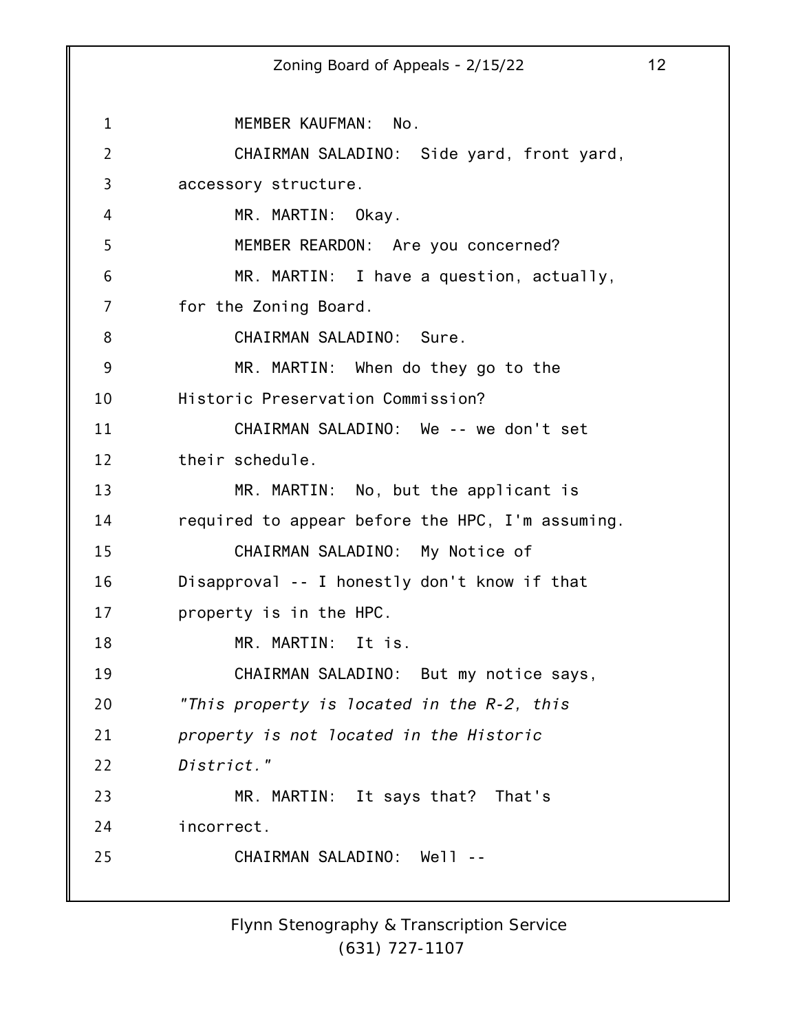MEMBER KAUFMAN: No.

CHAIRMAN SALADINO: Side yard, front yard, accessory structure.

MR. MARTIN: Okay.

MEMBER REARDON: Are you concerned?

MR. MARTIN: I have a question, actually, for the Zoning Board.

CHAIRMAN SALADINO: Sure.

MR. MARTIN: When do they go to the Historic Preservation Commission?

CHAIRMAN SALADINO: We -- we don't set their schedule.

MR. MARTIN: No, but the applicant is required to appear before the HPC, I'm assuming.

CHAIRMAN SALADINO: My Notice of Disapproval -- I honestly don't know if that property is in the HPC.

MR. MARTIN: It is.

CHAIRMAN SALADINO: But my notice says, *"This property is located in the R-2, this property is not located in the Historic District."*

MR. MARTIN: It says that? That's incorrect.

CHAIRMAN SALADINO: Well --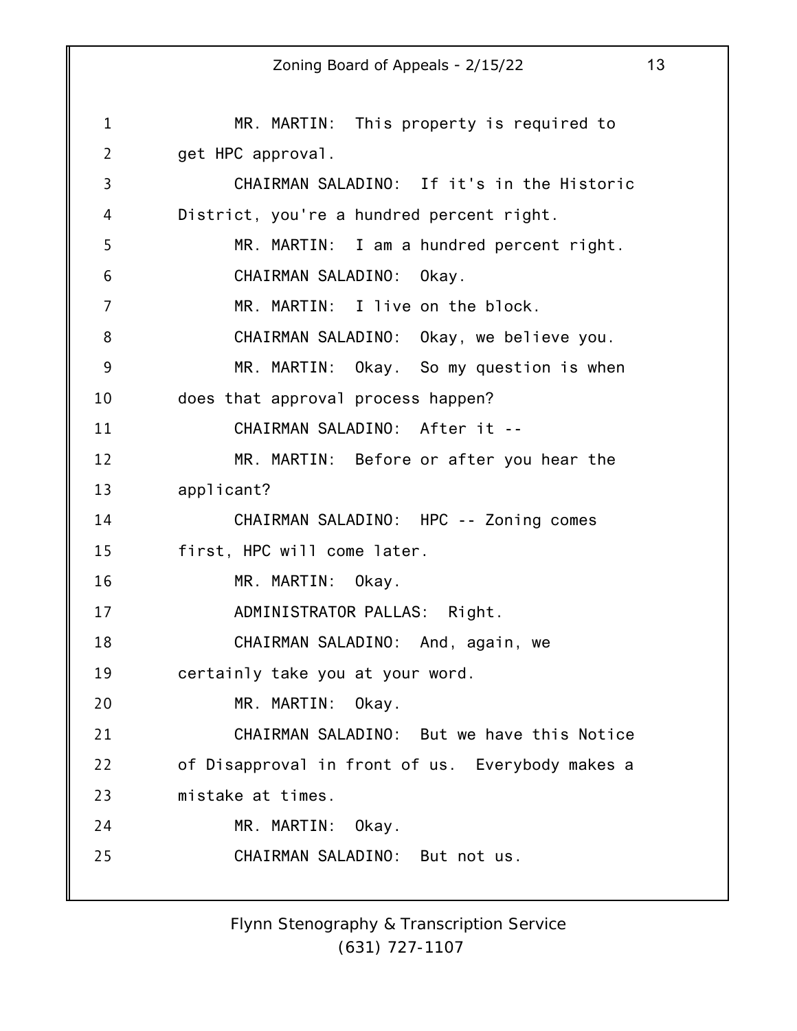MR. MARTIN: This property is required to get HPC approval.

CHAIRMAN SALADINO: If it's in the Historic District, you're a hundred percent right.

MR. MARTIN: I am a hundred percent right.

CHAIRMAN SALADINO: Okay.

MR. MARTIN: I live on the block.

CHAIRMAN SALADINO: Okay, we believe you.

MR. MARTIN: Okay. So my question is when does that approval process happen?

CHAIRMAN SALADINO: After it --

MR. MARTIN: Before or after you hear the applicant?

CHAIRMAN SALADINO: HPC -- Zoning comes first, HPC will come later.

MR. MARTIN: Okay.

ADMINISTRATOR PALLAS: Right.

CHAIRMAN SALADINO: And, again, we certainly take you at your word.

MR. MARTIN: Okay.

CHAIRMAN SALADINO: But we have this Notice of Disapproval in front of us. Everybody makes a mistake at times.

MR. MARTIN: Okay.

CHAIRMAN SALADINO: But not us.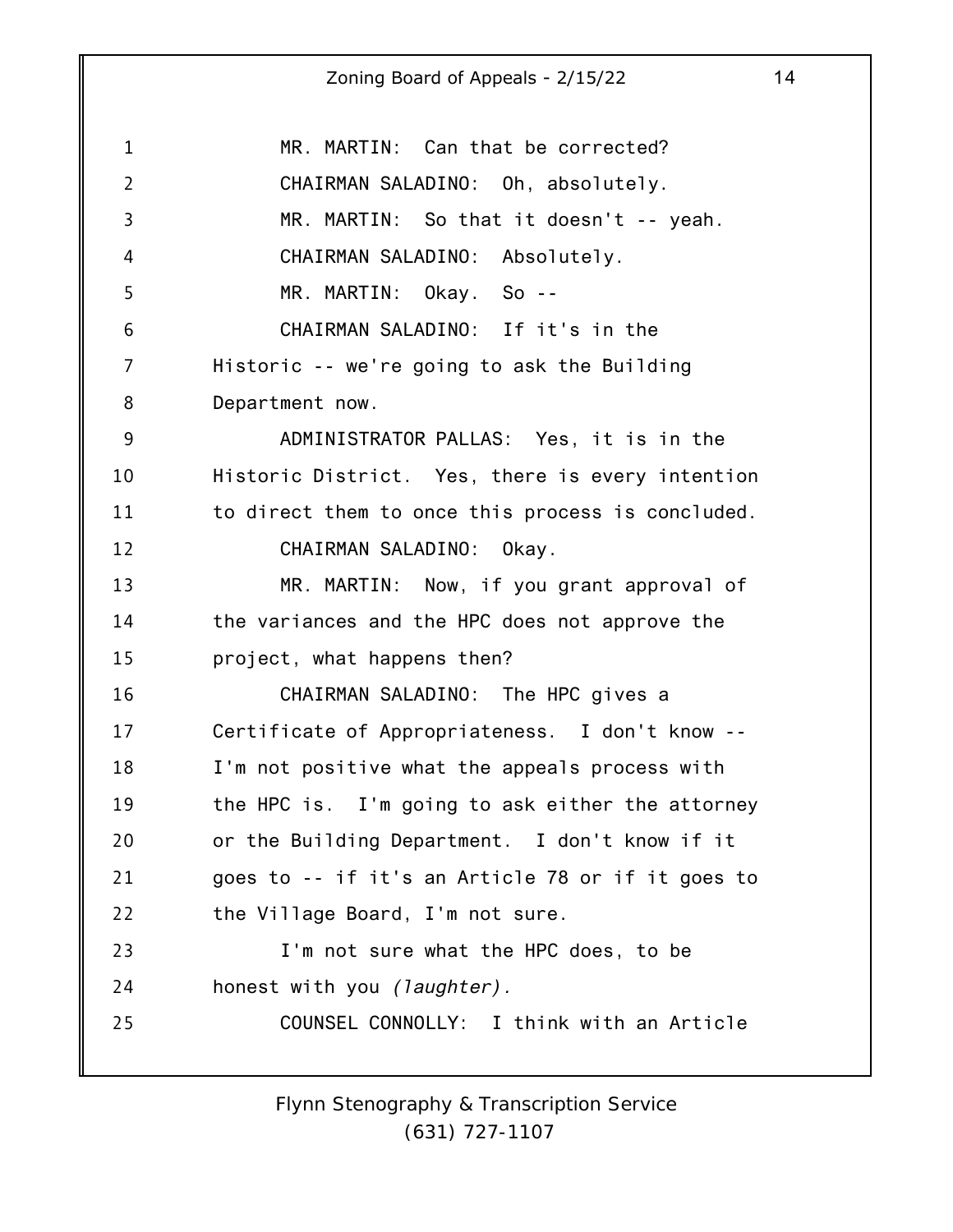MR. MARTIN: Can that be corrected?

CHAIRMAN SALADINO: Oh, absolutely.

MR. MARTIN: So that it doesn't -- yeah.

CHAIRMAN SALADINO: Absolutely.

MR. MARTIN: Okay. So --

CHAIRMAN SALADINO: If it's in the Historic -- we're going to ask the Building Department now.

ADMINISTRATOR PALLAS: Yes, it is in the Historic District. Yes, there is every intention to direct them to once this process is concluded.

CHAIRMAN SALADINO: Okay.

MR. MARTIN: Now, if you grant approval of the variances and the HPC does not approve the project, what happens then?

CHAIRMAN SALADINO: The HPC gives a Certificate of Appropriateness. I don't know -- I'm not positive what the appeals process with the HPC is. I'm going to ask either the attorney or the Building Department. I don't know if it goes to -- if it's an Article 78 or if it goes to the Village Board, I'm not sure.

I'm not sure what the HPC does, to be honest with you *(laughter)*.

COUNSEL CONNOLLY: I think with an Article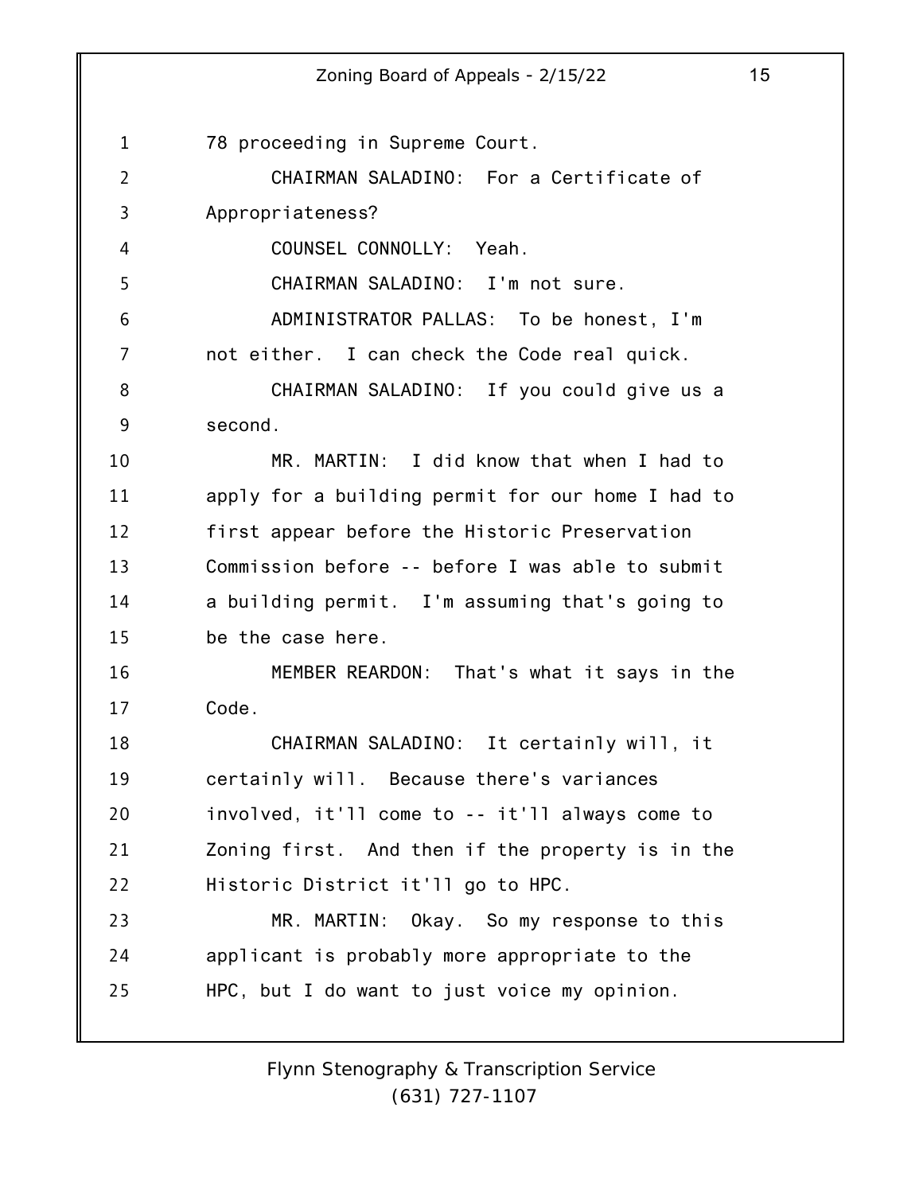78 proceeding in Supreme Court.

CHAIRMAN SALADINO: For a Certificate of Appropriateness?

COUNSEL CONNOLLY: Yeah.

CHAIRMAN SALADINO: I'm not sure.

ADMINISTRATOR PALLAS: To be honest, I'm not either. I can check the Code real quick.

CHAIRMAN SALADINO: If you could give us a second.

MR. MARTIN: I did know that when I had to apply for a building permit for our home I had to first appear before the Historic Preservation Commission before -- before I was able to submit a building permit. I'm assuming that's going to be the case here.

MEMBER REARDON: That's what it says in the Code.

CHAIRMAN SALADINO: It certainly will, it certainly will. Because there's variances involved, it'll come to -- it'll always come to Zoning first. And then if the property is in the Historic District it'll go to HPC.

MR. MARTIN: Okay. So my response to this applicant is probably more appropriate to the HPC, but I do want to just voice my opinion.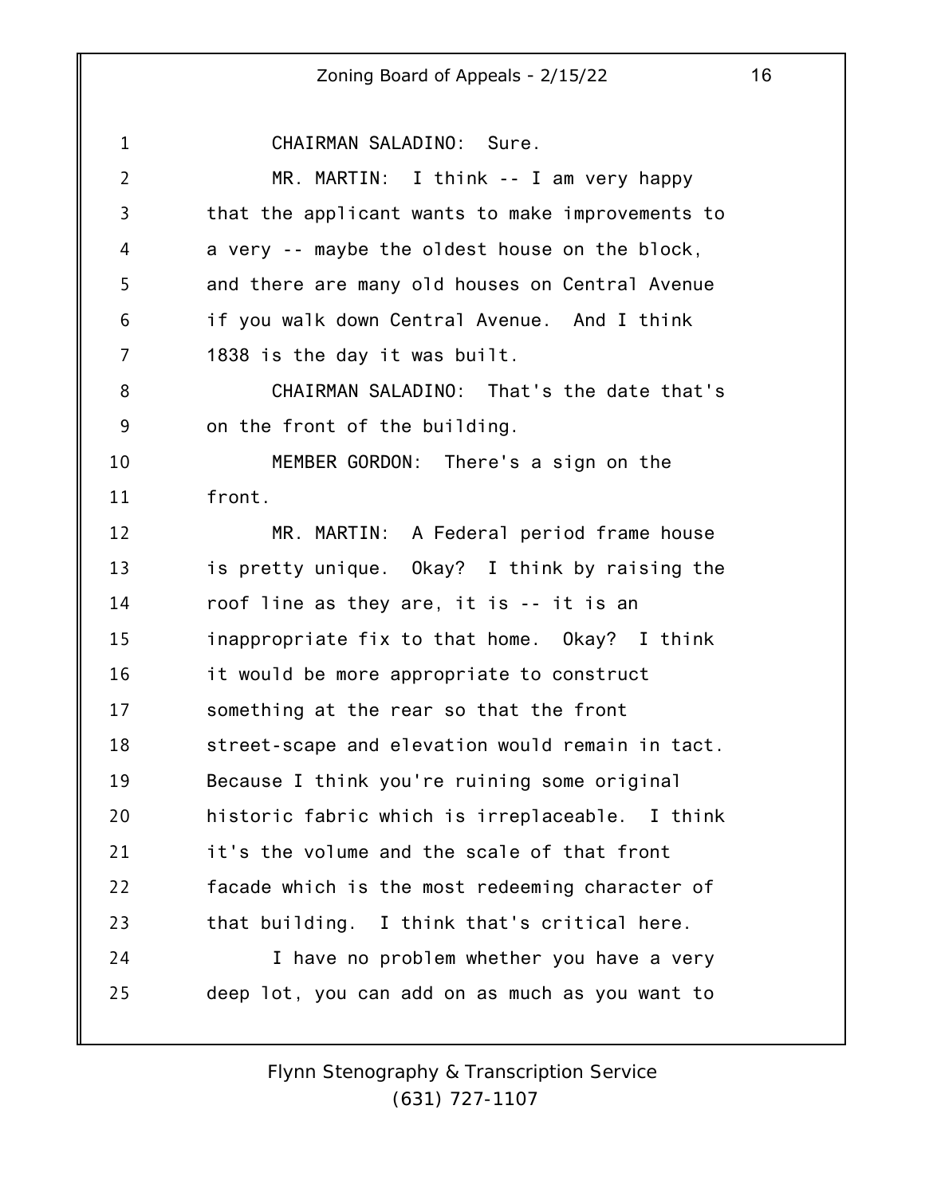CHAIRMAN SALADINO: Sure.

MR. MARTIN: I think -- I am very happy that the applicant wants to make improvements to a very -- maybe the oldest house on the block, and there are many old houses on Central Avenue if you walk down Central Avenue. And I think 1838 is the day it was built.

CHAIRMAN SALADINO: That's the date that's on the front of the building.

MEMBER GORDON: There's a sign on the front.

MR. MARTIN: A Federal period frame house is pretty unique. Okay? I think by raising the roof line as they are, it is -- it is an inappropriate fix to that home. Okay? I think it would be more appropriate to construct something at the rear so that the front street-scape and elevation would remain in tact. Because I think you're ruining some original historic fabric which is irreplaceable. I think it's the volume and the scale of that front facade which is the most redeeming character of that building. I think that's critical here.

I have no problem whether you have a very deep lot, you can add on as much as you want to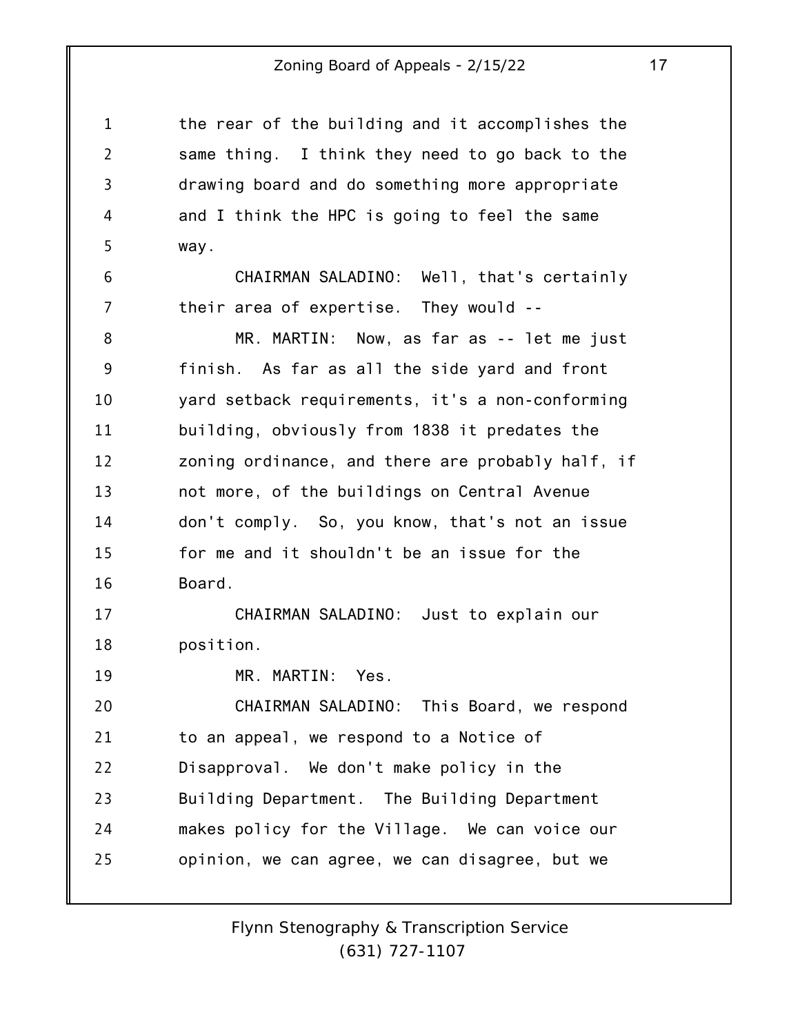the rear of the building and it accomplishes the same thing. I think they need to go back to the drawing board and do something more appropriate and I think the HPC is going to feel the same way.

CHAIRMAN SALADINO: Well, that's certainly their area of expertise. They would --

MR. MARTIN: Now, as far as -- let me just finish. As far as all the side yard and front yard setback requirements, it's a non-conforming building, obviously from 1838 it predates the zoning ordinance, and there are probably half, if not more, of the buildings on Central Avenue don't comply. So, you know, that's not an issue for me and it shouldn't be an issue for the Board.

CHAIRMAN SALADINO: Just to explain our position.

MR. MARTIN: Yes.

CHAIRMAN SALADINO: This Board, we respond to an appeal, we respond to a Notice of Disapproval. We don't make policy in the Building Department. The Building Department makes policy for the Village. We can voice our opinion, we can agree, we can disagree, but we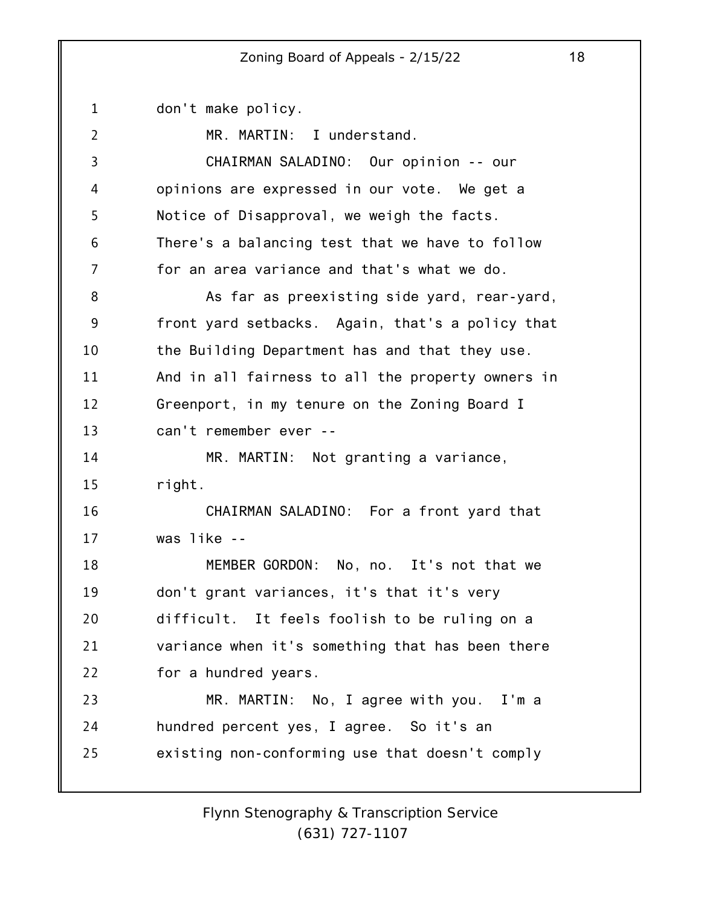don't make policy.

MR. MARTIN: I understand.

CHAIRMAN SALADINO: Our opinion -- our opinions are expressed in our vote. We get a Notice of Disapproval, we weigh the facts. There's a balancing test that we have to follow for an area variance and that's what we do.

As far as preexisting side yard, rear-yard, front yard setbacks. Again, that's a policy that the Building Department has and that they use. And in all fairness to all the property owners in Greenport, in my tenure on the Zoning Board I can't remember ever --

MR. MARTIN: Not granting a variance, right.

CHAIRMAN SALADINO: For a front yard that was like --

MEMBER GORDON: No, no. It's not that we don't grant variances, it's that it's very difficult. It feels foolish to be ruling on a variance when it's something that has been there for a hundred years.

MR. MARTIN: No, I agree with you. I'm a hundred percent yes, I agree. So it's an existing non-conforming use that doesn't comply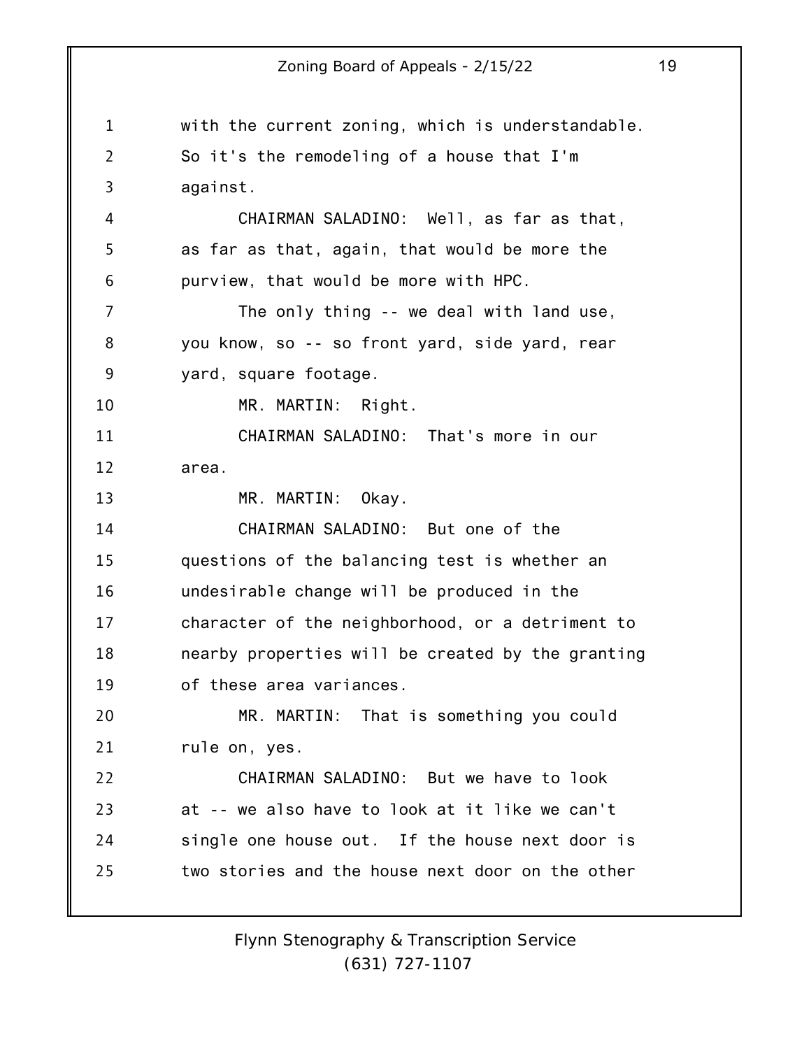with the current zoning, which is understandable. So it's the remodeling of a house that I'm against.

CHAIRMAN SALADINO: Well, as far as that, as far as that, again, that would be more the purview, that would be more with HPC.

The only thing -- we deal with land use, you know, so -- so front yard, side yard, rear yard, square footage.

MR. MARTIN: Right.

CHAIRMAN SALADINO: That's more in our area.

MR. MARTIN: Okay.

CHAIRMAN SALADINO: But one of the questions of the balancing test is whether an undesirable change will be produced in the character of the neighborhood, or a detriment to nearby properties will be created by the granting of these area variances.

MR. MARTIN: That is something you could rule on, yes.

CHAIRMAN SALADINO: But we have to look at -- we also have to look at it like we can't single one house out. If the house next door is two stories and the house next door on the other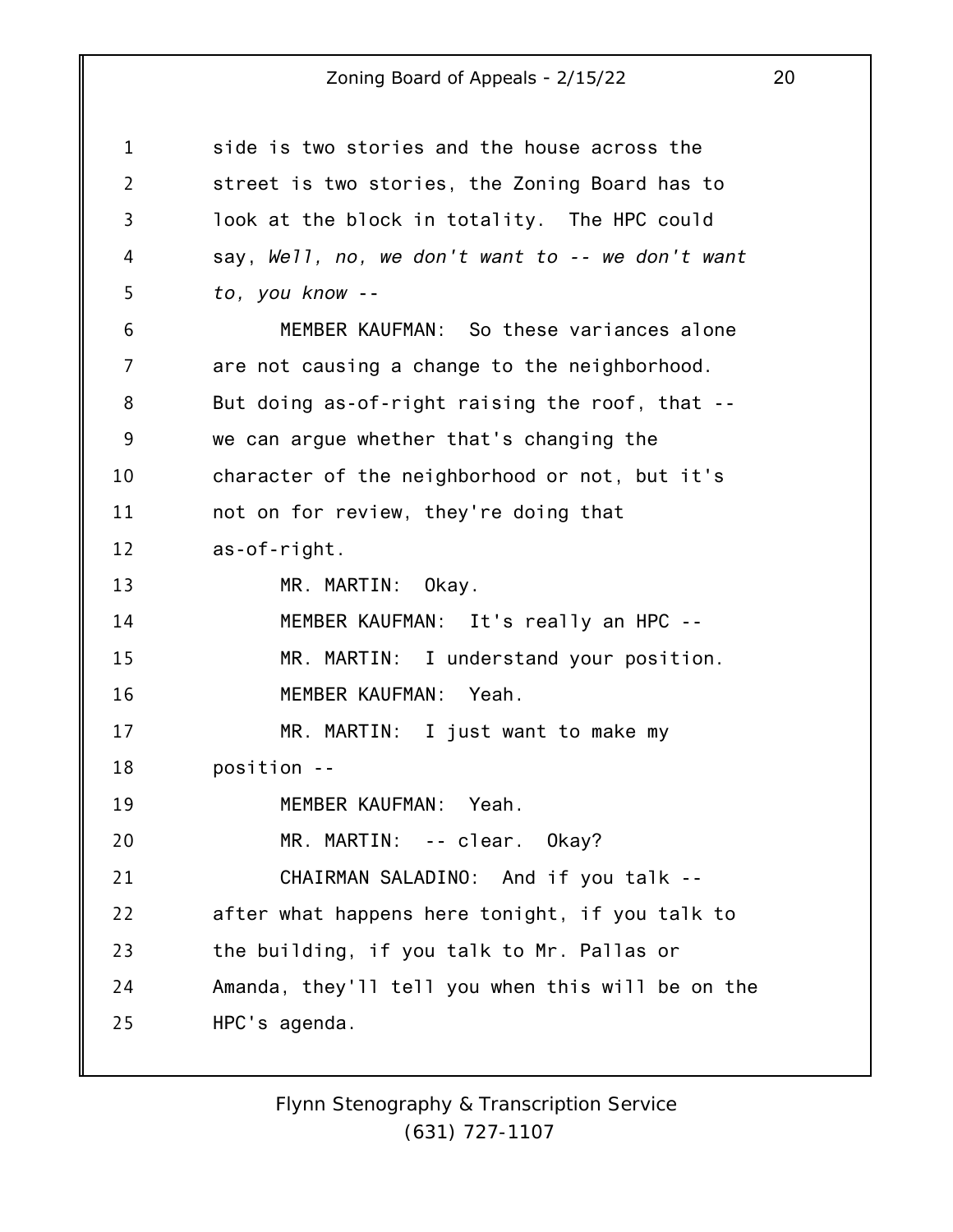side is two stories and the house across the street is two stories, the Zoning Board has to look at the block in totality. The HPC could say, *Well, no, we don't want to -- we don't want to, you know* --

MEMBER KAUFMAN: So these variances alone are not causing a change to the neighborhood. But doing as-of-right raising the roof, that -- we can argue whether that's changing the character of the neighborhood or not, but it's not on for review, they're doing that as-of-right.

MR. MARTIN: Okay.

MEMBER KAUFMAN: It's really an HPC --

MR. MARTIN: I understand your position.

MEMBER KAUFMAN: Yeah.

MR. MARTIN: I just want to make my position --

MEMBER KAUFMAN: Yeah.

MR. MARTIN: -- clear. Okay?

CHAIRMAN SALADINO: And if you talk -- after what happens here tonight, if you talk to the building, if you talk to Mr. Pallas or Amanda, they'll tell you when this will be on the HPC's agenda.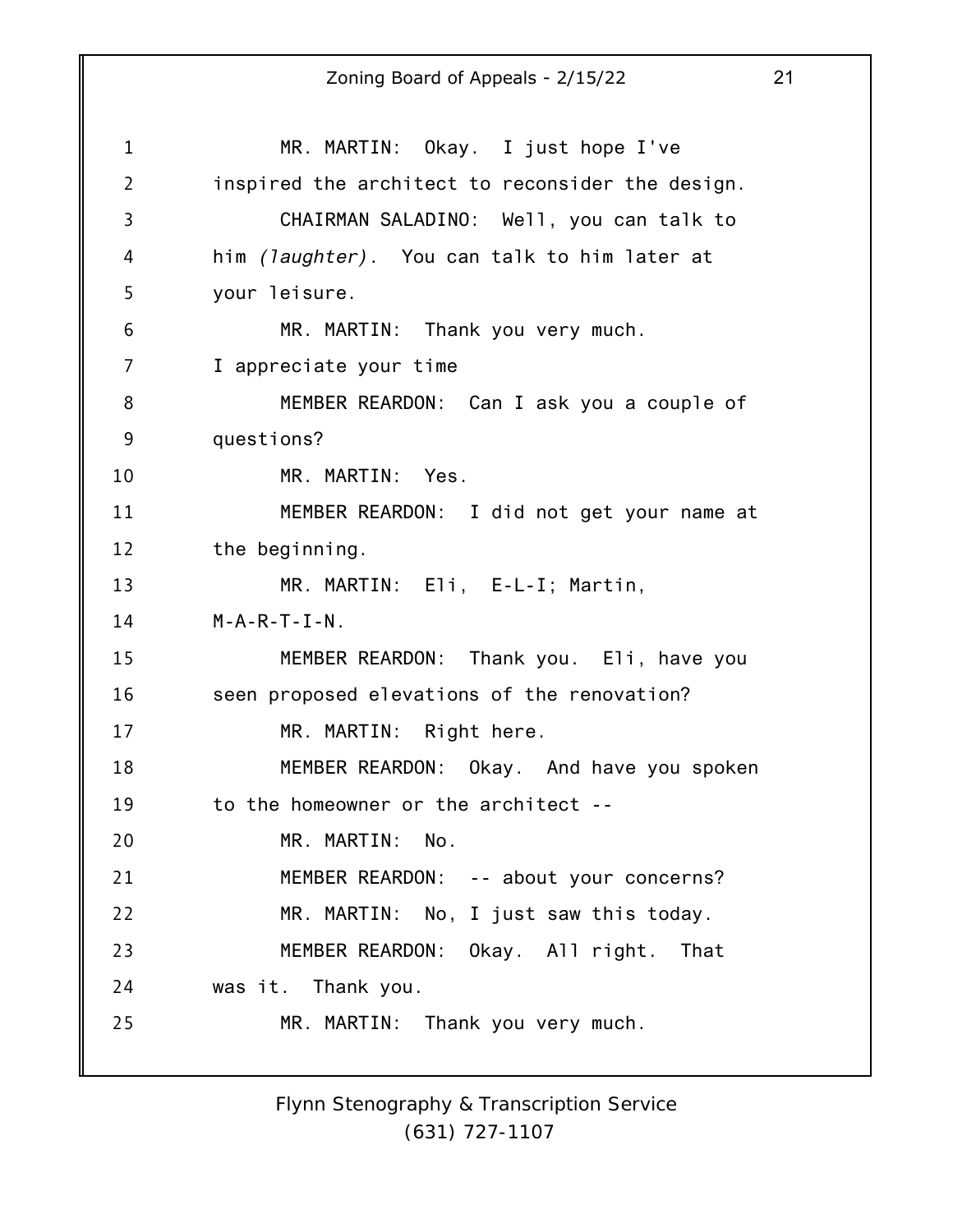MR. MARTIN: Okay. I just hope I've inspired the architect to reconsider the design.

CHAIRMAN SALADINO: Well, you can talk to him *(laughter).* You can talk to him later at your leisure.

MR. MARTIN: Thank you very much. I appreciate your time

MEMBER REARDON: Can I ask you a couple of questions?

MR. MARTIN: Yes.

MEMBER REARDON: I did not get your name at the beginning.

MR. MARTIN: Eli, E-L-I; Martin, M-A-R-T-I-N.

MEMBER REARDON: Thank you. Eli, have you seen proposed elevations of the renovation?

MR. MARTIN: Right here.

MEMBER REARDON: Okay. And have you spoken to the homeowner or the architect --

MR. MARTIN: No.

MEMBER REARDON: -- about your concerns?

MR. MARTIN: No, I just saw this today.

MEMBER REARDON: Okay. All right. That was it. Thank you.

MR. MARTIN: Thank you very much.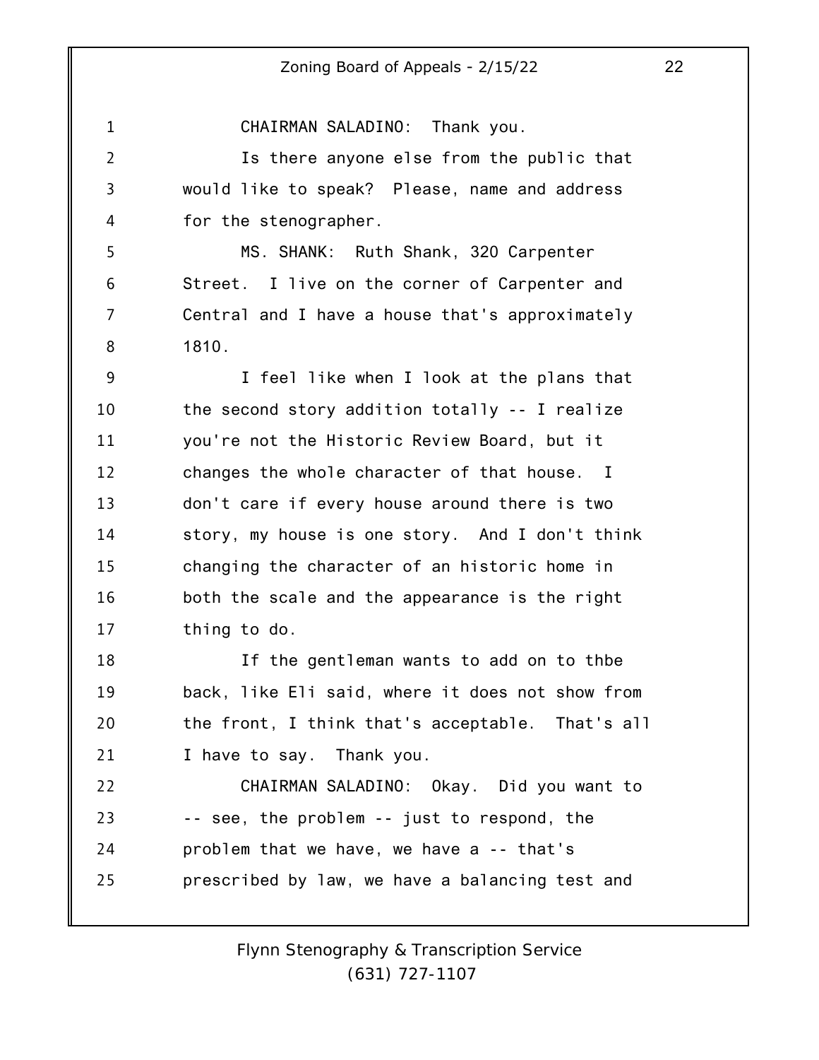CHAIRMAN SALADINO: Thank you.

Is there anyone else from the public that would like to speak? Please, name and address for the stenographer.

MS. SHANK: Ruth Shank, 320 Carpenter Street. I live on the corner of Carpenter and Central and I have a house that's approximately 1810.

I feel like when I look at the plans that the second story addition totally -- I realize you're not the Historic Review Board, but it changes the whole character of that house. I don't care if every house around there is two story, my house is one story. And I don't think changing the character of an historic home in both the scale and the appearance is the right thing to do.

If the gentleman wants to add on to thbe back, like Eli said, where it does not show from the front, I think that's acceptable. That's all I have to say. Thank you.

CHAIRMAN SALADINO: Okay. Did you want to -- see, the problem -- just to respond, the problem that we have, we have a -- that's prescribed by law, we have a balancing test and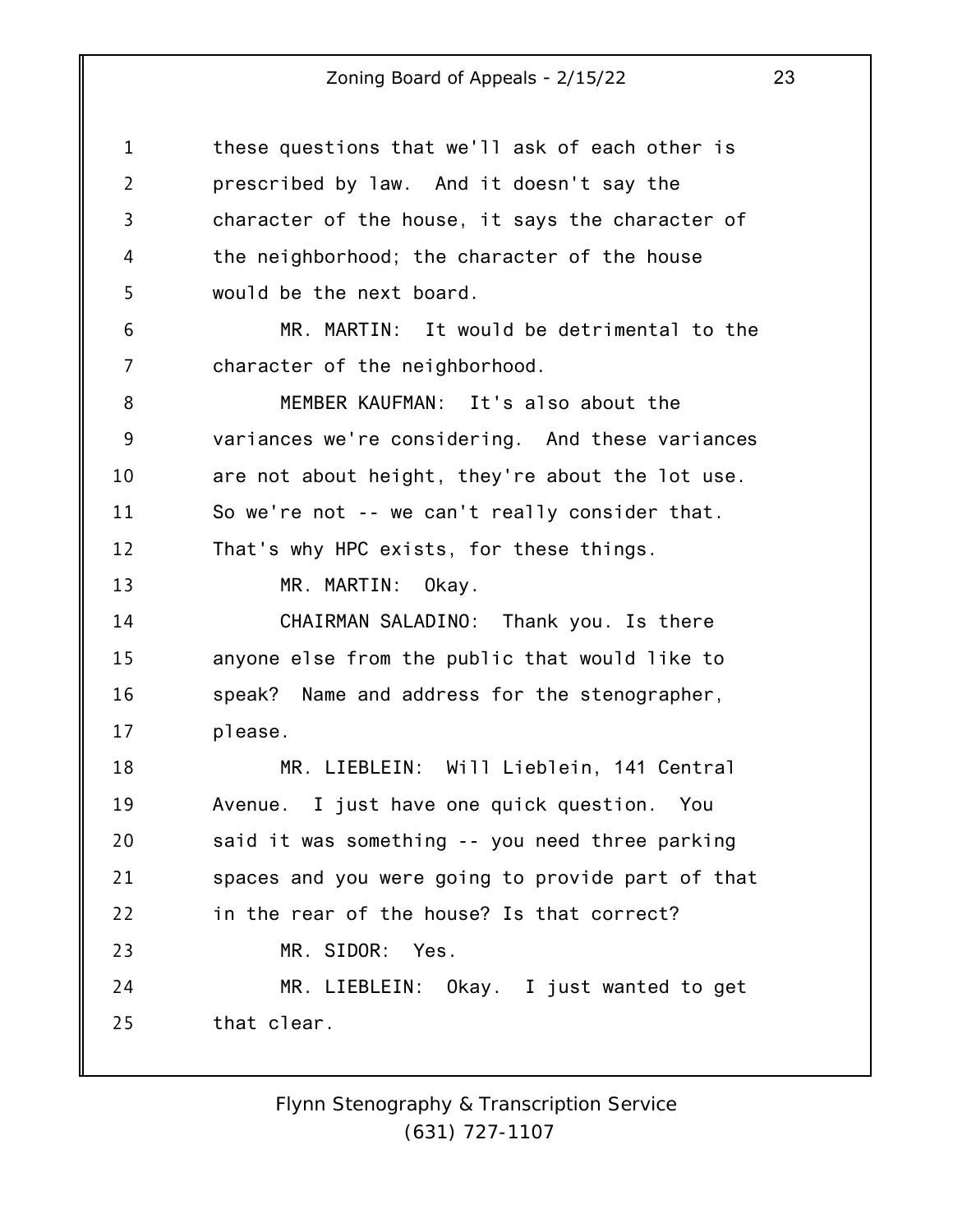these questions that we'll ask of each other is prescribed by law. And it doesn't say the character of the house, it says the character of the neighborhood; the character of the house would be the next board.

MR. MARTIN: It would be detrimental to the character of the neighborhood.

MEMBER KAUFMAN: It's also about the variances we're considering. And these variances are not about height, they're about the lot use. So we're not -- we can't really consider that. That's why HPC exists, for these things.

MR. MARTIN: Okay.

CHAIRMAN SALADINO: Thank you. Is there anyone else from the public that would like to speak? Name and address for the stenographer, please.

MR. LIEBLEIN: Will Lieblein, 141 Central Avenue. I just have one quick question. You said it was something -- you need three parking spaces and you were going to provide part of that in the rear of the house? Is that correct?

MR. SIDOR: Yes.

MR. LIEBLEIN: Okay. I just wanted to get that clear.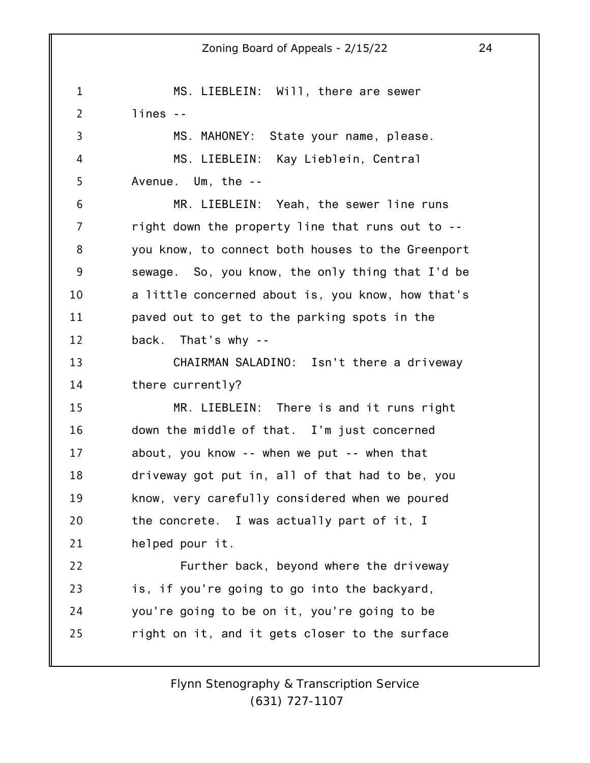MS. LIEBLEIN: Will, there are sewer lines --

MS. MAHONEY: State your name, please.

MS. LIEBLEIN: Kay Lieblein, Central Avenue. Um, the --

MR. LIEBLEIN: Yeah, the sewer line runs right down the property line that runs out to -- you know, to connect both houses to the Greenport sewage. So, you know, the only thing that I'd be a little concerned about is, you know, how that's paved out to get to the parking spots in the back. That's why --

CHAIRMAN SALADINO: Isn't there a driveway there currently?

MR. LIEBLEIN: There is and it runs right down the middle of that. I'm just concerned about, you know -- when we put -- when that driveway got put in, all of that had to be, you know, very carefully considered when we poured the concrete. I was actually part of it, I helped pour it.

Further back, beyond where the driveway is, if you're going to go into the backyard, you're going to be on it, you're going to be right on it, and it gets closer to the surface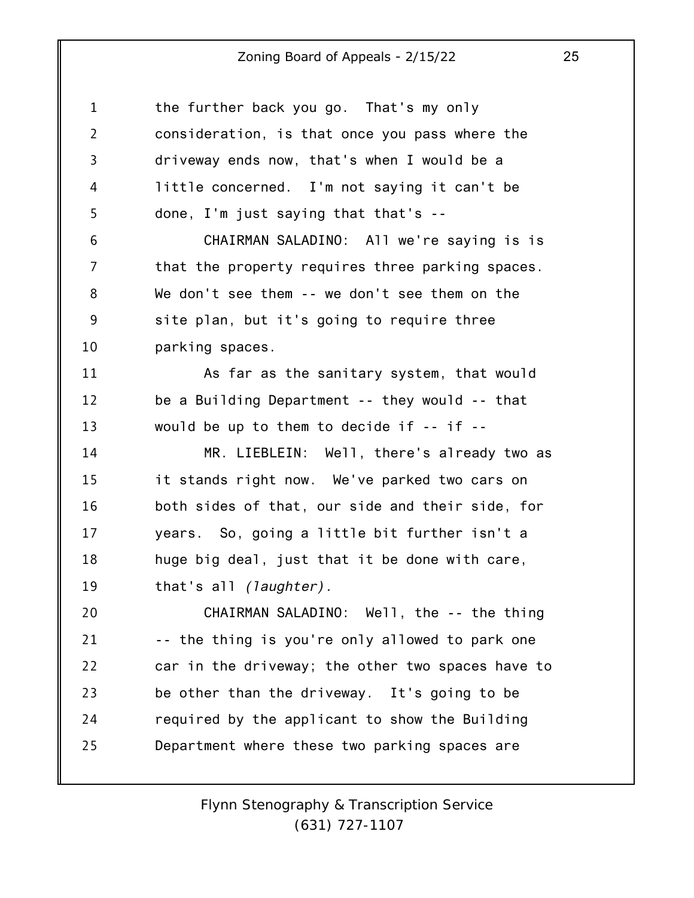the further back you go. That's my only consideration, is that once you pass where the driveway ends now, that's when I would be a little concerned. I'm not saying it can't be done, I'm just saying that that's --

CHAIRMAN SALADINO: All we're saying is is that the property requires three parking spaces. We don't see them -- we don't see them on the site plan, but it's going to require three parking spaces.

As far as the sanitary system, that would be a Building Department -- they would -- that would be up to them to decide if -- if --

MR. LIEBLEIN: Well, there's already two as it stands right now. We've parked two cars on both sides of that, our side and their side, for years. So, going a little bit further isn't a huge big deal, just that it be done with care, that's all *(laughter).*

CHAIRMAN SALADINO: Well, the -- the thing -- the thing is you're only allowed to park one car in the driveway; the other two spaces have to be other than the driveway. It's going to be required by the applicant to show the Building Department where these two parking spaces are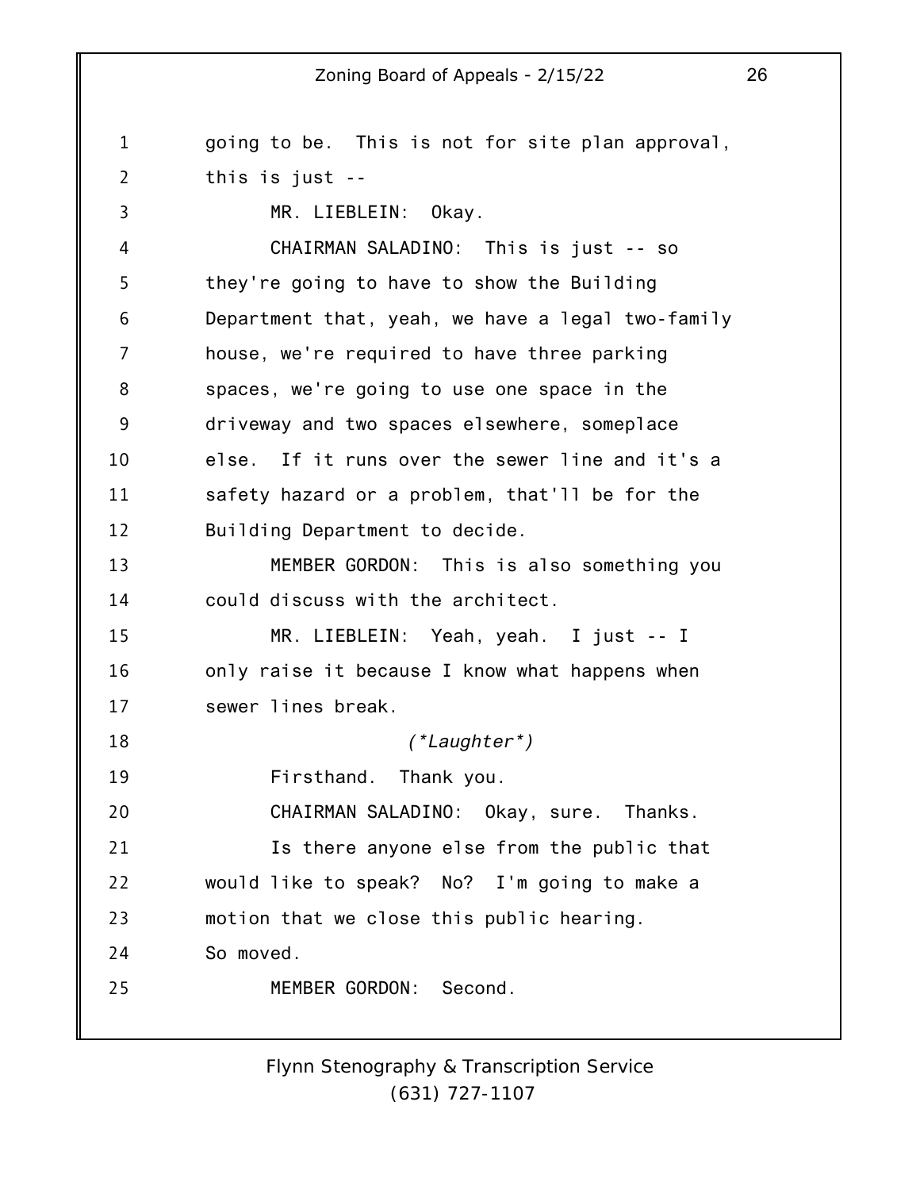going to be. This is not for site plan approval, this is just --

MR. LIEBLEIN: Okay.

CHAIRMAN SALADINO: This is just -- so they're going to have to show the Building Department that, yeah, we have a legal two-family house, we're required to have three parking spaces, we're going to use one space in the driveway and two spaces elsewhere, someplace else. If it runs over the sewer line and it's a safety hazard or a problem, that'll be for the Building Department to decide.

MEMBER GORDON: This is also something you could discuss with the architect.

MR. LIEBLEIN: Yeah, yeah. I just -- I only raise it because I know what happens when sewer lines break.

*(\*Laughter\*)*

Firsthand. Thank you.

CHAIRMAN SALADINO: Okay, sure. Thanks.

Is there anyone else from the public that would like to speak? No? I'm going to make a motion that we close this public hearing. So moved.

MEMBER GORDON: Second.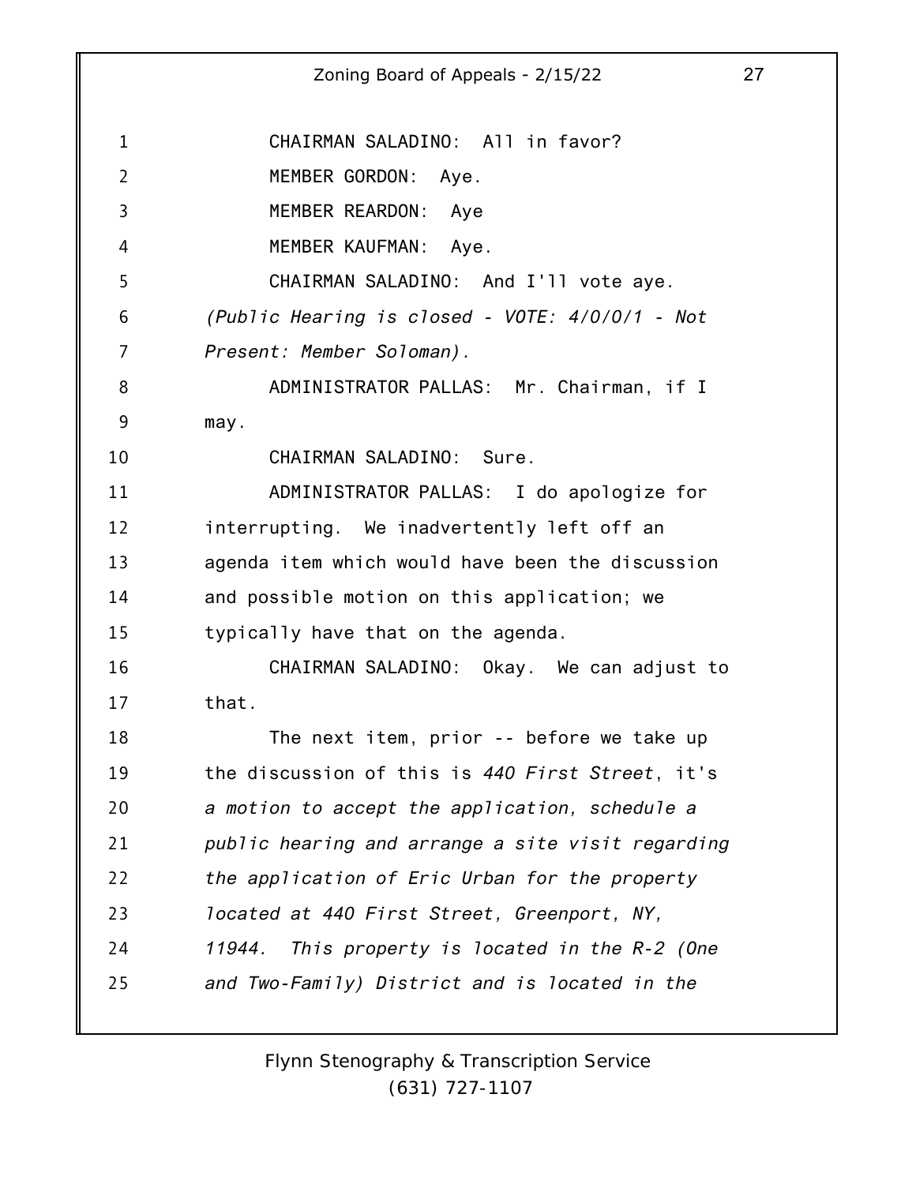CHAIRMAN SALADINO: All in favor?

MEMBER GORDON: Aye.

MEMBER REARDON: Aye

MEMBER KAUFMAN: Aye.

CHAIRMAN SALADINO: And I'll vote aye.

*(Public Hearing is closed - VOTE: 4/0/0/1 - Not Present: Member Soloman).*

ADMINISTRATOR PALLAS: Mr. Chairman, if I may.

CHAIRMAN SALADINO: Sure.

ADMINISTRATOR PALLAS: I do apologize for interrupting. We inadvertently left off an agenda item which would have been the discussion and possible motion on this application; we typically have that on the agenda.

CHAIRMAN SALADINO: Okay. We can adjust to that.

The next item, prior -- before we take up the discussion of this is *440 First Street*, it's *a motion to accept the application, schedule a public hearing and arrange a site visit regarding the application of Eric Urban for the property located at 440 First Street, Greenport, NY, 11944. This property is located in the R-2 (One and Two-Family) District and is located in the*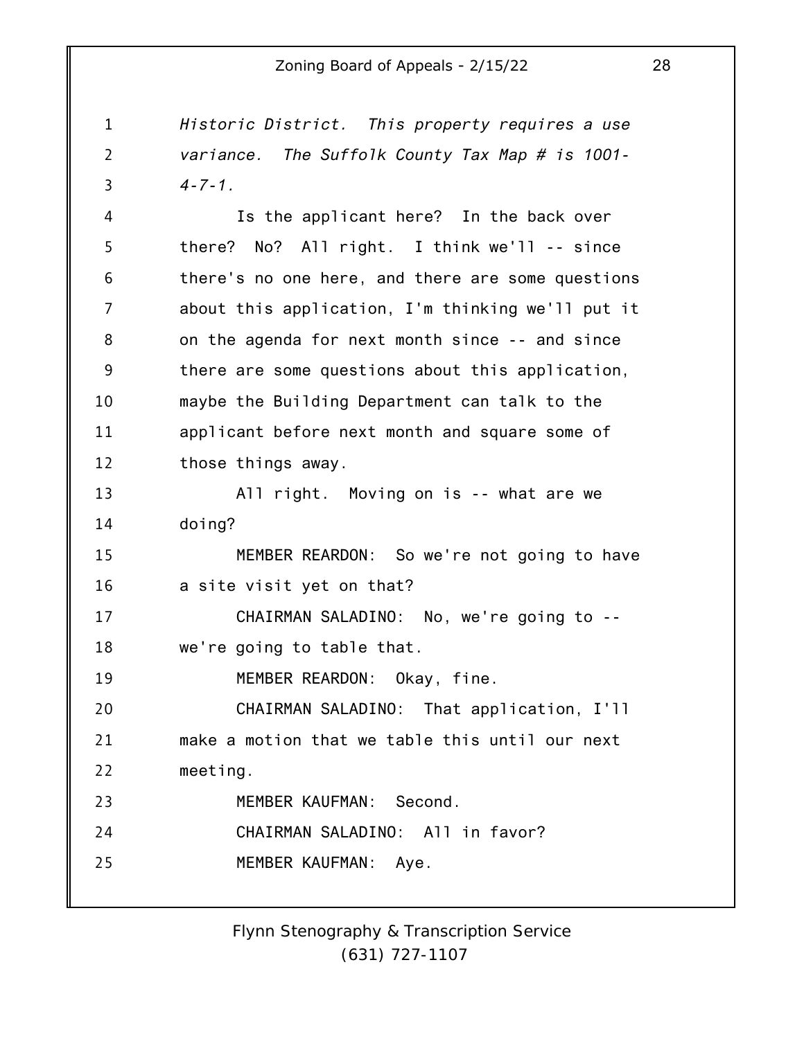*Historic District. This property requires a use variance. The Suffolk County Tax Map # is 1001-4-7-1.*

Is the applicant here? In the back over there? No? All right. I think we'll -- since there's no one here, and there are some questions about this application, I'm thinking we'll put it on the agenda for next month since -- and since there are some questions about this application, maybe the Building Department can talk to the applicant before next month and square some of those things away.

All right. Moving on is -- what are we doing?

MEMBER REARDON: So we're not going to have a site visit yet on that?

CHAIRMAN SALADINO: No, we're going to -- we're going to table that.

MEMBER REARDON: Okay, fine.

CHAIRMAN SALADINO: That application, I'll make a motion that we table this until our next meeting.

MEMBER KAUFMAN: Second.

CHAIRMAN SALADINO: All in favor?

MEMBER KAUFMAN: Aye.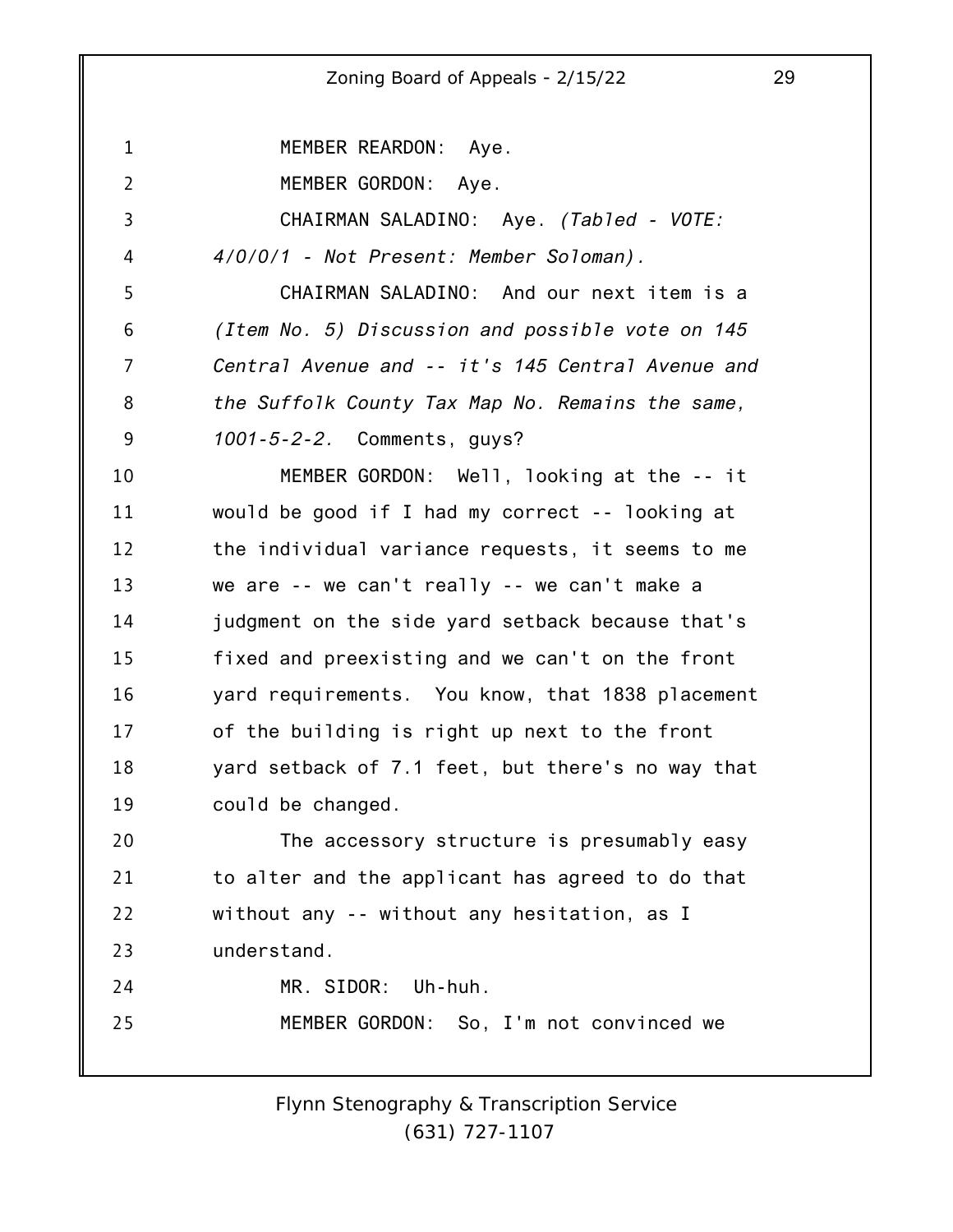MEMBER REARDON: Aye.

MEMBER GORDON: Aye.

CHAIRMAN SALADINO: Aye. *(Tabled - VOTE: 4/0/0/1 - Not Present: Member Soloman).*

CHAIRMAN SALADINO: And our next item is a *(Item No. 5) Discussion and possible vote on 145 Central Avenue and -- it's 145 Central Avenue and the Suffolk County Tax Map No. Remains the same, 1001-5-2-2.* Comments, guys?

MEMBER GORDON: Well, looking at the -- it would be good if I had my correct -- looking at the individual variance requests, it seems to me we are -- we can't really -- we can't make a judgment on the side yard setback because that's fixed and preexisting and we can't on the front yard requirements. You know, that 1838 placement of the building is right up next to the front yard setback of 7.1 feet, but there's no way that could be changed.

The accessory structure is presumably easy to alter and the applicant has agreed to do that without any -- without any hesitation, as I understand.

MR. SIDOR: Uh-huh.

MEMBER GORDON: So, I'm not convinced we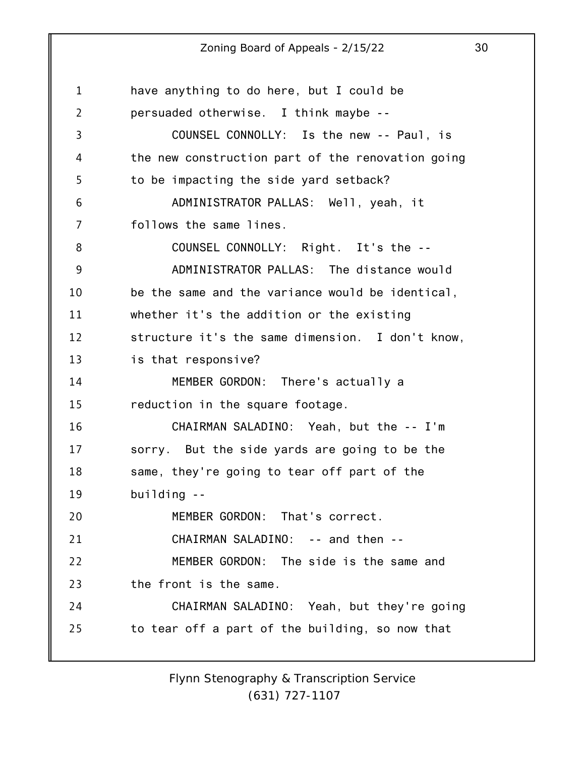have anything to do here, but I could be persuaded otherwise. I think maybe --

COUNSEL CONNOLLY: Is the new -- Paul, is the new construction part of the renovation going to be impacting the side yard setback?

ADMINISTRATOR PALLAS: Well, yeah, it follows the same lines.

COUNSEL CONNOLLY: Right. It's the --

ADMINISTRATOR PALLAS: The distance would be the same and the variance would be identical, whether it's the addition or the existing structure it's the same dimension. I don't know, is that responsive?

MEMBER GORDON: There's actually a reduction in the square footage.

CHAIRMAN SALADINO: Yeah, but the -- I'm sorry. But the side yards are going to be the same, they're going to tear off part of the building --

MEMBER GORDON: That's correct.

CHAIRMAN SALADINO: -- and then --

MEMBER GORDON: The side is the same and the front is the same.

CHAIRMAN SALADINO: Yeah, but they're going to tear off a part of the building, so now that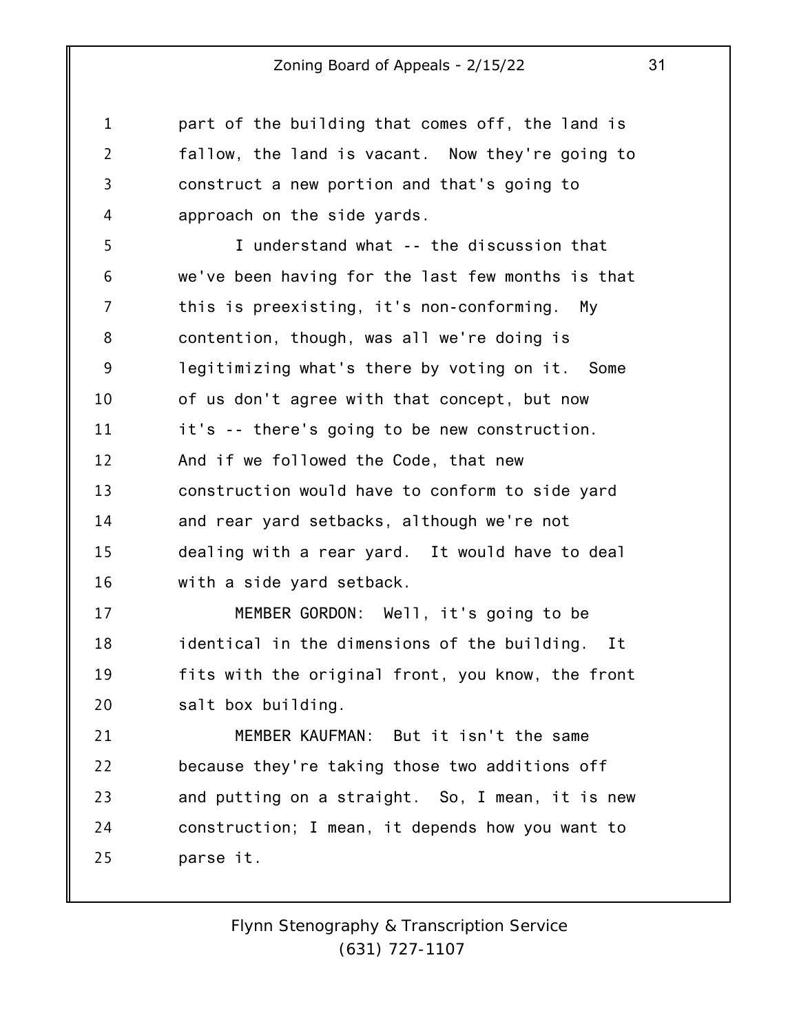part of the building that comes off, the land is fallow, the land is vacant. Now they're going to construct a new portion and that's going to approach on the side yards.

I understand what -- the discussion that we've been having for the last few months is that this is preexisting, it's non-conforming. My contention, though, was all we're doing is legitimizing what's there by voting on it. Some of us don't agree with that concept, but now it's -- there's going to be new construction. And if we followed the Code, that new construction would have to conform to side yard and rear yard setbacks, although we're not dealing with a rear yard. It would have to deal with a side yard setback.

MEMBER GORDON: Well, it's going to be identical in the dimensions of the building. It fits with the original front, you know, the front salt box building.

MEMBER KAUFMAN: But it isn't the same because they're taking those two additions off and putting on a straight. So, I mean, it is new construction; I mean, it depends how you want to parse it.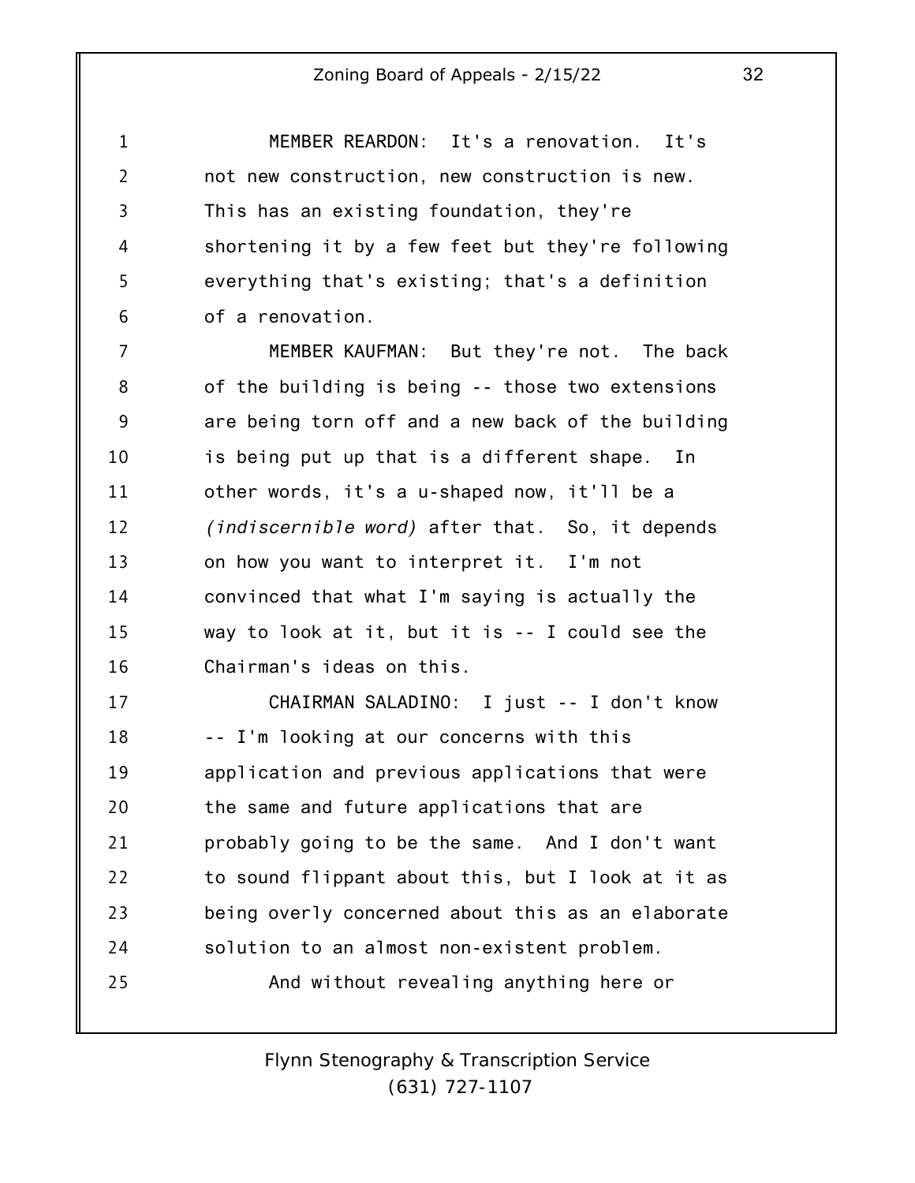MEMBER REARDON: It's a renovation. It's not new construction, new construction is new. This has an existing foundation, they're shortening it by a few feet but they're following everything that's existing; that's a definition of a renovation.

MEMBER KAUFMAN: But they're not. The back of the building is being -- those two extensions are being torn off and a new back of the building is being put up that is a different shape. In other words, it's a u-shaped now, it'll be a *(indiscernible word)* after that. So, it depends on how you want to interpret it. I'm not convinced that what I'm saying is actually the way to look at it, but it is -- I could see the Chairman's ideas on this.

CHAIRMAN SALADINO: I just -- I don't know -- I'm looking at our concerns with this application and previous applications that were the same and future applications that are probably going to be the same. And I don't want to sound flippant about this, but I look at it as being overly concerned about this as an elaborate solution to an almost non-existent problem.

And without revealing anything here or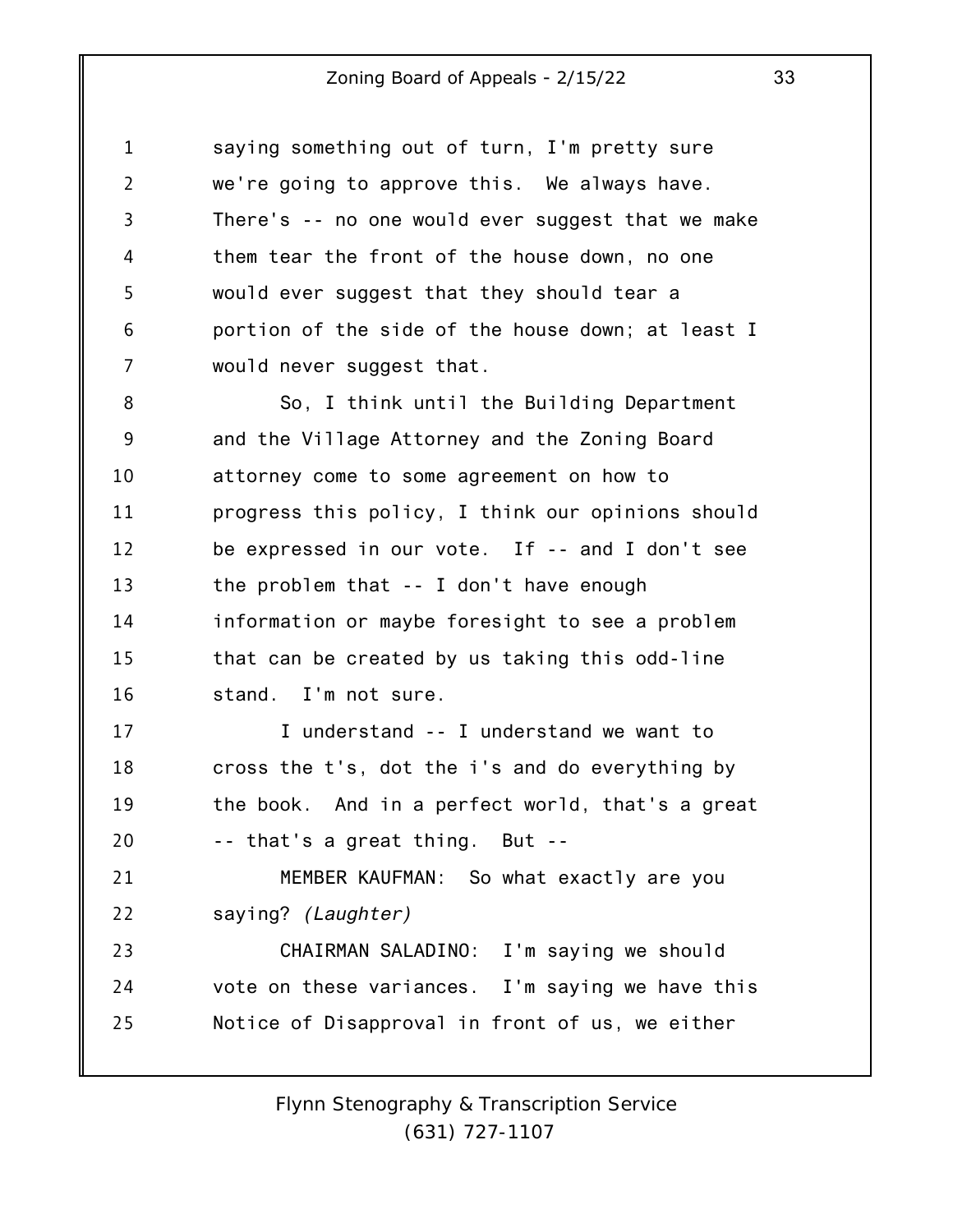saying something out of turn, I'm pretty sure we're going to approve this. We always have. There's -- no one would ever suggest that we make them tear the front of the house down, no one would ever suggest that they should tear a portion of the side of the house down; at least I would never suggest that.

So, I think until the Building Department and the Village Attorney and the Zoning Board attorney come to some agreement on how to progress this policy, I think our opinions should be expressed in our vote. If -- and I don't see the problem that -- I don't have enough information or maybe foresight to see a problem that can be created by us taking this odd-line stand. I'm not sure.

I understand -- I understand we want to cross the t's, dot the i's and do everything by the book. And in a perfect world, that's a great -- that's a great thing. But --

MEMBER KAUFMAN: So what exactly are you saying? *(Laughter)*

CHAIRMAN SALADINO: I'm saying we should vote on these variances. I'm saying we have this Notice of Disapproval in front of us, we either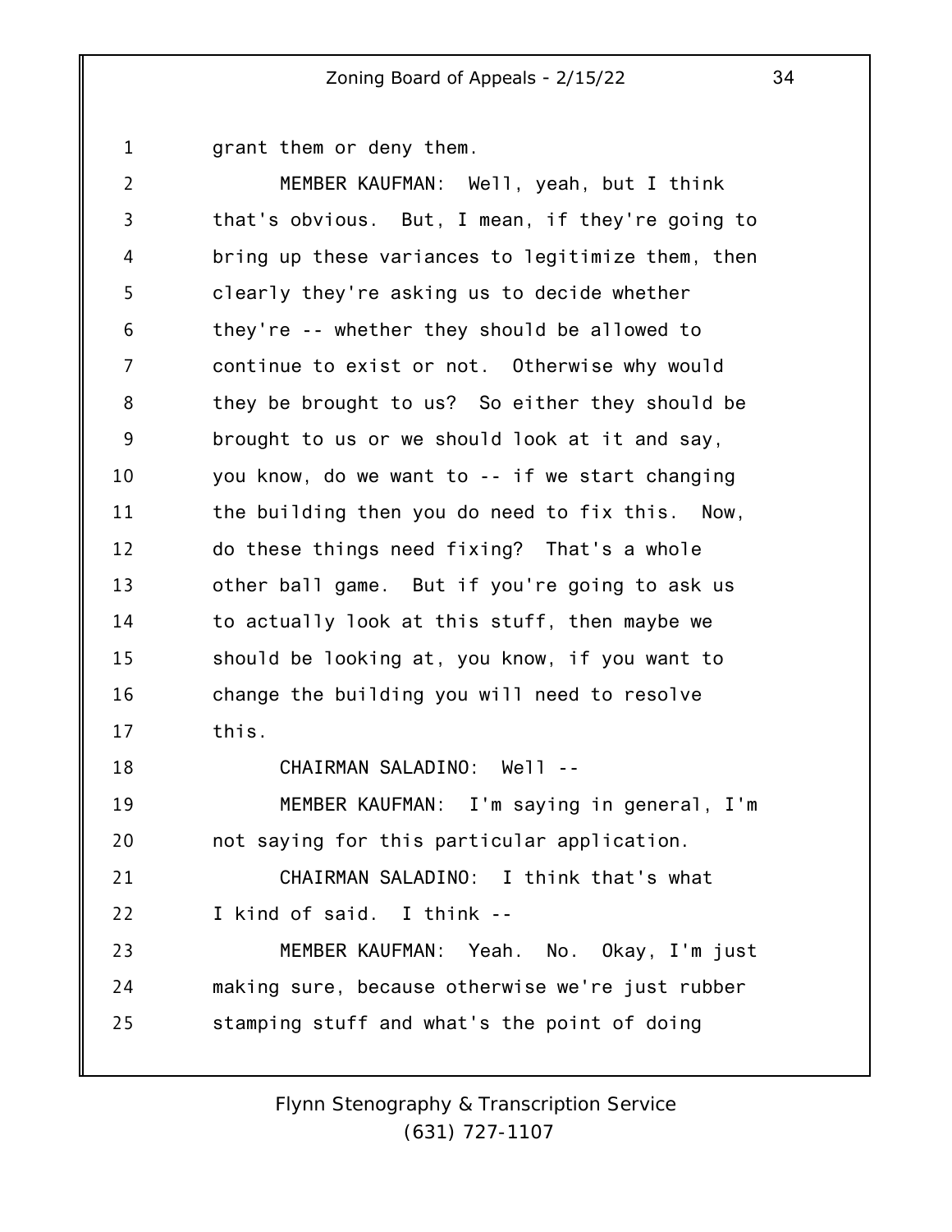grant them or deny them.

MEMBER KAUFMAN: Well, yeah, but I think that's obvious. But, I mean, if they're going to bring up these variances to legitimize them, then clearly they're asking us to decide whether they're -- whether they should be allowed to continue to exist or not. Otherwise why would they be brought to us? So either they should be brought to us or we should look at it and say, you know, do we want to -- if we start changing the building then you do need to fix this. Now, do these things need fixing? That's a whole other ball game. But if you're going to ask us to actually look at this stuff, then maybe we should be looking at, you know, if you want to change the building you will need to resolve this.

CHAIRMAN SALADINO: Well --

MEMBER KAUFMAN: I'm saying in general, I'm not saying for this particular application.

CHAIRMAN SALADINO: I think that's what I kind of said. I think --

MEMBER KAUFMAN: Yeah. No. Okay, I'm just making sure, because otherwise we're just rubber stamping stuff and what's the point of doing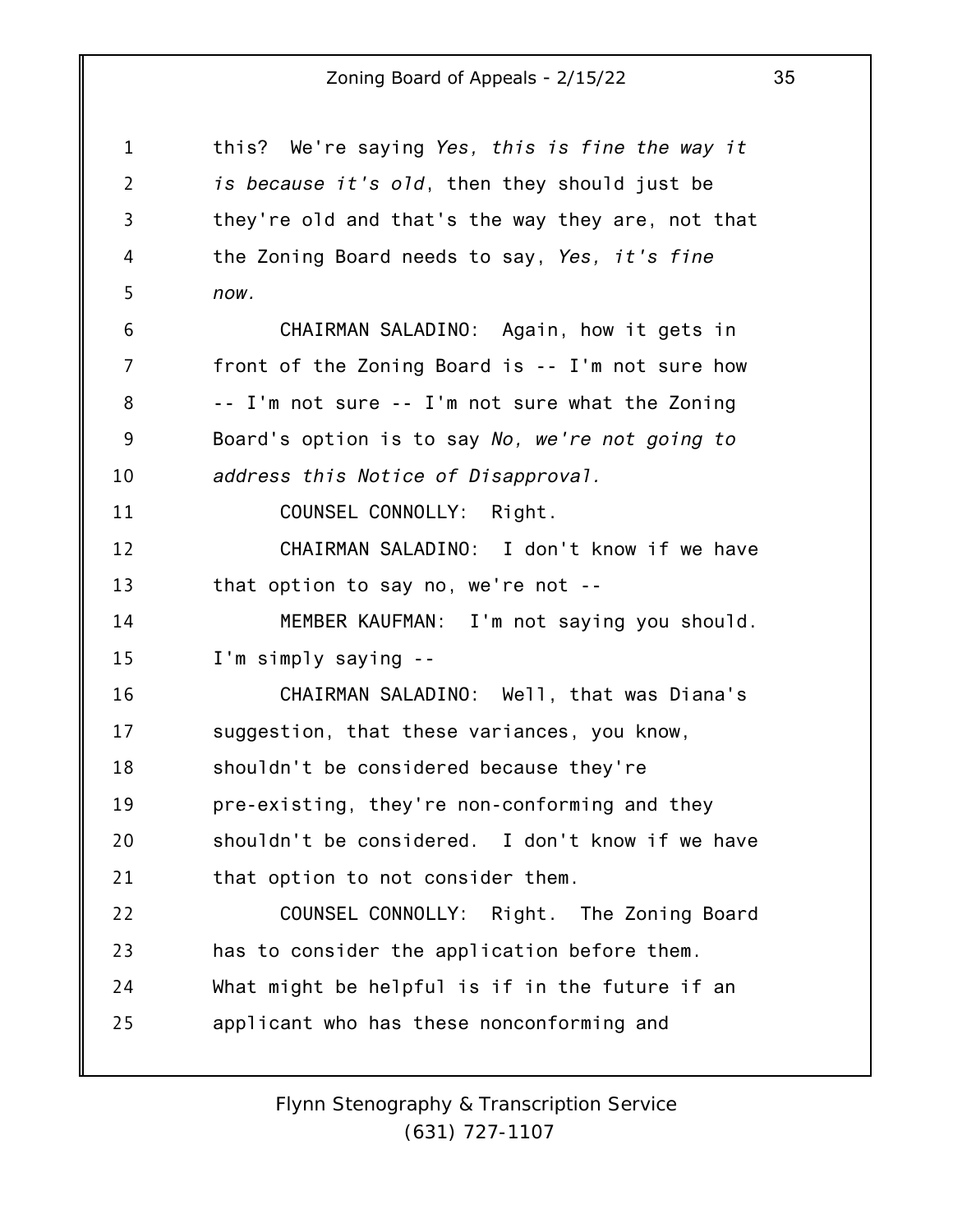this? We're saying *Yes, this is fine the way it is because it's old*, then they should just be they're old and that's the way they are, not that the Zoning Board needs to say, *Yes, it's fine now.*

CHAIRMAN SALADINO: Again, how it gets in front of the Zoning Board is -- I'm not sure how -- I'm not sure -- I'm not sure what the Zoning Board's option is to say *No, we're not going to address this Notice of Disapproval.*

COUNSEL CONNOLLY: Right.

CHAIRMAN SALADINO: I don't know if we have that option to say no, we're not --

MEMBER KAUFMAN: I'm not saying you should. I'm simply saying --

CHAIRMAN SALADINO: Well, that was Diana's suggestion, that these variances, you know, shouldn't be considered because they're pre-existing, they're non-conforming and they shouldn't be considered. I don't know if we have that option to not consider them.

COUNSEL CONNOLLY: Right. The Zoning Board has to consider the application before them. What might be helpful is if in the future if an applicant who has these nonconforming and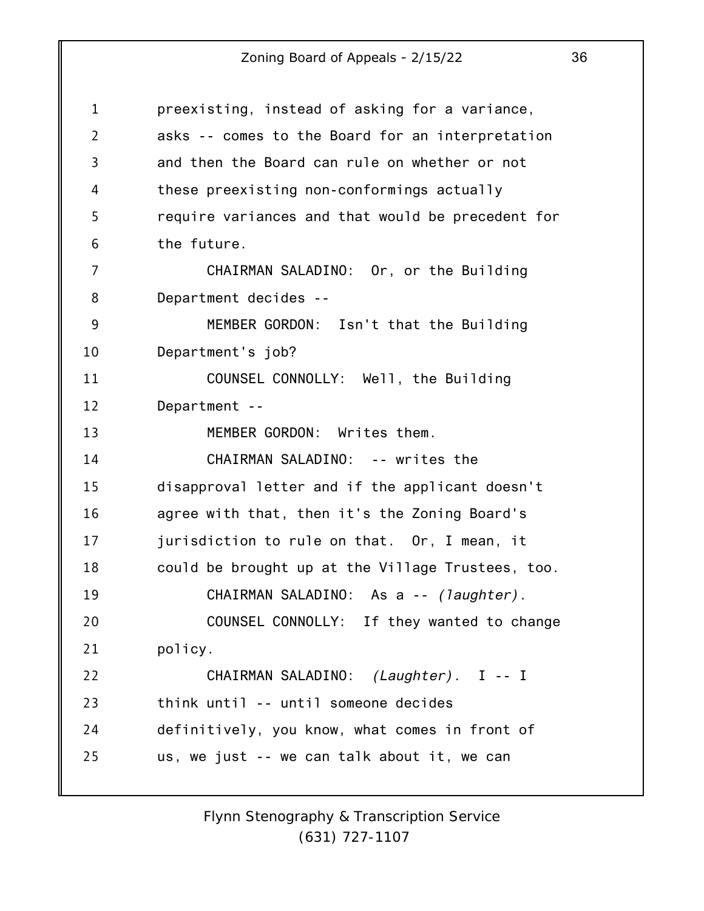1 preexisting, instead of asking for a variance,
2 asks -- comes to the Board for an interpretation
3 and then the Board can rule on whether or not
4 these preexisting non-conformings actually
5 require variances and that would be precedent for
6 the future.
7 CHAIRMAN SALADINO: Or, or the Building
8 Department decides --
9 MEMBER GORDON: Isn't that the Building
10 Department's job?
11 COUNSEL CONNOLLY: Well, the Building
12 Department --
13 MEMBER GORDON: Writes them.
14 CHAIRMAN SALADINO: -- writes the
15 disapproval letter and if the applicant doesn't
16 agree with that, then it's the Zoning Board's
17 jurisdiction to rule on that. Or, I mean, it
18 could be brought up at the Village Trustees, too.
19 CHAIRMAN SALADINO: As a -- *(laughter).*
20 COUNSEL CONNOLLY: If they wanted to change
21 policy.
22 CHAIRMAN SALADINO: *(Laughter).* I -- I
23 think until -- until someone decides
24 definitively, you know, what comes in front of
25 us, we just -- we can talk about it, we can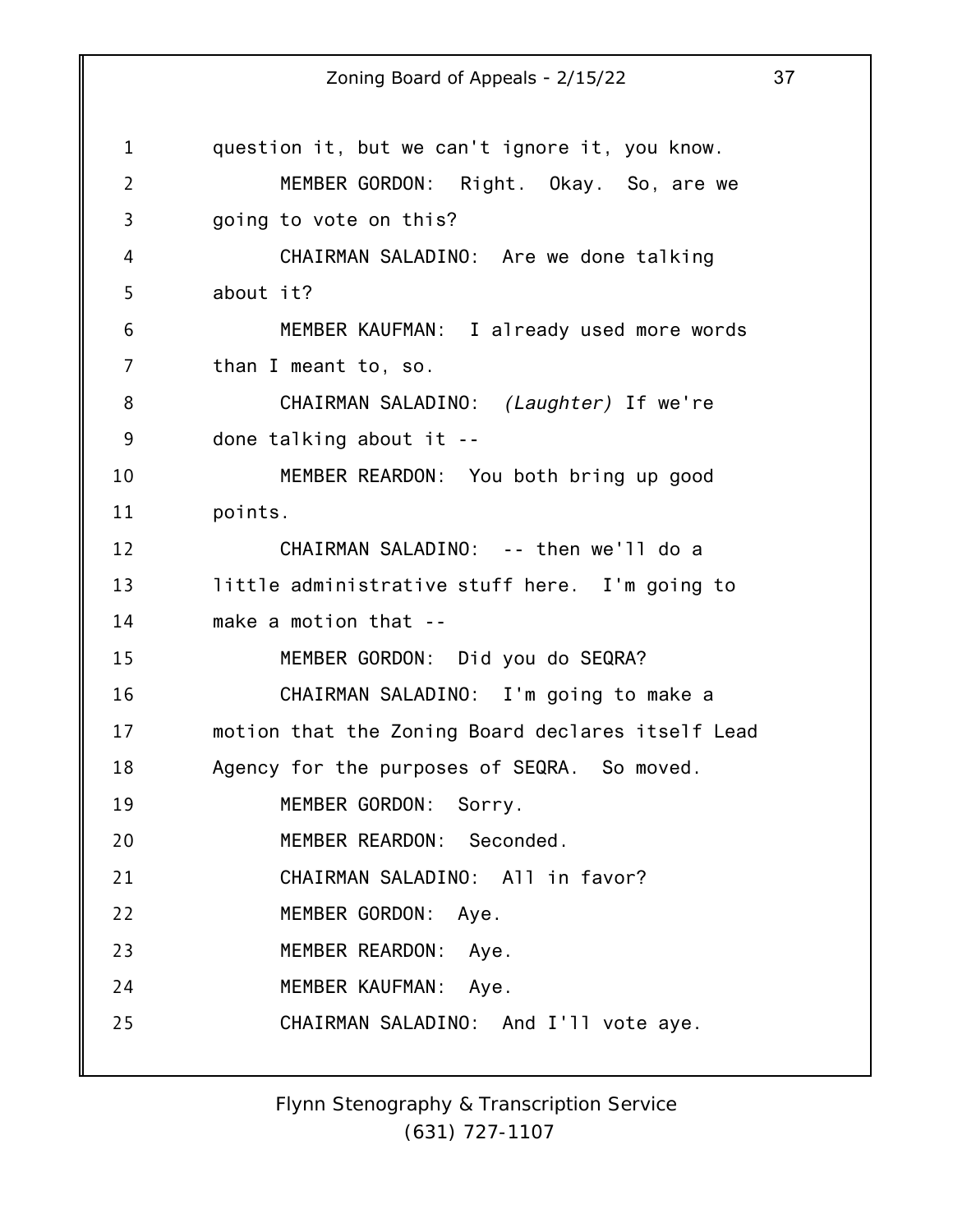question it, but we can't ignore it, you know.

MEMBER GORDON: Right. Okay. So, are we going to vote on this?

CHAIRMAN SALADINO: Are we done talking about it?

MEMBER KAUFMAN: I already used more words than I meant to, so.

CHAIRMAN SALADINO: *(Laughter)* If we're done talking about it --

MEMBER REARDON: You both bring up good points.

CHAIRMAN SALADINO: -- then we'll do a little administrative stuff here. I'm going to make a motion that --

MEMBER GORDON: Did you do SEQRA?

CHAIRMAN SALADINO: I'm going to make a motion that the Zoning Board declares itself Lead Agency for the purposes of SEQRA. So moved.

MEMBER GORDON: Sorry.

MEMBER REARDON: Seconded.

CHAIRMAN SALADINO: All in favor?

MEMBER GORDON: Aye.

MEMBER REARDON: Aye.

MEMBER KAUFMAN: Aye.

CHAIRMAN SALADINO: And I'll vote aye.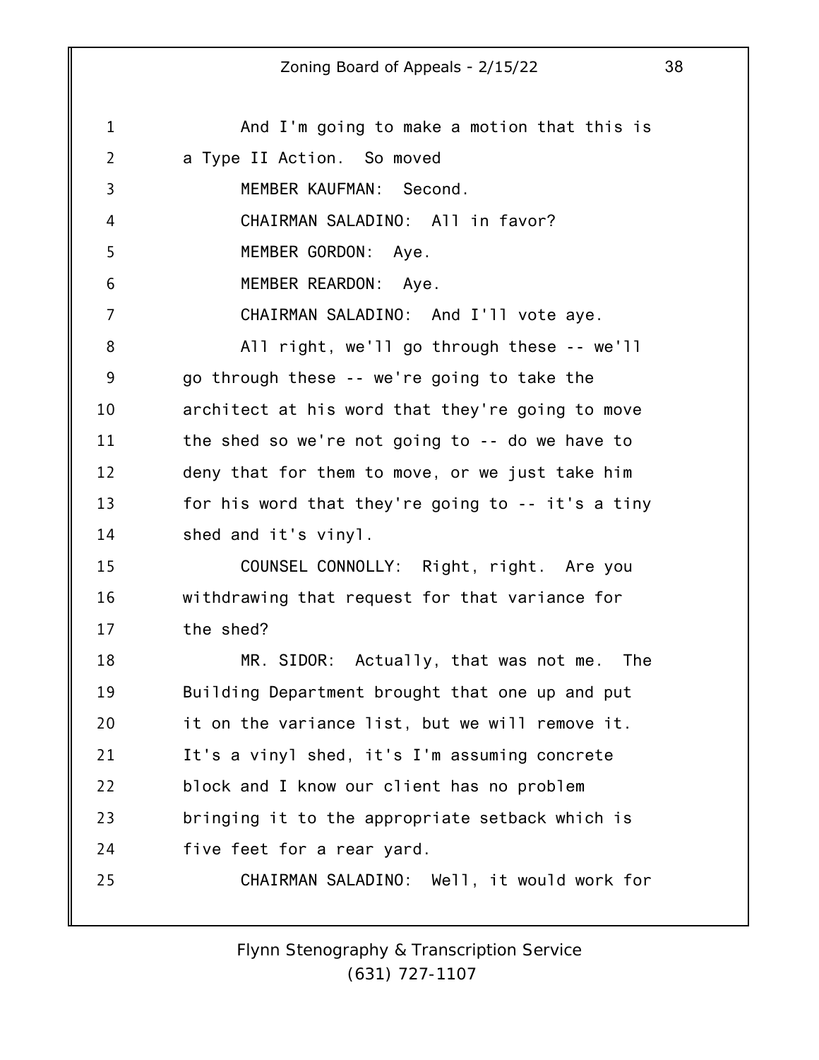And I'm going to make a motion that this is a Type II Action. So moved

MEMBER KAUFMAN: Second.

CHAIRMAN SALADINO: All in favor?

MEMBER GORDON: Aye.

MEMBER REARDON: Aye.

CHAIRMAN SALADINO: And I'll vote aye.

All right, we'll go through these -- we'll go through these -- we're going to take the architect at his word that they're going to move the shed so we're not going to -- do we have to deny that for them to move, or we just take him for his word that they're going to -- it's a tiny shed and it's vinyl.

COUNSEL CONNOLLY: Right, right. Are you withdrawing that request for that variance for the shed?

MR. SIDOR: Actually, that was not me. The Building Department brought that one up and put it on the variance list, but we will remove it. It's a vinyl shed, it's I'm assuming concrete block and I know our client has no problem bringing it to the appropriate setback which is five feet for a rear yard.

CHAIRMAN SALADINO: Well, it would work for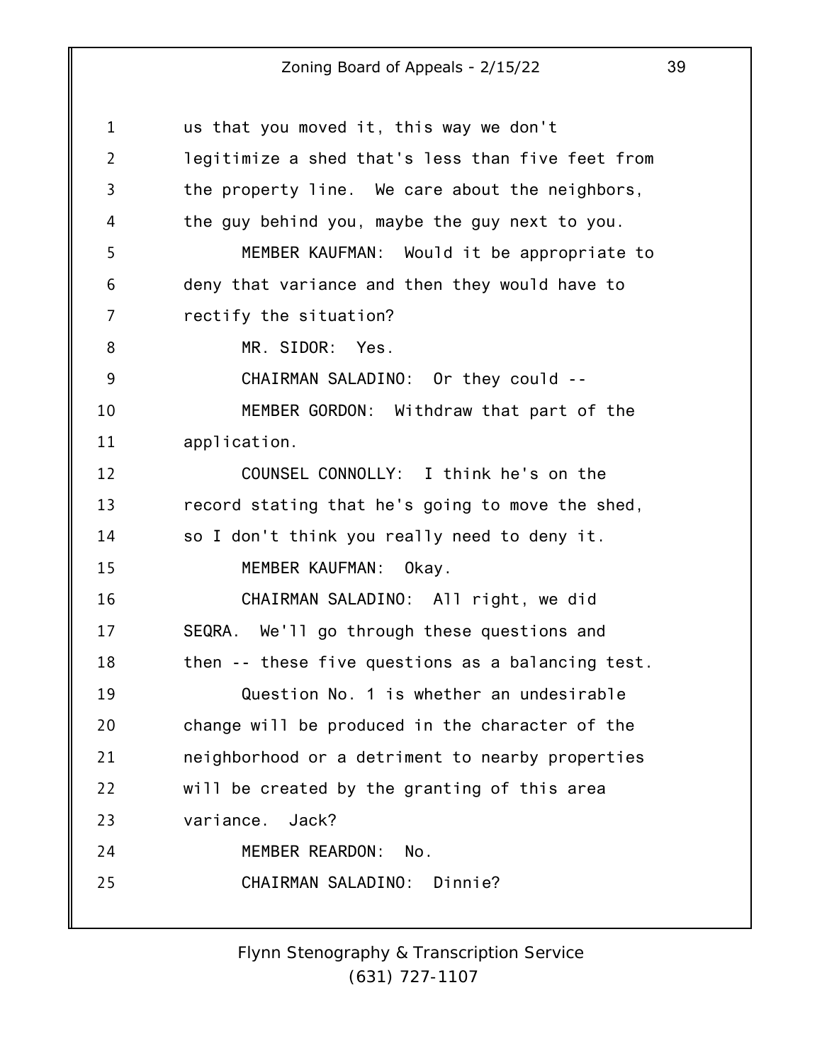us that you moved it, this way we don't legitimize a shed that's less than five feet from the property line. We care about the neighbors, the guy behind you, maybe the guy next to you.

MEMBER KAUFMAN: Would it be appropriate to deny that variance and then they would have to rectify the situation?

MR. SIDOR: Yes.

CHAIRMAN SALADINO: Or they could --

MEMBER GORDON: Withdraw that part of the application.

COUNSEL CONNOLLY: I think he's on the record stating that he's going to move the shed, so I don't think you really need to deny it.

MEMBER KAUFMAN: Okay.

CHAIRMAN SALADINO: All right, we did SEQRA. We'll go through these questions and then -- these five questions as a balancing test.

Question No. 1 is whether an undesirable change will be produced in the character of the neighborhood or a detriment to nearby properties will be created by the granting of this area variance. Jack?

MEMBER REARDON: No.

CHAIRMAN SALADINO: Dinnie?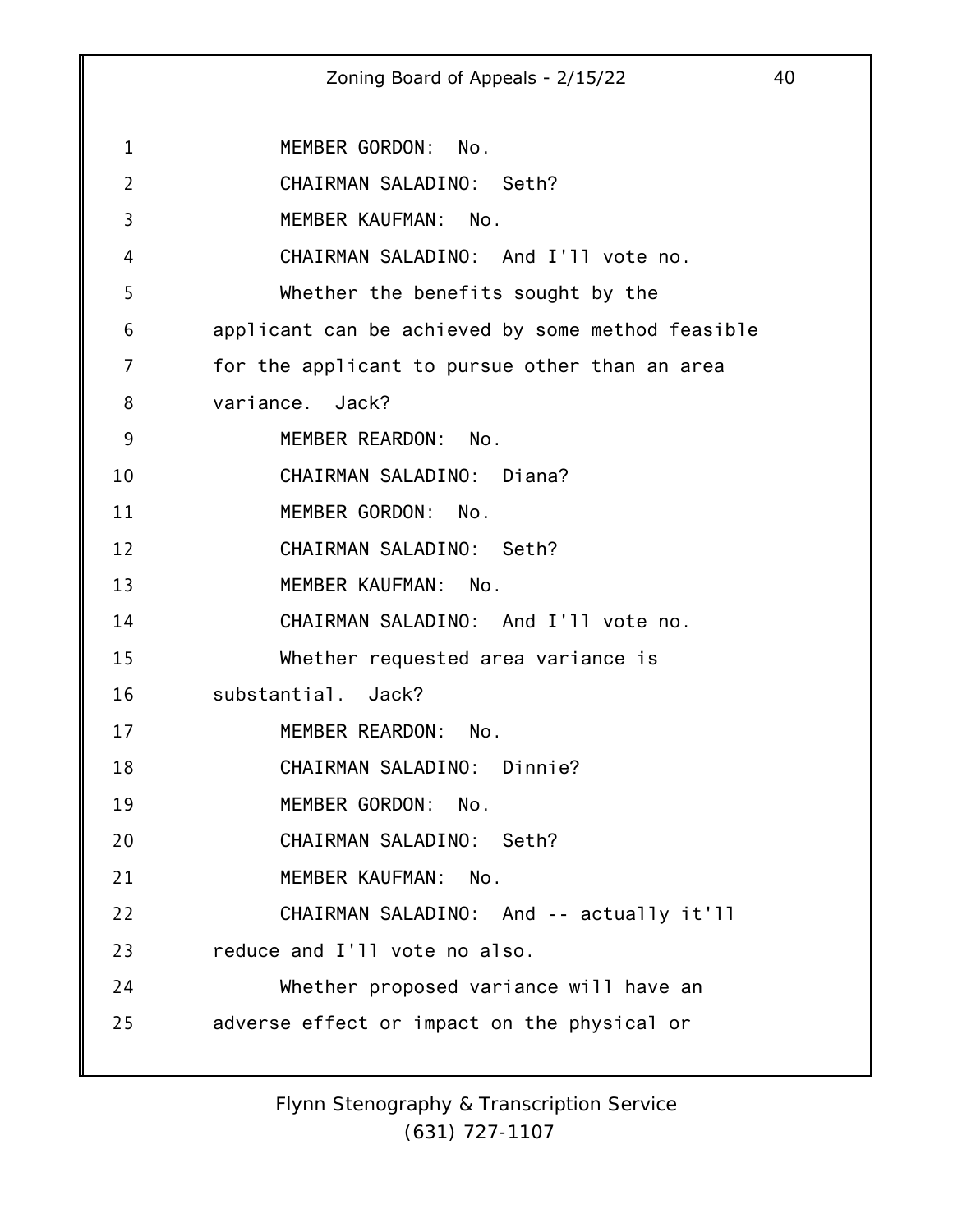MEMBER GORDON: No.

CHAIRMAN SALADINO: Seth?

MEMBER KAUFMAN: No.

CHAIRMAN SALADINO: And I'll vote no.

Whether the benefits sought by the applicant can be achieved by some method feasible for the applicant to pursue other than an area variance. Jack?

MEMBER REARDON: No.

CHAIRMAN SALADINO: Diana?

MEMBER GORDON: No.

CHAIRMAN SALADINO: Seth?

MEMBER KAUFMAN: No.

CHAIRMAN SALADINO: And I'll vote no.

Whether requested area variance is substantial. Jack?

MEMBER REARDON: No.

CHAIRMAN SALADINO: Dinnie?

MEMBER GORDON: No.

CHAIRMAN SALADINO: Seth?

MEMBER KAUFMAN: No.

CHAIRMAN SALADINO: And -- actually it'll reduce and I'll vote no also.

Whether proposed variance will have an adverse effect or impact on the physical or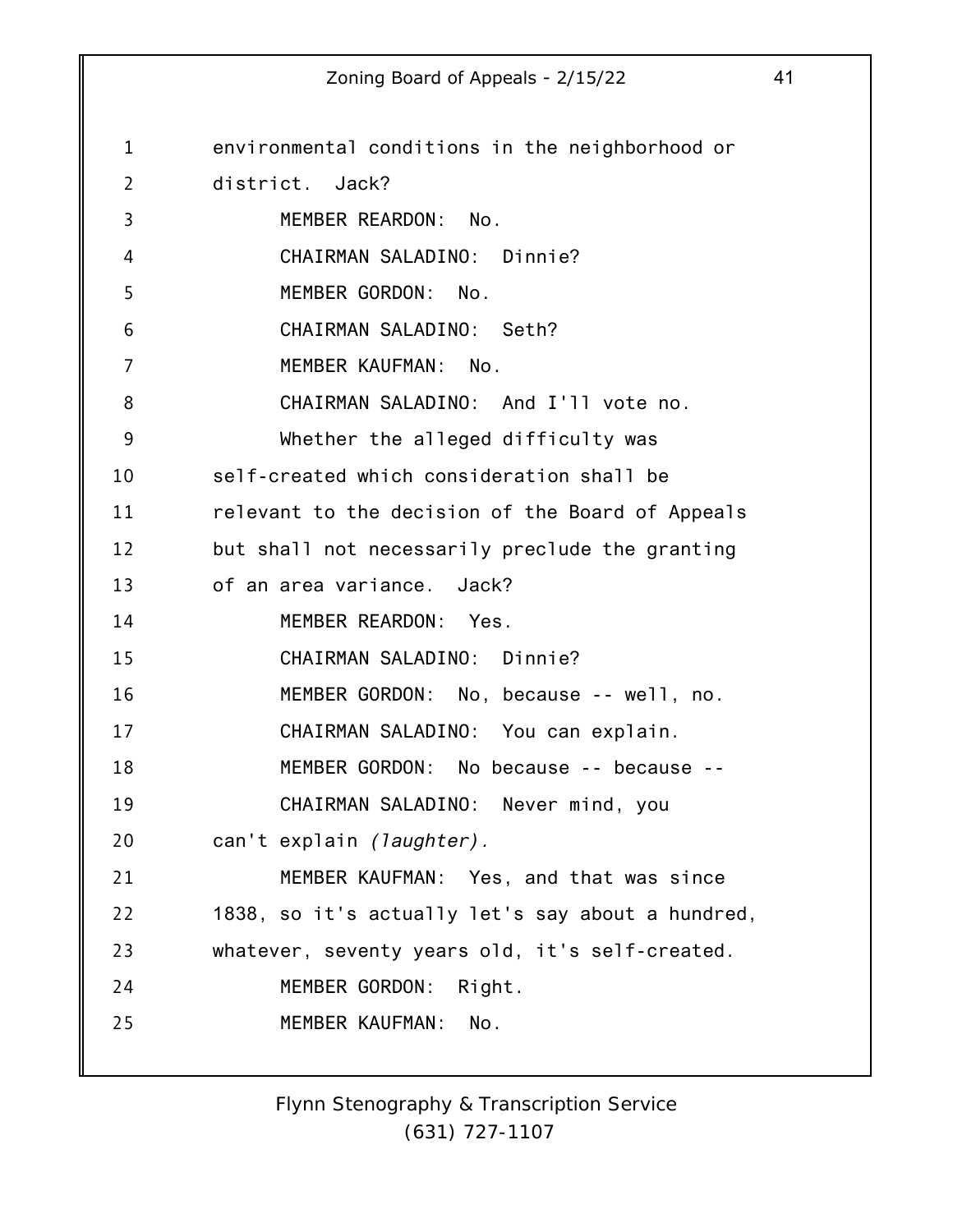environmental conditions in the neighborhood or district. Jack?

MEMBER REARDON: No.

CHAIRMAN SALADINO: Dinnie?

MEMBER GORDON: No.

CHAIRMAN SALADINO: Seth?

MEMBER KAUFMAN: No.

CHAIRMAN SALADINO: And I'll vote no.

Whether the alleged difficulty was self-created which consideration shall be relevant to the decision of the Board of Appeals but shall not necessarily preclude the granting of an area variance. Jack?

MEMBER REARDON: Yes.

CHAIRMAN SALADINO: Dinnie?

MEMBER GORDON: No, because -- well, no.

CHAIRMAN SALADINO: You can explain.

MEMBER GORDON: No because -- because --

CHAIRMAN SALADINO: Never mind, you can't explain *(laughter).*

MEMBER KAUFMAN: Yes, and that was since 1838, so it's actually let's say about a hundred, whatever, seventy years old, it's self-created.

MEMBER GORDON: Right.

MEMBER KAUFMAN: No.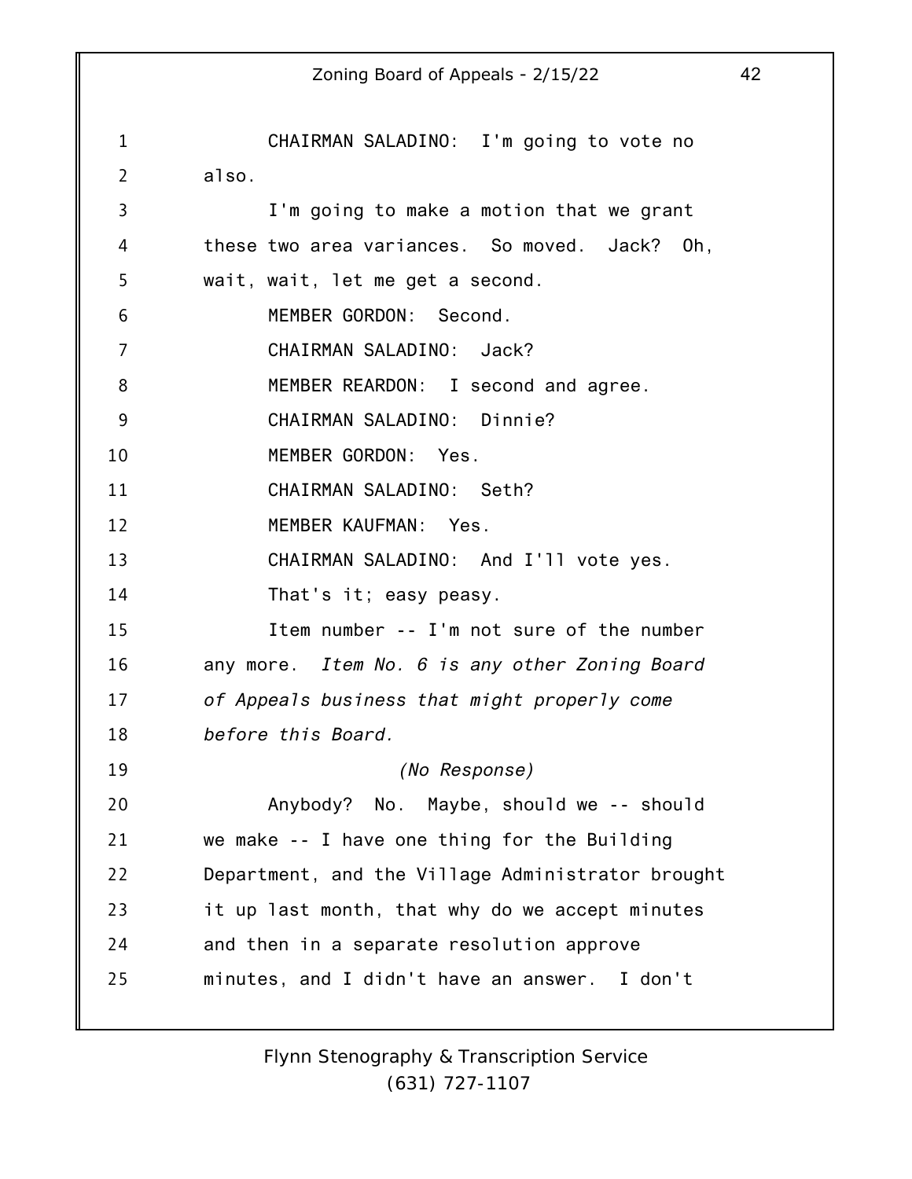CHAIRMAN SALADINO: I'm going to vote no also.

I'm going to make a motion that we grant these two area variances. So moved. Jack? Oh, wait, wait, let me get a second.

MEMBER GORDON: Second.

CHAIRMAN SALADINO: Jack?

MEMBER REARDON: I second and agree.

CHAIRMAN SALADINO: Dinnie?

MEMBER GORDON: Yes.

CHAIRMAN SALADINO: Seth?

MEMBER KAUFMAN: Yes.

CHAIRMAN SALADINO: And I'll vote yes.

That's it; easy peasy.

Item number -- I'm not sure of the number any more. *Item No. 6 is any other Zoning Board of Appeals business that might properly come before this Board.*

*(No Response)*

Anybody? No. Maybe, should we -- should we make -- I have one thing for the Building Department, and the Village Administrator brought it up last month, that why do we accept minutes and then in a separate resolution approve minutes, and I didn't have an answer. I don't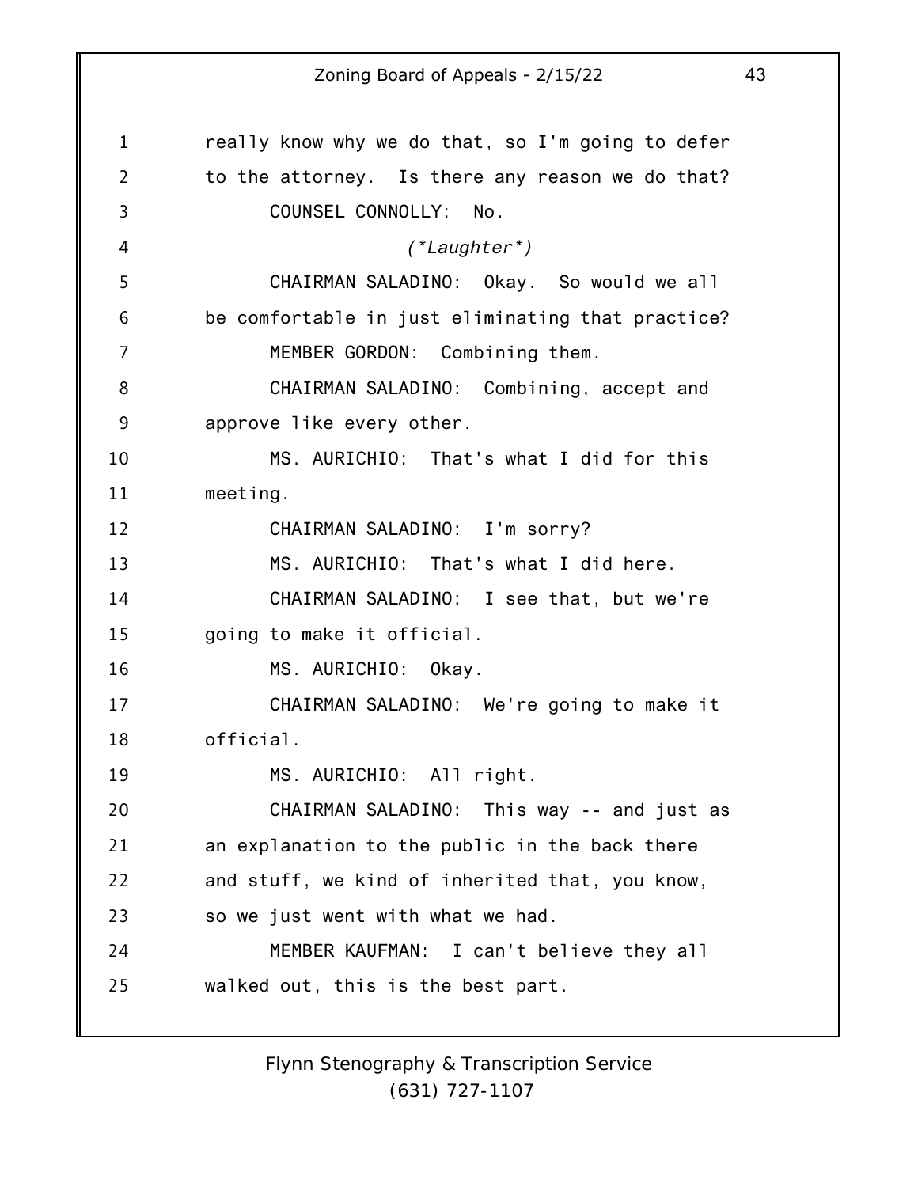really know why we do that, so I'm going to defer to the attorney. Is there any reason we do that?

COUNSEL CONNOLLY: No.

*(*Laughter*)*

CHAIRMAN SALADINO: Okay. So would we all be comfortable in just eliminating that practice?

MEMBER GORDON: Combining them.

CHAIRMAN SALADINO: Combining, accept and approve like every other.

MS. AURICHIO: That's what I did for this meeting.

CHAIRMAN SALADINO: I'm sorry?

MS. AURICHIO: That's what I did here.

CHAIRMAN SALADINO: I see that, but we're going to make it official.

MS. AURICHIO: Okay.

CHAIRMAN SALADINO: We're going to make it official.

MS. AURICHIO: All right.

CHAIRMAN SALADINO: This way -- and just as an explanation to the public in the back there and stuff, we kind of inherited that, you know, so we just went with what we had.

MEMBER KAUFMAN: I can't believe they all walked out, this is the best part.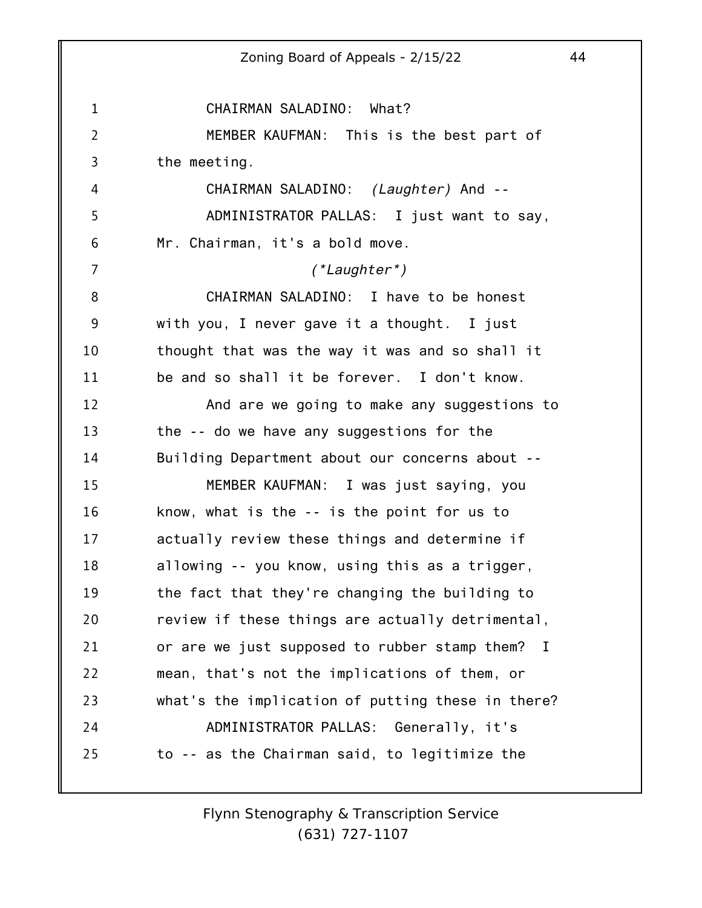CHAIRMAN SALADINO: What?

MEMBER KAUFMAN: This is the best part of the meeting.

CHAIRMAN SALADINO: *(Laughter)* And --

ADMINISTRATOR PALLAS: I just want to say, Mr. Chairman, it's a bold move.

*(*Laughter*)*

CHAIRMAN SALADINO: I have to be honest with you, I never gave it a thought. I just thought that was the way it was and so shall it be and so shall it be forever. I don't know.

And are we going to make any suggestions to the -- do we have any suggestions for the Building Department about our concerns about --

MEMBER KAUFMAN: I was just saying, you know, what is the -- is the point for us to actually review these things and determine if allowing -- you know, using this as a trigger, the fact that they're changing the building to review if these things are actually detrimental, or are we just supposed to rubber stamp them? I mean, that's not the implications of them, or what's the implication of putting these in there?

ADMINISTRATOR PALLAS: Generally, it's to -- as the Chairman said, to legitimize the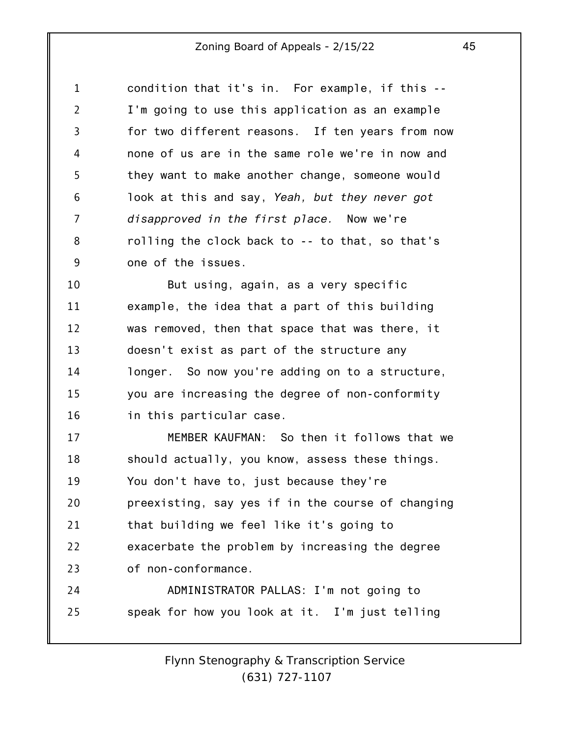condition that it's in. For example, if this -- I'm going to use this application as an example for two different reasons. If ten years from now none of us are in the same role we're in now and they want to make another change, someone would look at this and say, *Yeah, but they never got disapproved in the first place.* Now we're rolling the clock back to -- to that, so that's one of the issues.

But using, again, as a very specific example, the idea that a part of this building was removed, then that space that was there, it doesn't exist as part of the structure any longer. So now you're adding on to a structure, you are increasing the degree of non-conformity in this particular case.

MEMBER KAUFMAN: So then it follows that we should actually, you know, assess these things. You don't have to, just because they're preexisting, say yes if in the course of changing that building we feel like it's going to exacerbate the problem by increasing the degree of non-conformance.

ADMINISTRATOR PALLAS: I'm not going to speak for how you look at it. I'm just telling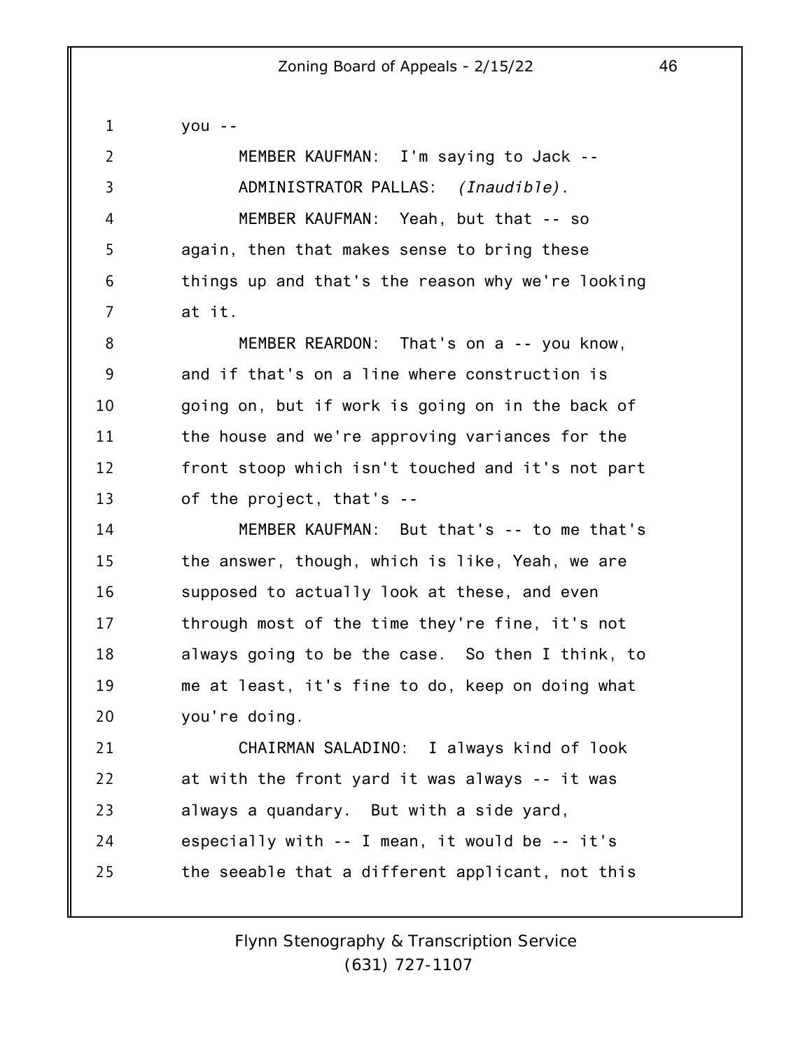you --

MEMBER KAUFMAN: I'm saying to Jack --

ADMINISTRATOR PALLAS: *(Inaudible).*

MEMBER KAUFMAN: Yeah, but that -- so again, then that makes sense to bring these things up and that's the reason why we're looking at it.

MEMBER REARDON: That's on a -- you know, and if that's on a line where construction is going on, but if work is going on in the back of the house and we're approving variances for the front stoop which isn't touched and it's not part of the project, that's --

MEMBER KAUFMAN: But that's -- to me that's the answer, though, which is like, Yeah, we are supposed to actually look at these, and even through most of the time they're fine, it's not always going to be the case. So then I think, to me at least, it's fine to do, keep on doing what you're doing.

CHAIRMAN SALADINO: I always kind of look at with the front yard it was always -- it was always a quandary. But with a side yard, especially with -- I mean, it would be -- it's the seeable that a different applicant, not this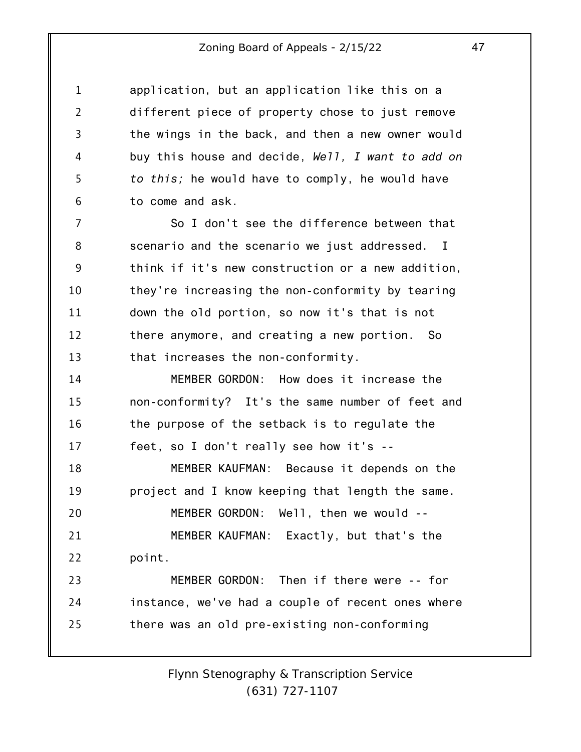application, but an application like this on a different piece of property chose to just remove the wings in the back, and then a new owner would buy this house and decide, *Well, I want to add on to this;* he would have to comply, he would have to come and ask.

So I don't see the difference between that scenario and the scenario we just addressed. I think if it's new construction or a new addition, they're increasing the non-conformity by tearing down the old portion, so now it's that is not there anymore, and creating a new portion. So that increases the non-conformity.

MEMBER GORDON: How does it increase the non-conformity? It's the same number of feet and the purpose of the setback is to regulate the feet, so I don't really see how it's --

MEMBER KAUFMAN: Because it depends on the project and I know keeping that length the same.

MEMBER GORDON: Well, then we would --

MEMBER KAUFMAN: Exactly, but that's the point.

MEMBER GORDON: Then if there were -- for instance, we've had a couple of recent ones where there was an old pre-existing non-conforming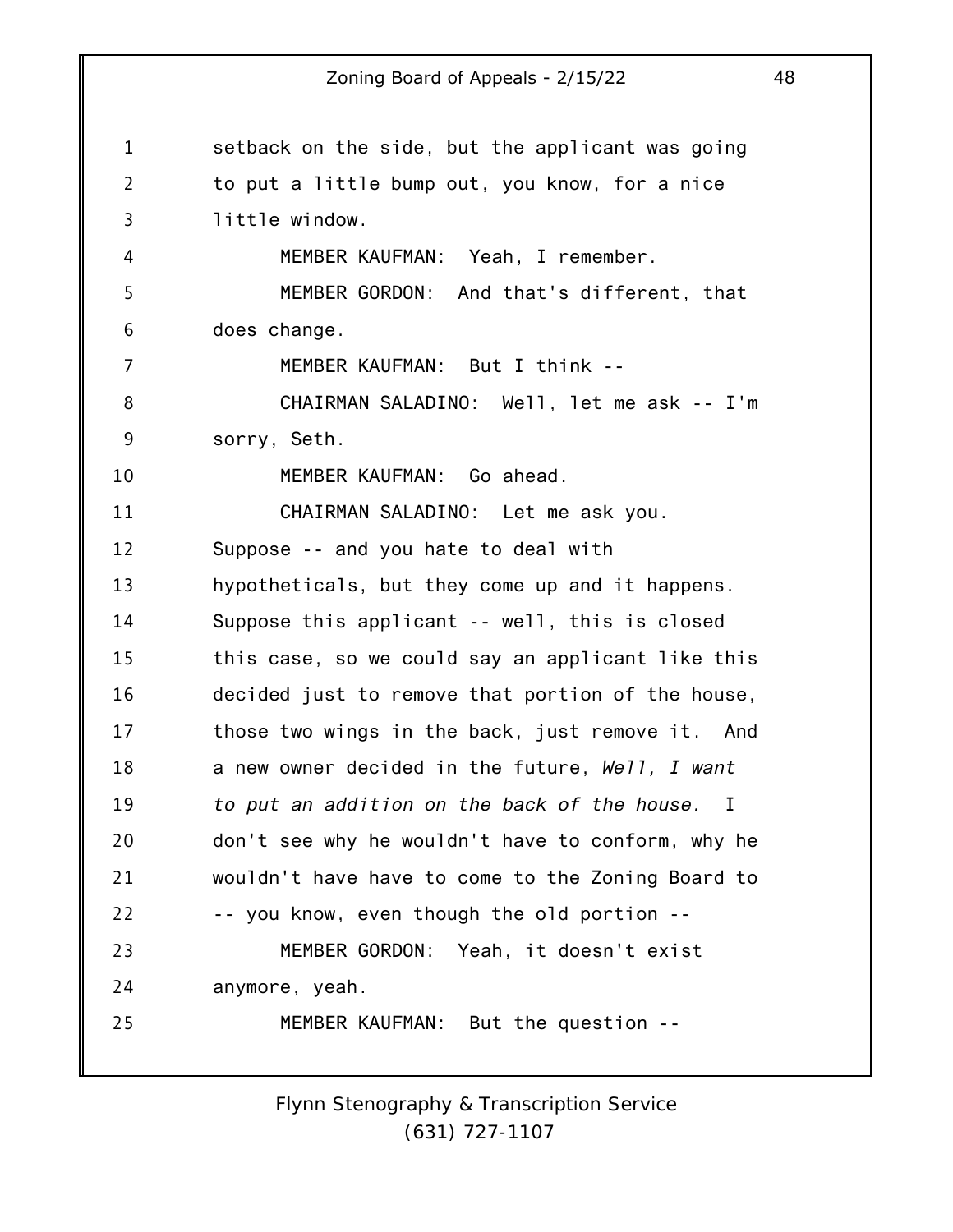setback on the side, but the applicant was going to put a little bump out, you know, for a nice little window.

MEMBER KAUFMAN: Yeah, I remember.

MEMBER GORDON: And that's different, that does change.

MEMBER KAUFMAN: But I think --

CHAIRMAN SALADINO: Well, let me ask -- I'm sorry, Seth.

MEMBER KAUFMAN: Go ahead.

CHAIRMAN SALADINO: Let me ask you. Suppose -- and you hate to deal with hypotheticals, but they come up and it happens. Suppose this applicant -- well, this is closed this case, so we could say an applicant like this decided just to remove that portion of the house, those two wings in the back, just remove it. And a new owner decided in the future, *Well, I want to put an addition on the back of the house.* I don't see why he wouldn't have to conform, why he wouldn't have have to come to the Zoning Board to -- you know, even though the old portion --

MEMBER GORDON: Yeah, it doesn't exist anymore, yeah.

MEMBER KAUFMAN: But the question --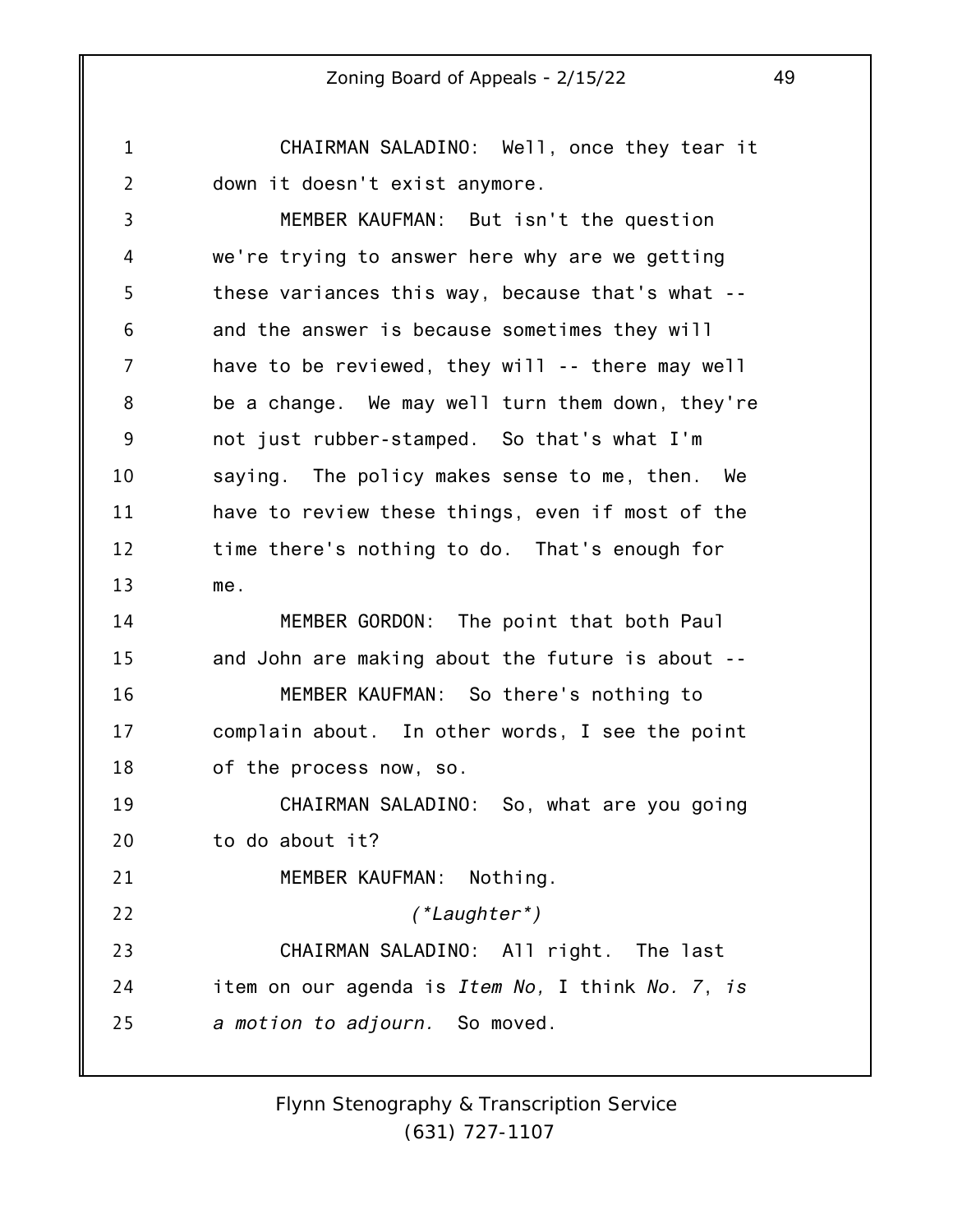CHAIRMAN SALADINO: Well, once they tear it down it doesn't exist anymore.

MEMBER KAUFMAN: But isn't the question we're trying to answer here why are we getting these variances this way, because that's what -- and the answer is because sometimes they will have to be reviewed, they will -- there may well be a change. We may well turn them down, they're not just rubber-stamped. So that's what I'm saying. The policy makes sense to me, then. We have to review these things, even if most of the time there's nothing to do. That's enough for me.

MEMBER GORDON: The point that both Paul and John are making about the future is about --

MEMBER KAUFMAN: So there's nothing to complain about. In other words, I see the point of the process now, so.

CHAIRMAN SALADINO: So, what are you going to do about it?

MEMBER KAUFMAN: Nothing.

*(\*Laughter\*)*

CHAIRMAN SALADINO: All right. The last item on our agenda is *Item No,* I think *No. 7*, *is a motion to adjourn.* So moved.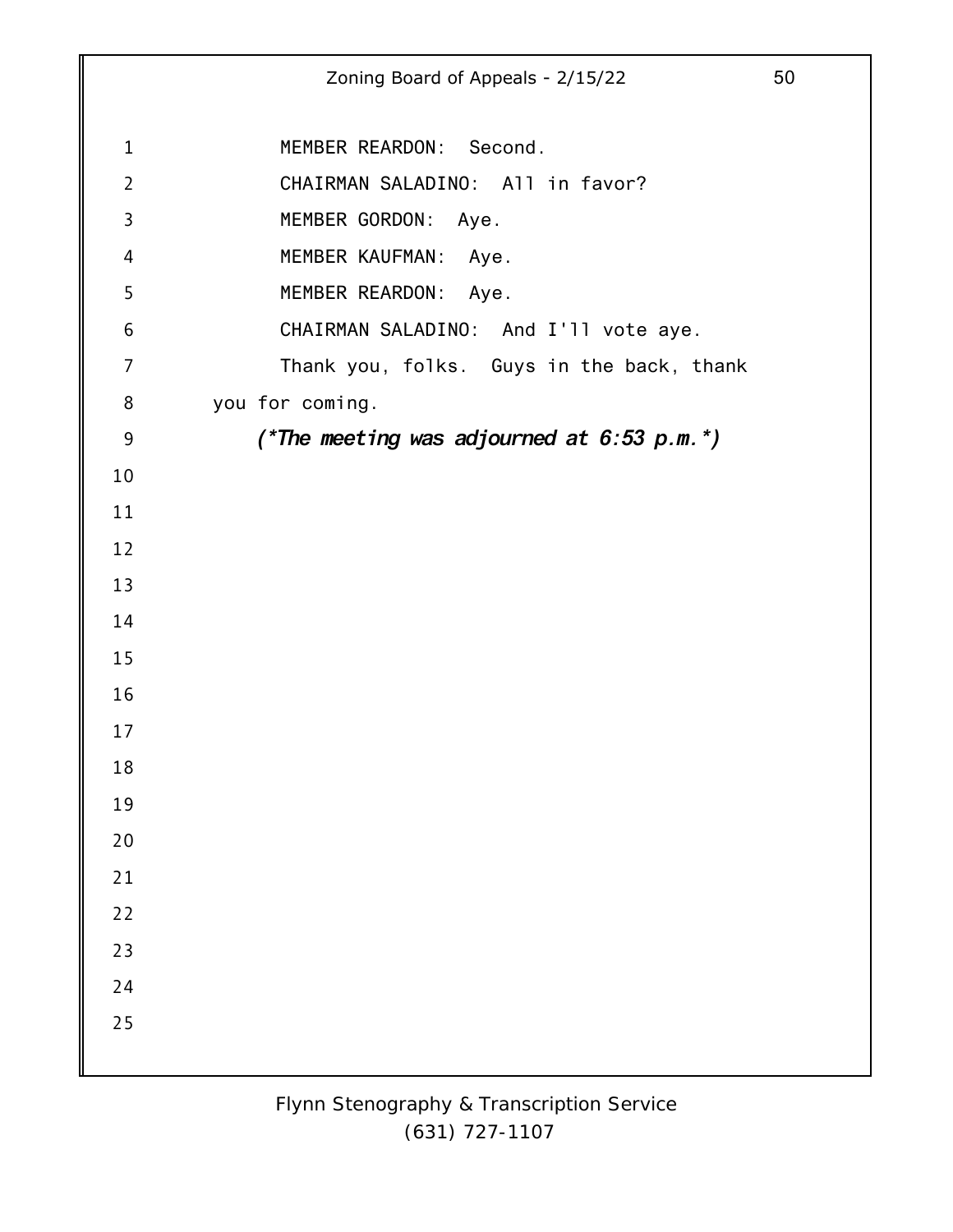MEMBER REARDON: Second.

CHAIRMAN SALADINO: All in favor?

MEMBER GORDON: Aye.

MEMBER KAUFMAN: Aye.

MEMBER REARDON: Aye.

CHAIRMAN SALADINO: And I'll vote aye.

Thank you, folks. Guys in the back, thank you for coming.

***(\*The meeting was adjourned at 6:53 p.m.\*)***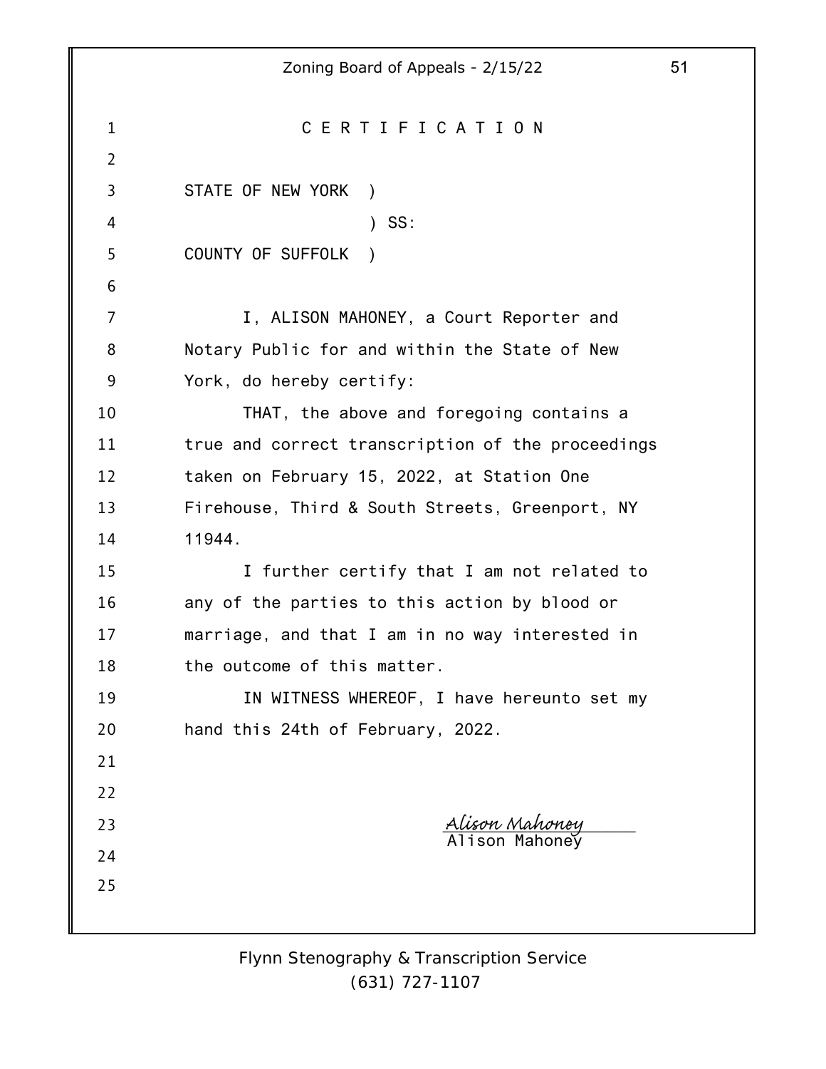# C E R T I F I C A T I O N

STATE OF NEW YORK )

) SS:

COUNTY OF SUFFOLK )

I, ALISON MAHONEY, a Court Reporter and Notary Public for and within the State of New York, do hereby certify:

THAT, the above and foregoing contains a true and correct transcription of the proceedings taken on February 15, 2022, at Station One Firehouse, Third & South Streets, Greenport, NY 11944.

I further certify that I am not related to any of the parties to this action by blood or marriage, and that I am in no way interested in the outcome of this matter.

IN WITNESS WHEREOF, I have hereunto set my hand this 24th of February, 2022.

*Alison Mahoney*

Alison Mahoney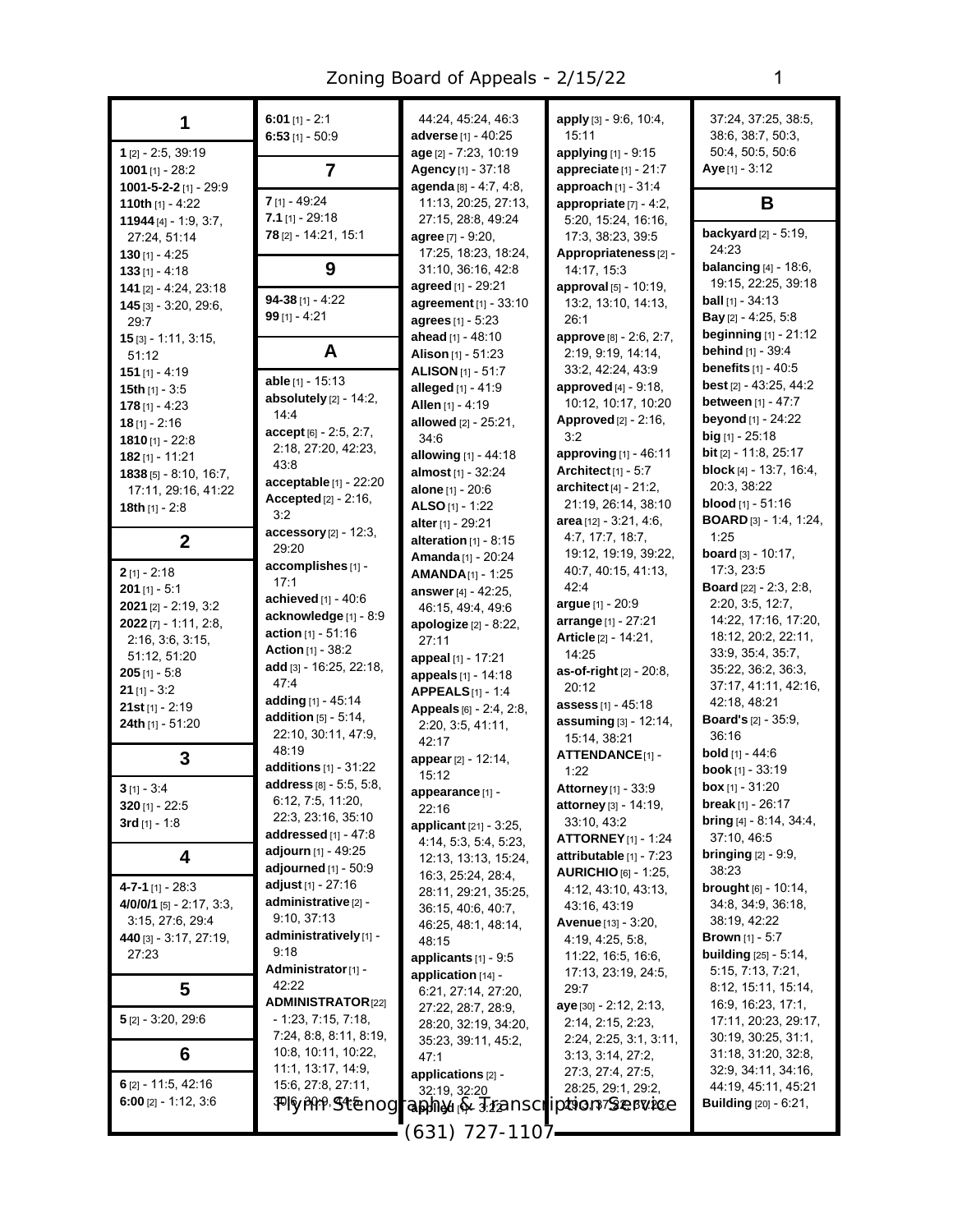## 1

**1** [2] - 2:5, 39:19
**1001** [1] - 28:2
**1001-5-2-2** [1] - 29:9
**110th** [1] - 4:22
**11944** [4] - 1:9, 3:7, 27:24, 51:14
**130** [1] - 4:25
**133** [1] - 4:18
**141** [2] - 4:24, 23:18
**145** [3] - 3:20, 29:6, 29:7
**15** [3] - 1:11, 3:15, 51:12
**151** [1] - 4:19
**15th** [1] - 3:5
**178** [1] - 4:23
**18** [1] - 2:16
**1810** [1] - 22:8
**182** [1] - 11:21
**1838** [5] - 8:10, 16:7, 17:11, 29:16, 41:22
**18th** [1] - 2:8

## 2

**2** [1] - 2:18
**201** [1] - 5:1
**2021** [2] - 2:19, 3:2
**2022** [7] - 1:11, 2:8, 2:16, 3:6, 3:15, 51:12, 51:20
**205** [1] - 5:8
**21** [1] - 3:2
**21st** [1] - 2:19
**24th** [1] - 51:20

## 3

**3** [1] - 3:4
**320** [1] - 22:5
**3rd** [1] - 1:8

## 4

**4-7-1** [1] - 28:3
**4/0/0/1** [5] - 2:17, 3:3, 3:15, 27:6, 29:4
**440** [3] - 3:17, 27:19, 27:23

## 5

**5** [2] - 3:20, 29:6

## 6

**6** [2] - 11:5, 42:16
**6:00** [2] - 1:12, 3:6
**6:01** [1] - 2:1
**6:53** [1] - 50:9

## 7

**7** [1] - 49:24
**7.1** [1] - 29:18
**78** [2] - 14:21, 15:1

## 9

**94-38** [1] - 4:22
**99** [1] - 4:21

## A

**able** [1] - 15:13
**absolutely** [2] - 14:2, 14:4
**accept** [6] - 2:5, 2:7, 2:18, 27:20, 42:23, 43:8
**acceptable** [1] - 22:20
**Accepted** [2] - 2:16, 3:2
**accessory** [2] - 12:3, 29:20
**accomplishes** [1] - 17:1
**achieved** [1] - 40:6
**acknowledge** [1] - 8:9
**action** [1] - 51:16
**Action** [1] - 38:2
**add** [3] - 16:25, 22:18, 47:4
**adding** [1] - 45:14
**addition** [5] - 5:14, 22:10, 30:11, 47:9, 48:19
**additions** [1] - 31:22
**address** [8] - 5:5, 5:8, 6:12, 7:5, 11:20, 22:3, 23:16, 35:10
**addressed** [1] - 47:8
**adjourn** [1] - 49:25
**adjourned** [1] - 50:9
**adjust** [1] - 27:16
**administrative** [2] - 9:10, 37:13
**administratively** [1] - 9:18
**Administrator** [1] - 42:22
**ADMINISTRATOR** [22] - 1:23, 7:15, 7:18, 7:24, 8:8, 8:11, 8:19, 10:8, 10:11, 10:22, 11:1, 13:17, 14:9, 15:6, 27:8, 27:11, 30:6, 30:9, 44:5, 44:24, 45:24, 46:3
**adverse** [1] - 40:25
**age** [2] - 7:23, 10:19
**Agency** [1] - 37:18
**agenda** [8] - 4:7, 4:8, 11:13, 20:25, 27:13, 27:15, 28:8, 49:24
**agree** [7] - 9:20, 17:25, 18:23, 18:24, 31:10, 36:16, 42:8
**agreed** [1] - 29:21
**agreement** [1] - 33:10
**agrees** [1] - 5:23
**ahead** [1] - 48:10
**Alison** [1] - 51:23
**ALISON** [1] - 51:7
**alleged** [1] - 41:9
**Allen** [1] - 4:19
**allowed** [2] - 25:21, 34:6
**allowing** [1] - 44:18
**almost** [1] - 32:24
**alone** [1] - 20:6
**ALSO** [1] - 1:22
**alter** [1] - 29:21
**alteration** [1] - 8:15
**Amanda** [1] - 20:24
**AMANDA** [1] - 1:25
**answer** [4] - 42:25, 46:15, 49:4, 49:6
**apologize** [2] - 8:22, 27:11
**appeal** [1] - 17:21
**appeals** [1] - 14:18
**APPEALS** [1] - 1:4
**Appeals** [6] - 2:4, 2:8, 2:20, 3:5, 41:11, 42:17
**appear** [2] - 12:14, 15:12
**appearance** [1] - 22:16
**applicant** [21] - 3:25, 4:14, 5:3, 5:4, 5:23, 12:13, 13:13, 15:24, 16:3, 25:24, 28:4, 28:11, 29:21, 35:25, 36:15, 40:6, 40:7, 46:25, 48:1, 48:14, 48:15
**applicants** [1] - 9:5
**application** [14] - 6:21, 27:14, 27:20, 27:22, 28:7, 28:9, 28:20, 32:19, 34:20, 35:23, 39:11, 45:2, 47:1
**applications** [2] - 32:19, 32:20
**applied** [1] - 3:22
**apply** [3] - 9:6, 10:4, 15:11
**applying** [1] - 9:15
**appreciate** [1] - 21:7
**approach** [1] - 31:4
**appropriate** [7] - 4:2, 5:20, 15:24, 16:16, 17:3, 38:23, 39:5
**Appropriateness** [2] - 14:17, 15:3
**approval** [5] - 10:19, 13:2, 13:10, 14:13, 26:1
**approve** [8] - 2:6, 2:7, 2:19, 9:19, 14:14, 33:2, 42:24, 43:9
**approved** [4] - 9:18, 10:12, 10:17, 10:20
**Approved** [2] - 2:16, 3:2
**approving** [1] - 46:11
**Architect** [1] - 5:7
**architect** [4] - 21:2, 21:19, 26:14, 38:10
**area** [12] - 3:21, 4:6, 4:7, 17:7, 18:7, 19:12, 19:19, 39:22, 40:7, 40:15, 41:13, 42:4
**argue** [1] - 20:9
**arrange** [1] - 27:21
**Article** [2] - 14:21, 14:25
**as-of-right** [2] - 20:8, 20:12
**assess** [1] - 45:18
**assuming** [3] - 12:14, 15:14, 38:21
**ATTENDANCE** [1] - 1:22
**Attorney** [1] - 33:9
**attorney** [3] - 14:19, 33:10, 43:2
**ATTORNEY** [1] - 1:24
**attributable** [1] - 7:23
**AURICHIO** [6] - 1:25, 4:12, 43:10, 43:13, 43:16, 43:19
**Avenue** [13] - 3:20, 4:19, 4:25, 5:8, 11:22, 16:5, 16:6, 17:13, 23:19, 24:5, 29:7
**aye** [30] - 2:12, 2:13, 2:14, 2:15, 2:23, 2:24, 2:25, 3:1, 3:11, 3:13, 3:14, 27:2, 27:3, 27:4, 27:5, 28:25, 29:1, 29:2, 29:3, 37:22, 37:23, 37:24, 37:25, 38:5, 38:6, 38:7, 50:3, 50:4, 50:5, 50:6
**Aye** [1] - 3:12

## B

**backyard** [2] - 5:19, 24:23
**balancing** [4] - 18:6, 19:15, 22:25, 39:18
**ball** [1] - 34:13
**Bay** [2] - 4:25, 5:8
**beginning** [1] - 21:12
**behind** [1] - 39:4
**benefits** [1] - 40:5
**best** [2] - 43:25, 44:2
**between** [1] - 47:7
**beyond** [1] - 24:22
**big** [1] - 25:18
**bit** [2] - 11:8, 25:17
**block** [4] - 13:7, 16:4, 20:3, 38:22
**blood** [1] - 51:16
**BOARD** [3] - 1:4, 1:24, 1:25
**board** [3] - 10:17, 17:3, 23:5
**Board** [22] - 2:3, 2:8, 2:20, 3:5, 12:7, 14:22, 17:16, 17:20, 18:12, 20:2, 22:11, 33:9, 35:4, 35:7, 35:22, 36:2, 36:3, 37:17, 41:11, 42:16, 42:18, 48:21
**Board's** [2] - 35:9, 36:16
**bold** [1] - 44:6
**book** [1] - 33:19
**box** [1] - 31:20
**break** [1] - 26:17
**bring** [4] - 8:14, 34:4, 37:10, 46:5
**bringing** [2] - 9:9, 38:23
**brought** [6] - 10:14, 34:8, 34:9, 36:18, 38:19, 42:22
**Brown** [1] - 5:7
**building** [25] - 5:14, 5:15, 7:13, 7:21, 8:12, 15:11, 15:14, 16:9, 16:23, 17:1, 17:11, 20:23, 29:17, 30:19, 30:25, 31:1, 31:18, 31:20, 32:8, 32:9, 34:11, 34:16, 44:19, 45:11, 45:21
**Building** [20] - 6:21,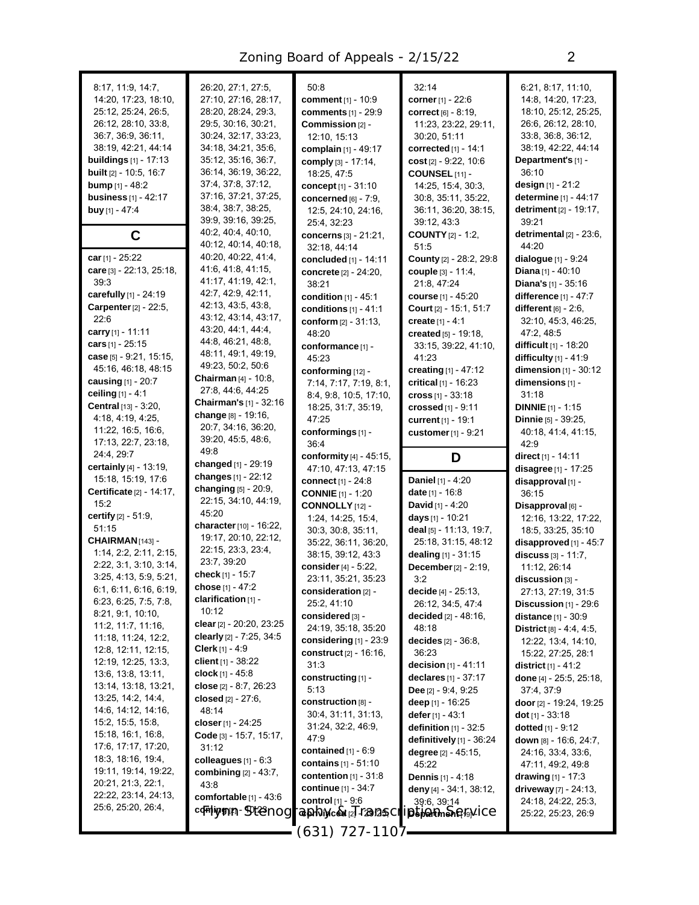8:17, 11:9, 14:7, 14:20, 17:23, 18:10, 25:12, 25:24, 26:5, 26:12, 28:10, 33:8, 36:7, 36:9, 36:11, 38:19, 42:21, 44:14
**buildings** [1] - 17:13
**built** [2] - 10:5, 16:7
**bump** [1] - 48:2
**business** [1] - 42:17
**buy** [1] - 47:4

## C

**car** [1] - 25:22
**care** [3] - 22:13, 25:18, 39:3
**carefully** [1] - 24:19
**Carpenter** [2] - 22:5, 22:6
**carry** [1] - 11:11
**cars** [1] - 25:15
**case** [5] - 9:21, 15:15, 45:16, 46:18, 48:15
**causing** [1] - 20:7
**ceiling** [1] - 4:1
**Central** [13] - 3:20, 4:18, 4:19, 4:25, 11:22, 16:5, 16:6, 17:13, 22:7, 23:18, 24:4, 29:7
**certainly** [4] - 13:19, 15:18, 15:19, 17:6
**Certificate** [2] - 14:17, 15:2
**certify** [2] - 51:9, 51:15
**CHAIRMAN** [143] - 1:14, 2:2, 2:11, 2:15, 2:22, 3:1, 3:10, 3:14, 3:25, 4:13, 5:9, 5:21, 6:1, 6:11, 6:16, 6:19, 6:23, 6:25, 7:5, 7:8, 8:21, 9:1, 10:10, 11:2, 11:7, 11:16, 11:18, 11:24, 12:2, 12:8, 12:11, 12:15, 12:19, 12:25, 13:3, 13:6, 13:8, 13:11, 13:14, 13:18, 13:21, 13:25, 14:2, 14:4, 14:6, 14:12, 14:16, 15:2, 15:5, 15:8, 15:18, 16:1, 16:8, 17:6, 17:17, 17:20, 18:3, 18:16, 19:4, 19:11, 19:14, 19:22, 20:21, 21:3, 22:1, 22:22, 23:14, 24:13, 25:6, 25:20, 26:4, 26:20, 27:1, 27:5, 27:10, 27:16, 28:17, 28:20, 28:24, 29:3, 29:5, 30:16, 30:21, 30:24, 32:17, 33:23, 34:18, 34:21, 35:6, 35:12, 35:16, 36:7, 36:14, 36:19, 36:22, 37:4, 37:8, 37:12, 37:16, 37:21, 37:25, 38:4, 38:7, 38:25, 39:9, 39:16, 39:25, 40:2, 40:4, 40:10, 40:12, 40:14, 40:18, 40:20, 40:22, 41:4, 41:6, 41:8, 41:15, 41:17, 41:19, 42:1, 42:7, 42:9, 42:11, 42:13, 43:5, 43:8, 43:12, 43:14, 43:17, 43:20, 44:1, 44:4, 44:8, 46:21, 48:8, 48:11, 49:1, 49:19, 49:23, 50:2, 50:6
**Chairman** [4] - 10:8, 27:8, 44:6, 44:25
**Chairman's** [1] - 32:16
**change** [8] - 19:16, 20:7, 34:16, 36:20, 39:20, 45:5, 48:6, 49:8
**changed** [1] - 29:19
**changes** [1] - 22:12
**changing** [5] - 20:9, 22:15, 34:10, 44:19, 45:20
**character** [10] - 16:22, 19:17, 20:10, 22:12, 22:15, 23:3, 23:4, 23:7, 39:20
**check** [1] - 15:7
**chose** [1] - 47:2
**clarification** [1] - 10:12
**clear** [2] - 20:20, 23:25
**clearly** [2] - 7:25, 34:5
**Clerk** [1] - 4:9
**client** [1] - 38:22
**clock** [1] - 45:8
**close** [2] - 8:7, 26:23
**closed** [2] - 27:6, 48:14
**closer** [1] - 24:25
**Code** [3] - 15:7, 15:17, 31:12
**colleagues** [1] - 6:3
**combining** [2] - 43:7, 43:8
**comfortable** [1] - 43:6
**coming** [1] - 31:23
50:8
**comment** [1] - 10:9
**comments** [1] - 29:9
**Commission** [2] - 12:10, 15:13
**complain** [1] - 49:17
**comply** [3] - 17:14, 18:25, 47:5
**concept** [1] - 31:10
**concerned** [6] - 7:9, 12:5, 24:10, 24:16, 25:4, 32:23
**concerns** [3] - 21:21, 32:18, 44:14
**concluded** [1] - 14:11
**concrete** [2] - 24:20, 38:21
**condition** [1] - 45:1
**conditions** [1] - 41:1
**conform** [2] - 31:13, 48:20
**conformance** [1] - 45:23
**conforming** [12] - 7:14, 7:17, 7:19, 8:1, 8:4, 9:8, 10:5, 17:10, 18:25, 31:7, 35:19, 47:25
**conformings** [1] - 36:4
**conformity** [4] - 45:15, 47:10, 47:13, 47:15
**connect** [1] - 24:8
**CONNIE** [1] - 1:20
**CONNOLLY** [12] - 1:24, 14:25, 15:4, 30:3, 30:8, 35:11, 35:22, 36:11, 36:20, 38:15, 39:12, 43:3
**consider** [4] - 5:22, 23:11, 35:21, 35:23
**consideration** [2] - 25:2, 41:10
**considered** [3] - 24:19, 35:18, 35:20
**considering** [1] - 23:9
**construct** [2] - 16:16, 31:3
**constructing** [1] - 5:13
**construction** [8] - 30:4, 31:11, 31:13, 31:24, 32:2, 46:9, 47:9
**contained** [1] - 6:9
**contains** [1] - 51:10
**contention** [1] - 31:8
**continue** [1] - 34:7
**control** [1] - 9:6
**convinced** [2] - 23:25,
32:14
**corner** [1] - 22:6
**correct** [6] - 8:19, 11:23, 23:22, 29:11, 30:20, 51:11
**corrected** [1] - 14:1
**cost** [2] - 9:22, 10:6
**COUNSEL** [11] - 14:25, 15:4, 30:3, 30:8, 35:11, 35:22, 36:11, 36:20, 38:15, 39:12, 43:3
**COUNTY** [2] - 1:2, 51:5
**County** [2] - 28:2, 29:8
**couple** [3] - 11:4, 21:8, 47:24
**course** [1] - 45:20
**Court** [2] - 15:1, 51:7
**create** [1] - 4:1
**created** [5] - 19:18, 33:15, 39:22, 41:10, 41:23
**creating** [1] - 47:12
**critical** [1] - 16:23
**cross** [1] - 33:18
**crossed** [1] - 9:11
**current** [1] - 19:1
**customer** [1] - 9:21

## D

**Daniel** [1] - 4:20
**date** [1] - 16:8
**David** [1] - 4:20
**days** [1] - 10:21
**deal** [5] - 11:13, 19:7, 25:18, 31:15, 48:12
**dealing** [1] - 31:15
**December** [2] - 2:19, 3:2
**decide** [4] - 25:13, 26:12, 34:5, 47:4
**decided** [2] - 48:16, 48:18
**decides** [2] - 36:8, 36:23
**decision** [1] - 41:11
**declares** [1] - 37:17
**Dee** [2] - 9:4, 9:25
**deep** [1] - 16:25
**defer** [1] - 43:1
**definition** [1] - 32:5
**definitively** [1] - 36:24
**degree** [2] - 45:15, 45:22
**Dennis** [1] - 4:18
**deny** [4] - 34:1, 38:12, 39:6, 39:14
**Department** [9] -
6:21, 8:17, 11:10, 14:8, 14:20, 17:23, 18:10, 25:12, 25:25, 26:6, 26:12, 28:10, 33:8, 36:8, 36:12, 38:19, 42:22, 44:14
**Department's** [1] - 36:10
**design** [1] - 21:2
**determine** [1] - 44:17
**detriment** [2] - 19:17, 39:21
**detrimental** [2] - 23:6, 44:20
**dialogue** [1] - 9:24
**Diana** [1] - 40:10
**Diana's** [1] - 35:16
**difference** [1] - 47:7
**different** [6] - 2:6, 32:10, 45:3, 46:25, 47:2, 48:5
**difficult** [1] - 18:20
**difficulty** [1] - 41:9
**dimension** [1] - 30:12
**dimensions** [1] - 31:18
**DINNIE** [1] - 1:15
**Dinnie** [5] - 39:25, 40:18, 41:4, 41:15, 42:9
**direct** [1] - 14:11
**disagree** [1] - 17:25
**disapproval** [1] - 36:15
**Disapproval** [6] - 12:16, 13:22, 17:22, 18:5, 33:25, 35:10
**disapproved** [1] - 45:7
**discuss** [3] - 11:7, 11:12, 26:14
**discussion** [3] - 27:13, 27:19, 31:5
**Discussion** [1] - 29:6
**distance** [1] - 30:9
**District** [8] - 4:4, 4:5, 12:22, 13:4, 14:10, 15:22, 27:25, 28:1
**district** [1] - 41:2
**done** [4] - 25:5, 25:18, 37:4, 37:9
**door** [2] - 19:24, 19:25
**dot** [1] - 33:18
**dotted** [1] - 9:12
**down** [8] - 16:6, 24:7, 24:16, 33:4, 33:6, 47:11, 49:2, 49:8
**drawing** [1] - 17:3
**driveway** [7] - 24:13, 24:18, 24:22, 25:3, 25:22, 25:23, 26:9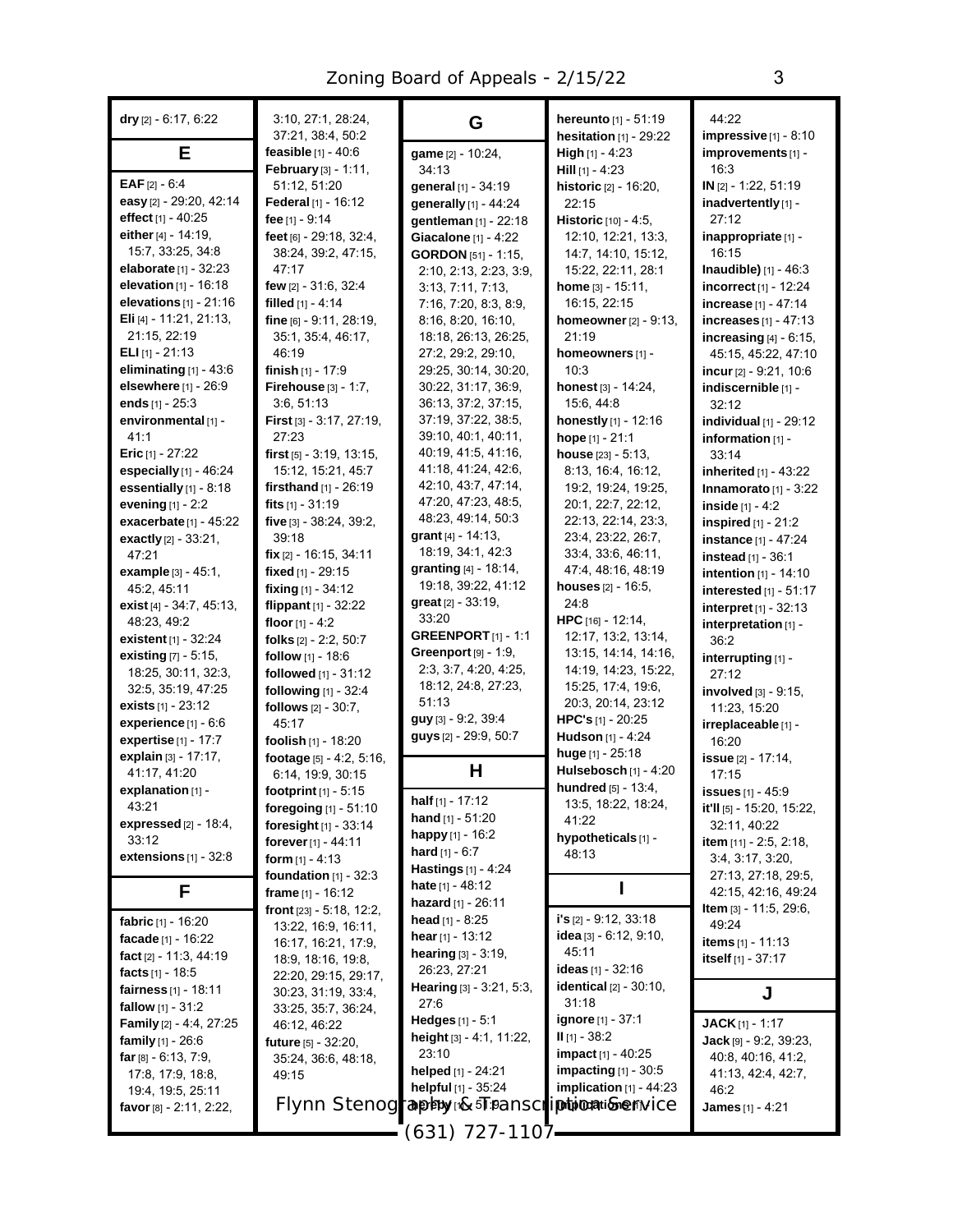**dry** [2] - 6:17, 6:22

## E

**EAF** [2] - 6:4
**easy** [2] - 29:20, 42:14
**effect** [1] - 40:25
**either** [4] - 14:19, 15:7, 33:25, 34:8
**elaborate** [1] - 32:23
**elevation** [1] - 16:18
**elevations** [1] - 21:16
**Eli** [4] - 11:21, 21:13, 21:15, 22:19
**ELI** [1] - 21:13
**eliminating** [1] - 43:6
**elsewhere** [1] - 26:9
**ends** [1] - 25:3
**environmental** [1] - 41:1
**Eric** [1] - 27:22
**especially** [1] - 46:24
**essentially** [1] - 8:18
**evening** [1] - 2:2
**exacerbate** [1] - 45:22
**exactly** [2] - 33:21, 47:21
**example** [3] - 45:1, 45:2, 45:11
**exist** [4] - 34:7, 45:13, 48:23, 49:2
**existent** [1] - 32:24
**existing** [7] - 5:15, 18:25, 30:11, 32:3, 32:5, 35:19, 47:25
**exists** [1] - 23:12
**experience** [1] - 6:6
**expertise** [1] - 17:7
**explain** [3] - 17:17, 41:17, 41:20
**explanation** [1] - 43:21
**expressed** [2] - 18:4, 33:12
**extensions** [1] - 32:8

## F

**fabric** [1] - 16:20
**facade** [1] - 16:22
**fact** [2] - 11:3, 44:19
**facts** [1] - 18:5
**fairness** [1] - 18:11
**fallow** [1] - 31:2
**Family** [2] - 4:4, 27:25
**family** [1] - 26:6
**far** [8] - 6:13, 7:9, 17:8, 17:9, 18:8, 19:4, 19:5, 25:11
**favor** [8] - 2:11, 2:22, 3:10, 27:1, 28:24, 37:21, 38:4, 50:2
**feasible** [1] - 40:6
**February** [3] - 1:11, 51:12, 51:20
**Federal** [1] - 16:12
**fee** [1] - 9:14
**feet** [6] - 29:18, 32:4, 38:24, 39:2, 47:15, 47:17
**few** [2] - 31:6, 32:4
**filled** [1] - 4:14
**fine** [6] - 9:11, 28:19, 35:1, 35:4, 46:17, 46:19
**finish** [1] - 17:9
**Firehouse** [3] - 1:7, 3:6, 51:13
**First** [3] - 3:17, 27:19, 27:23
**first** [5] - 3:19, 13:15, 15:12, 15:21, 45:7
**firsthand** [1] - 26:19
**fits** [1] - 31:19
**five** [3] - 38:24, 39:2, 39:18
**fix** [2] - 16:15, 34:11
**fixed** [1] - 29:15
**fixing** [1] - 34:12
**flippant** [1] - 32:22
**floor** [1] - 4:2
**folks** [2] - 2:2, 50:7
**follow** [1] - 18:6
**followed** [1] - 31:12
**following** [1] - 32:4
**follows** [2] - 30:7, 45:17
**foolish** [1] - 18:20
**footage** [5] - 4:2, 5:16, 6:14, 19:9, 30:15
**footprint** [1] - 5:15
**foregoing** [1] - 51:10
**foresight** [1] - 33:14
**forever** [1] - 44:11
**form** [1] - 4:13
**foundation** [1] - 32:3
**frame** [1] - 16:12
**front** [23] - 5:18, 12:2, 13:22, 16:9, 16:11, 16:17, 16:21, 17:9, 18:9, 18:16, 19:8, 22:20, 29:15, 29:17, 30:23, 31:19, 33:4, 33:25, 35:7, 36:24, 46:12, 46:22
**future** [5] - 32:20, 35:24, 36:6, 48:18, 49:15

## G

**game** [2] - 10:24, 34:13
**general** [1] - 34:19
**generally** [1] - 44:24
**gentleman** [1] - 22:18
**Giacalone** [1] - 4:22
**GORDON** [51] - 1:15, 2:10, 2:13, 2:23, 3:9, 3:13, 7:11, 7:13, 7:16, 7:20, 8:3, 8:9, 8:16, 8:20, 16:10, 18:18, 26:13, 26:25, 27:2, 29:2, 29:10, 29:25, 30:14, 30:20, 30:22, 31:17, 36:9, 36:13, 37:2, 37:15, 37:19, 37:22, 38:5, 39:10, 40:1, 40:11, 40:19, 41:5, 41:16, 41:18, 41:24, 42:6, 42:10, 43:7, 47:14, 47:20, 47:23, 48:5, 48:23, 49:14, 50:3
**grant** [4] - 14:13, 18:19, 34:1, 42:3
**granting** [4] - 18:14, 19:18, 39:22, 41:12
**great** [2] - 33:19, 33:20
**GREENPORT** [1] - 1:1
**Greenport** [9] - 1:9, 2:3, 3:7, 4:20, 4:25, 18:12, 24:8, 27:23, 51:13
**guy** [3] - 9:2, 39:4
**guys** [2] - 29:9, 50:7

## H

**half** [1] - 17:12
**hand** [1] - 51:20
**happy** [1] - 16:2
**hard** [1] - 6:7
**Hastings** [1] - 4:24
**hate** [1] - 48:12
**hazard** [1] - 26:11
**head** [1] - 8:25
**hear** [1] - 13:12
**hearing** [3] - 3:19, 26:23, 27:21
**Hearing** [3] - 3:21, 5:3, 27:6
**Hedges** [1] - 5:1
**height** [3] - 4:1, 11:22, 23:10
**helped** [1] - 24:21
**helpful** [1] - 35:24
**hereby** [1] - 51:9
**hereunto** [1] - 51:19
**hesitation** [1] - 29:22
**High** [1] - 4:23
**Hill** [1] - 4:23
**historic** [2] - 16:20, 22:15
**Historic** [10] - 4:5, 12:10, 12:21, 13:3, 14:7, 14:10, 15:12, 15:22, 22:11, 28:1
**home** [3] - 15:11, 16:15, 22:15
**homeowner** [2] - 9:13, 21:19
**homeowners** [1] - 10:3
**honest** [3] - 14:24, 15:6, 44:8
**honestly** [1] - 12:16
**hope** [1] - 21:1
**house** [23] - 5:13, 8:13, 16:4, 16:12, 19:2, 19:24, 19:25, 20:1, 22:7, 22:12, 22:13, 22:14, 23:3, 23:4, 23:22, 26:7, 33:4, 33:6, 46:11, 47:4, 48:16, 48:19
**houses** [2] - 16:5, 24:8
**HPC** [16] - 12:14, 12:17, 13:2, 13:14, 13:15, 14:14, 14:16, 14:19, 14:23, 15:22, 15:25, 17:4, 19:6, 20:3, 20:14, 23:12
**HPC's** [1] - 20:25
**Hudson** [1] - 4:24
**huge** [1] - 25:18
**Hulsebosch** [1] - 4:20
**hundred** [5] - 13:4, 13:5, 18:22, 18:24, 41:22
**hypotheticals** [1] - 48:13

## I

**i's** [2] - 9:12, 33:18
**idea** [3] - 6:12, 9:10, 45:11
**ideas** [1] - 32:16
**identical** [2] - 30:10, 31:18
**ignore** [1] - 37:1
**II** [1] - 38:2
**impact** [1] - 40:25
**impacting** [1] - 30:5
**implication** [1] - 44:23
**importance** [1] - 44:22
**impressive** [1] - 8:10
**improvements** [1] - 16:3
**IN** [2] - 1:22, 51:19
**inadvertently** [1] - 27:12
**inappropriate** [1] - 16:15
**Inaudible)** [1] - 46:3
**incorrect** [1] - 12:24
**increase** [1] - 47:14
**increases** [1] - 47:13
**increasing** [4] - 6:15, 45:15, 45:22, 47:10
**incur** [2] - 9:21, 10:6
**indiscernible** [1] - 32:12
**individual** [1] - 29:12
**information** [1] - 33:14
**inherited** [1] - 43:22
**Innamorato** [1] - 3:22
**inside** [1] - 4:2
**inspired** [1] - 21:2
**instance** [1] - 47:24
**instead** [1] - 36:1
**intention** [1] - 14:10
**interested** [1] - 51:17
**interpret** [1] - 32:13
**interpretation** [1] - 36:2
**interrupting** [1] - 27:12
**involved** [3] - 9:15, 11:23, 15:20
**irreplaceable** [1] - 16:20
**issue** [2] - 17:14, 17:15
**issues** [1] - 45:9
**it'll** [5] - 15:20, 15:22, 32:11, 40:22
**item** [11] - 2:5, 2:18, 3:4, 3:17, 3:20, 27:13, 27:18, 29:5, 42:15, 42:16, 49:24
**Item** [3] - 11:5, 29:6, 49:24
**items** [1] - 11:13
**itself** [1] - 37:17

## J

**JACK** [1] - 1:17
**Jack** [9] - 9:2, 39:23, 40:8, 40:16, 41:2, 41:13, 42:4, 42:7, 46:2
**James** [1] - 4:21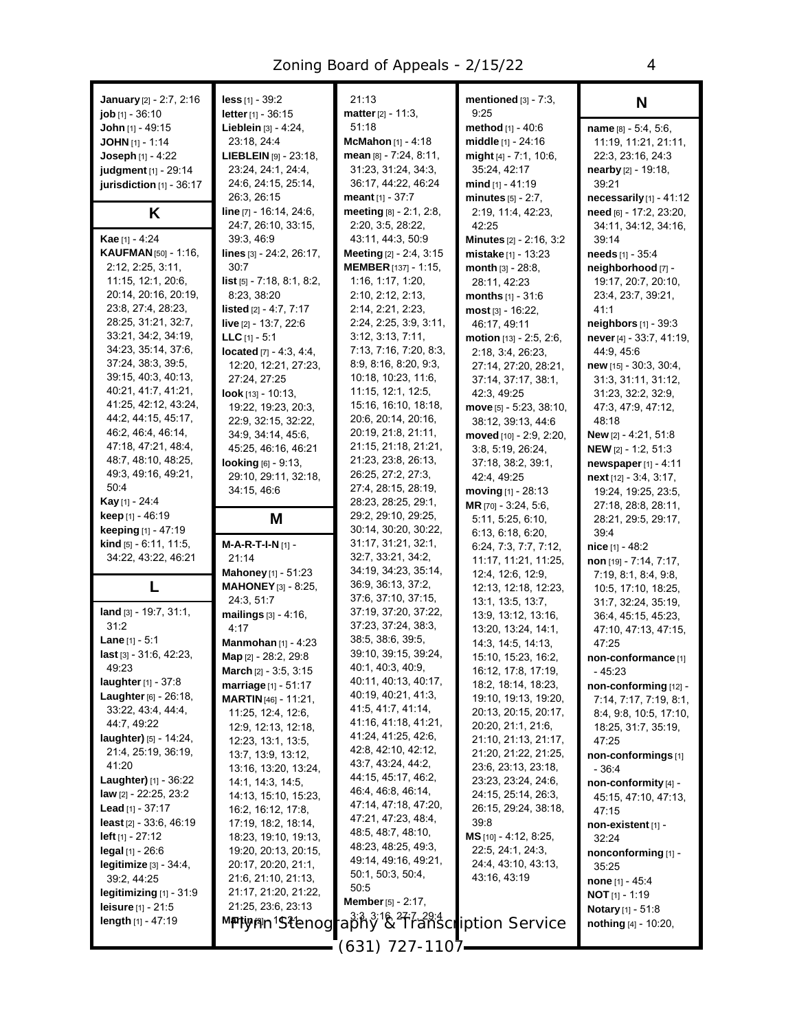**January** [2] - 2:7, 2:16
**job** [1] - 36:10
**John** [1] - 49:15
**JOHN** [1] - 1:14
**Joseph** [1] - 4:22
**judgment** [1] - 29:14
**jurisdiction** [1] - 36:17

## K

**Kae** [1] - 4:24
**KAUFMAN** [50] - 1:16, 2:12, 2:25, 3:11, 11:15, 12:1, 20:6, 20:14, 20:16, 20:19, 23:8, 27:4, 28:23, 28:25, 31:21, 32:7, 33:21, 34:2, 34:19, 34:23, 35:14, 37:6, 37:24, 38:3, 39:5, 39:15, 40:3, 40:13, 40:21, 41:7, 41:21, 41:25, 42:12, 43:24, 44:2, 44:15, 45:17, 46:2, 46:4, 46:14, 47:18, 47:21, 48:4, 48:7, 48:10, 48:25, 49:3, 49:16, 49:21, 50:4
**Kay** [1] - 24:4
**keep** [1] - 46:19
**keeping** [1] - 47:19
**kind** [5] - 6:11, 11:5, 34:22, 43:22, 46:21

## L

**land** [3] - 19:7, 31:1, 31:2
**Lane** [1] - 5:1
**last** [3] - 31:6, 42:23, 49:23
**laughter** [1] - 37:8
**Laughter** [6] - 26:18, 33:22, 43:4, 44:4, 44:7, 49:22
**laughter)** [5] - 14:24, 21:4, 25:19, 36:19, 41:20
**Laughter)** [1] - 36:22
**law** [2] - 22:25, 23:2
**Lead** [1] - 37:17
**least** [2] - 33:6, 46:19
**left** [1] - 27:12
**legal** [1] - 26:6
**legitimize** [3] - 34:4, 39:2, 44:25
**legitimizing** [1] - 31:9
**leisure** [1] - 21:5
**length** [1] - 47:19
**less** [1] - 39:2
**letter** [1] - 36:15
**Lieblein** [3] - 4:24, 23:18, 24:4
**LIEBLEIN** [9] - 23:18, 23:24, 24:1, 24:4, 24:6, 24:15, 25:14, 26:3, 26:15
**line** [7] - 16:14, 24:6, 24:7, 26:10, 33:15, 39:3, 46:9
**lines** [3] - 24:2, 26:17, 30:7
**list** [5] - 7:18, 8:1, 8:2, 8:23, 38:20
**listed** [2] - 4:7, 7:17
**live** [2] - 13:7, 22:6
**LLC** [1] - 5:1
**located** [7] - 4:3, 4:4, 12:20, 12:21, 27:23, 27:24, 27:25
**look** [13] - 10:13, 19:22, 19:23, 20:3, 22:9, 32:15, 32:22, 34:9, 34:14, 45:6, 45:25, 46:16, 46:21
**looking** [6] - 9:13, 29:10, 29:11, 32:18, 34:15, 46:6

## M

**M-A-R-T-I-N** [1] - 21:14
**Mahoney** [1] - 51:23
**MAHONEY** [3] - 8:25, 24:3, 51:7
**mailings** [3] - 4:16, 4:17
**Manmohan** [1] - 4:23
**Map** [2] - 28:2, 29:8
**March** [2] - 3:5, 3:15
**marriage** [1] - 51:17
**MARTIN** [46] - 11:21, 11:25, 12:4, 12:6, 12:9, 12:13, 12:18, 12:23, 13:1, 13:5, 13:7, 13:9, 13:12, 13:16, 13:20, 13:24, 14:1, 14:3, 14:5, 14:13, 15:10, 15:23, 16:2, 16:12, 17:8, 17:19, 18:2, 18:14, 18:23, 19:10, 19:13, 19:20, 20:13, 20:15, 20:17, 20:20, 21:1, 21:6, 21:10, 21:13, 21:17, 21:20, 21:22, 21:25, 23:6, 23:13
**Martin** [3] - 10:21, 21:13
**matter** [2] - 11:3, 51:18
**McMahon** [1] - 4:18
**mean** [8] - 7:24, 8:11, 31:23, 31:24, 34:3, 36:17, 44:22, 46:24
**meant** [1] - 37:7
**meeting** [8] - 2:1, 2:8, 2:20, 3:5, 28:22, 43:11, 44:3, 50:9
**Meeting** [2] - 2:4, 3:15
**MEMBER** [137] - 1:15, 1:16, 1:17, 1:20, 2:10, 2:12, 2:13, 2:14, 2:21, 2:23, 2:24, 2:25, 3:9, 3:11, 3:12, 3:13, 7:11, 7:13, 7:16, 7:20, 8:3, 8:9, 8:16, 8:20, 9:3, 10:18, 10:23, 11:6, 11:15, 12:1, 12:5, 15:16, 16:10, 18:18, 20:6, 20:14, 20:16, 20:19, 21:8, 21:11, 21:15, 21:18, 21:21, 21:23, 23:8, 26:13, 26:25, 27:2, 27:3, 27:4, 28:15, 28:19, 28:23, 28:25, 29:1, 29:2, 29:10, 29:25, 30:14, 30:20, 30:22, 31:17, 31:21, 32:1, 32:7, 33:21, 34:2, 34:19, 34:23, 35:14, 36:9, 36:13, 37:2, 37:6, 37:10, 37:15, 37:19, 37:20, 37:22, 37:23, 37:24, 38:3, 38:5, 38:6, 39:5, 39:10, 39:15, 39:24, 40:1, 40:3, 40:9, 40:11, 40:13, 40:17, 40:19, 40:21, 41:3, 41:5, 41:7, 41:14, 41:16, 41:18, 41:21, 41:24, 41:25, 42:6, 42:8, 42:10, 42:12, 43:7, 43:24, 44:2, 44:15, 45:17, 46:2, 46:4, 46:8, 46:14, 47:14, 47:18, 47:20, 47:21, 47:23, 48:4, 48:5, 48:7, 48:10, 48:23, 48:25, 49:3, 49:14, 49:16, 49:21, 50:1, 50:3, 50:4, 50:5
**Member** [5] - 2:17, 3:3, 3:16, 27:7, 29:4
**mentioned** [3] - 7:3, 9:25
**method** [1] - 40:6
**middle** [1] - 24:16
**might** [4] - 7:1, 10:6, 35:24, 42:17
**mind** [1] - 41:19
**minutes** [5] - 2:7, 2:19, 11:4, 42:23, 42:25
**Minutes** [2] - 2:16, 3:2
**mistake** [1] - 13:23
**month** [3] - 28:8, 28:11, 42:23
**months** [1] - 31:6
**most** [3] - 16:22, 46:17, 49:11
**motion** [13] - 2:5, 2:6, 2:18, 3:4, 26:23, 27:14, 27:20, 28:21, 37:14, 37:17, 38:1, 42:3, 49:25
**move** [5] - 5:23, 38:10, 38:12, 39:13, 44:6
**moved** [10] - 2:9, 2:20, 3:8, 5:19, 26:24, 37:18, 38:2, 39:1, 42:4, 49:25
**moving** [1] - 28:13
**MR** [70] - 3:24, 5:6, 5:11, 5:25, 6:10, 6:13, 6:18, 6:20, 6:24, 7:3, 7:7, 7:12, 11:17, 11:21, 11:25, 12:4, 12:6, 12:9, 12:13, 12:18, 12:23, 13:1, 13:5, 13:7, 13:9, 13:12, 13:16, 13:20, 13:24, 14:1, 14:3, 14:5, 14:13, 15:10, 15:23, 16:2, 16:12, 17:8, 17:19, 18:2, 18:14, 18:23, 19:10, 19:13, 19:20, 20:13, 20:15, 20:17, 20:20, 21:1, 21:6, 21:10, 21:13, 21:17, 21:20, 21:22, 21:25, 23:6, 23:13, 23:18, 23:23, 23:24, 24:6, 24:15, 25:14, 26:3, 26:15, 29:24, 38:18, 39:8
**MS** [10] - 4:12, 8:25, 22:5, 24:1, 24:3, 24:4, 43:10, 43:13, 43:16, 43:19

## N

**name** [8] - 5:4, 5:6, 11:19, 11:21, 21:11, 22:3, 23:16, 24:3
**nearby** [2] - 19:18, 39:21
**necessarily** [1] - 41:12
**need** [6] - 17:2, 23:20, 34:11, 34:12, 34:16, 39:14
**needs** [1] - 35:4
**neighborhood** [7] - 19:17, 20:7, 20:10, 23:4, 23:7, 39:21, 41:1
**neighbors** [1] - 39:3
**never** [4] - 33:7, 41:19, 44:9, 45:6
**new** [15] - 30:3, 30:4, 31:3, 31:11, 31:12, 31:23, 32:2, 32:9, 47:3, 47:9, 47:12, 48:18
**New** [2] - 4:21, 51:8
**NEW** [2] - 1:2, 51:3
**newspaper** [1] - 4:11
**next** [12] - 3:4, 3:17, 19:24, 19:25, 23:5, 27:18, 28:8, 28:11, 28:21, 29:5, 29:17, 39:4
**nice** [1] - 48:2
**non** [19] - 7:14, 7:17, 7:19, 8:1, 8:4, 9:8, 10:5, 17:10, 18:25, 31:7, 32:24, 35:19, 36:4, 45:15, 45:23, 47:10, 47:13, 47:15, 47:25
**non-conformance** [1] - 45:23
**non-conforming** [12] - 7:14, 7:17, 7:19, 8:1, 8:4, 9:8, 10:5, 17:10, 18:25, 31:7, 35:19, 47:25
**non-conformings** [1] - 36:4
**non-conformity** [4] - 45:15, 47:10, 47:13, 47:15
**non-existent** [1] - 32:24
**nonconforming** [1] - 35:25
**none** [1] - 45:4
**NOT** [1] - 1:19
**Notary** [1] - 51:8
**nothing** [4] - 10:20,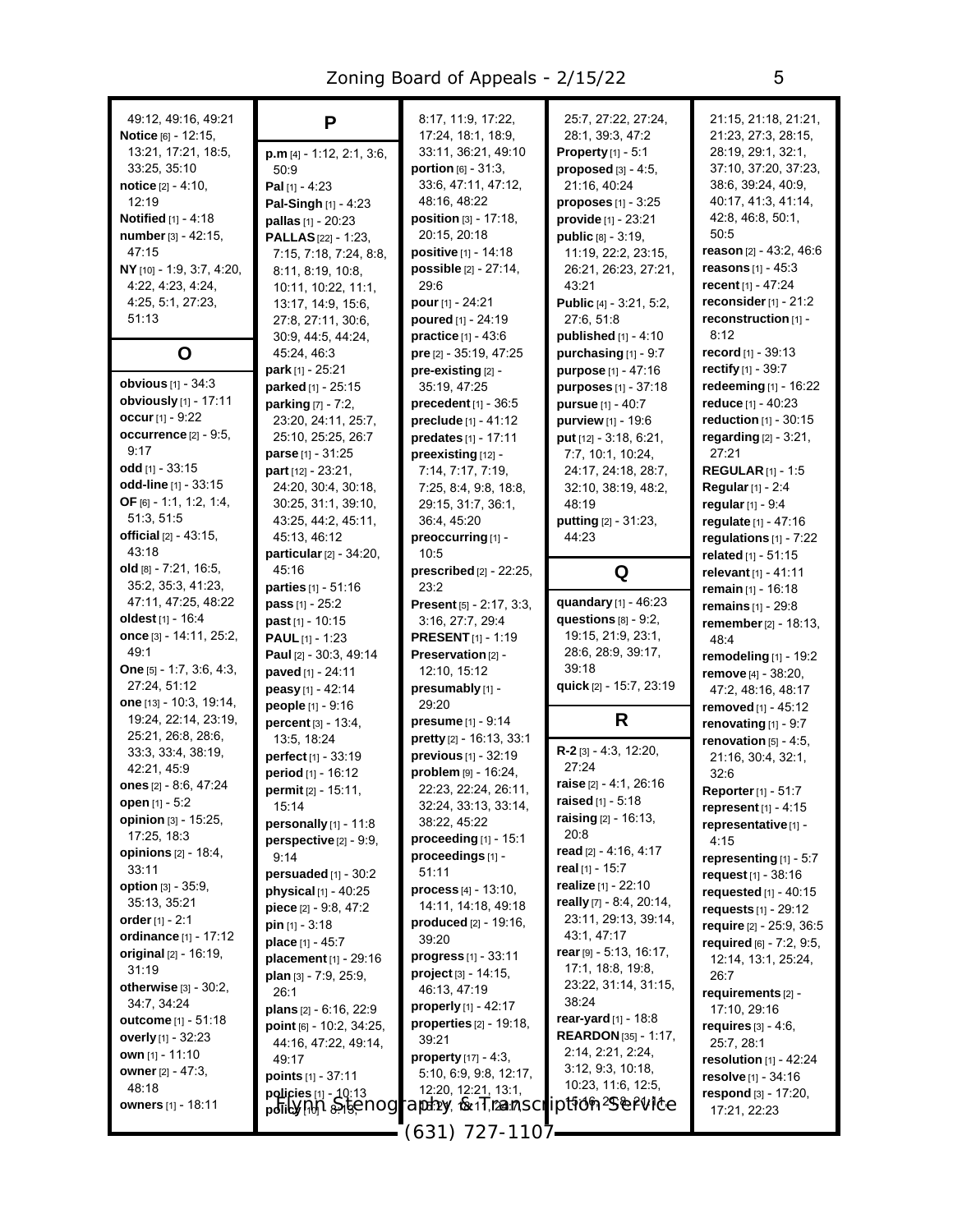49:12, 49:16, 49:21
**Notice** [6] - 12:15, 13:21, 17:21, 18:5, 33:25, 35:10
**notice** [2] - 4:10, 12:19
**Notified** [1] - 4:18
**number** [3] - 42:15, 47:15
**NY** [10] - 1:9, 3:7, 4:20, 4:22, 4:23, 4:24, 4:25, 5:1, 27:23, 51:13

## O

**obvious** [1] - 34:3
**obviously** [1] - 17:11
**occur** [1] - 9:22
**occurrence** [2] - 9:5, 9:17
**odd** [1] - 33:15
**odd-line** [1] - 33:15
**OF** [6] - 1:1, 1:2, 1:4, 51:3, 51:5
**official** [2] - 43:15, 43:18
**old** [8] - 7:21, 16:5, 35:2, 35:3, 41:23, 47:11, 47:25, 48:22
**oldest** [1] - 16:4
**once** [3] - 14:11, 25:2, 49:1
**One** [5] - 1:7, 3:6, 4:3, 27:24, 51:12
**one** [13] - 10:3, 19:14, 19:24, 22:14, 23:19, 25:21, 26:8, 28:6, 33:3, 33:4, 38:19, 42:21, 45:9
**ones** [2] - 8:6, 47:24
**open** [1] - 5:2
**opinion** [3] - 15:25, 17:25, 18:3
**opinions** [2] - 18:4, 33:11
**option** [3] - 35:9, 35:13, 35:21
**order** [1] - 2:1
**ordinance** [1] - 17:12
**original** [2] - 16:19, 31:19
**otherwise** [3] - 30:2, 34:7, 34:24
**outcome** [1] - 51:18
**overly** [1] - 32:23
**own** [1] - 11:10
**owner** [2] - 47:3, 48:18
**owners** [1] - 18:11

## P

**p.m** [4] - 1:12, 2:1, 3:6, 50:9
**Pal** [1] - 4:23
**Pal-Singh** [1] - 4:23
**pallas** [1] - 20:23
**PALLAS** [22] - 1:23, 7:15, 7:18, 7:24, 8:8, 8:11, 8:19, 10:8, 10:11, 10:22, 11:1, 13:17, 14:9, 15:6, 27:8, 27:11, 30:6, 30:9, 44:5, 44:24, 45:24, 46:3
**park** [1] - 25:21
**parked** [1] - 25:15
**parking** [7] - 7:2, 23:20, 24:11, 25:7, 25:10, 25:25, 26:7
**parse** [1] - 31:25
**part** [12] - 23:21, 24:20, 30:4, 30:18, 30:25, 31:1, 39:10, 43:25, 44:2, 45:11, 45:13, 46:12
**particular** [2] - 34:20, 45:16
**parties** [1] - 51:16
**pass** [1] - 25:2
**past** [1] - 10:15
**PAUL** [1] - 1:23
**Paul** [2] - 30:3, 49:14
**paved** [1] - 24:11
**peasy** [1] - 42:14
**people** [1] - 9:16
**percent** [3] - 13:4, 13:5, 18:24
**perfect** [1] - 33:19
**period** [1] - 16:12
**permit** [2] - 15:11, 15:14
**personally** [1] - 11:8
**perspective** [2] - 9:9, 9:14
**persuaded** [1] - 30:2
**physical** [1] - 40:25
**piece** [2] - 9:8, 47:2
**pin** [1] - 3:18
**place** [1] - 45:7
**placement** [1] - 29:16
**plan** [3] - 7:9, 25:9, 26:1
**plans** [2] - 6:16, 22:9
**point** [6] - 10:2, 34:25, 44:16, 47:22, 49:14, 49:17
**points** [1] - 37:11
**policies** [1] - 10:13
**policy** [10] - 8:15,
8:17, 11:9, 17:22, 17:24, 18:1, 18:9, 33:11, 36:21, 49:10
**portion** [6] - 31:3, 33:6, 47:11, 47:12, 48:16, 48:22
**position** [3] - 17:18, 20:15, 20:18
**positive** [1] - 14:18
**possible** [2] - 27:14, 29:6
**pour** [1] - 24:21
**poured** [1] - 24:19
**practice** [1] - 43:6
**pre** [2] - 35:19, 47:25
**pre-existing** [2] - 35:19, 47:25
**precedent** [1] - 36:5
**preclude** [1] - 41:12
**predates** [1] - 17:11
**preexisting** [12] - 7:14, 7:17, 7:19, 7:25, 8:4, 9:8, 18:8, 29:15, 31:7, 36:1, 36:4, 45:20
**preoccurring** [1] - 10:5
**prescribed** [2] - 22:25, 23:2
**Present** [5] - 2:17, 3:3, 3:16, 27:7, 29:4
**PRESENT** [1] - 1:19
**Preservation** [2] - 12:10, 15:12
**presumably** [1] - 29:20
**presume** [1] - 9:14
**pretty** [2] - 16:13, 33:1
**previous** [1] - 32:19
**problem** [9] - 16:24, 22:23, 22:24, 26:11, 32:24, 33:13, 33:14, 38:22, 45:22
**proceeding** [1] - 15:1
**proceedings** [1] - 51:11
**process** [4] - 13:10, 14:11, 14:18, 49:18
**produced** [2] - 19:16, 39:20
**progress** [1] - 33:11
**project** [3] - 14:15, 46:13, 47:19
**properly** [1] - 42:17
**properties** [2] - 19:18, 39:21
**property** [17] - 4:3, 5:10, 6:9, 9:8, 12:17, 12:20, 12:21, 13:1, 13:22, 16:1, 16:7, 25:7, 27:22, 27:24, 28:1, 39:3, 47:2
**Property** [1] - 5:1
**proposed** [3] - 4:5, 21:16, 40:24
**proposes** [1] - 3:25
**provide** [1] - 23:21
**public** [8] - 3:19, 11:19, 22:2, 23:15, 26:21, 26:23, 27:21, 43:21
**Public** [4] - 3:21, 5:2, 27:6, 51:8
**published** [1] - 4:10
**purchasing** [1] - 9:7
**purpose** [1] - 47:16
**purposes** [1] - 37:18
**pursue** [1] - 40:7
**purview** [1] - 19:6
**put** [12] - 3:18, 6:21, 7:7, 10:1, 10:24, 24:17, 24:18, 28:7, 32:10, 38:19, 48:2, 48:19
**putting** [2] - 31:23, 44:23

## Q

**quandary** [1] - 46:23
**questions** [8] - 9:2, 19:15, 21:9, 23:1, 28:6, 28:9, 39:17, 39:18
**quick** [2] - 15:7, 23:19

## R

**R-2** [3] - 4:3, 12:20, 27:24
**raise** [2] - 4:1, 26:16
**raised** [1] - 5:18
**raising** [2] - 16:13, 20:8
**read** [2] - 4:16, 4:17
**real** [1] - 15:7
**realize** [1] - 22:10
**really** [7] - 8:4, 20:14, 23:11, 29:13, 39:14, 43:1, 47:17
**rear** [9] - 5:13, 16:17, 17:1, 18:8, 19:8, 23:22, 31:14, 31:15, 38:24
**rear-yard** [1] - 18:8
**REARDON** [35] - 1:17, 2:14, 2:21, 2:24, 3:12, 9:3, 10:18, 10:23, 11:6, 12:5, 15:16, 20:8, 20:14, 21:15, 21:18, 21:21, 21:23, 27:3, 28:15, 28:19, 29:1, 32:1, 37:10, 37:20, 37:23, 38:6, 39:24, 40:9, 40:17, 41:3, 41:14, 42:8, 46:8, 50:1, 50:5
**reason** [2] - 43:2, 46:6
**reasons** [1] - 45:3
**recent** [1] - 47:24
**reconsider** [1] - 21:2
**reconstruction** [1] - 8:12
**record** [1] - 39:13
**rectify** [1] - 39:7
**redeeming** [1] - 16:22
**reduce** [1] - 40:23
**reduction** [1] - 30:15
**regarding** [2] - 3:21, 27:21
**REGULAR** [1] - 1:5
**Regular** [1] - 2:4
**regular** [1] - 9:4
**regulate** [1] - 47:16
**regulations** [1] - 7:22
**related** [1] - 51:15
**relevant** [1] - 41:11
**remain** [1] - 16:18
**remains** [1] - 29:8
**remember** [2] - 18:13, 48:4
**remodeling** [1] - 19:2
**remove** [4] - 38:20, 47:2, 48:16, 48:17
**removed** [1] - 45:12
**renovating** [1] - 9:7
**renovation** [5] - 4:5, 21:16, 30:4, 32:1, 32:6
**Reporter** [1] - 51:7
**represent** [1] - 4:15
**representative** [1] - 4:15
**representing** [1] - 5:7
**request** [1] - 38:16
**requested** [1] - 40:15
**requests** [1] - 29:12
**require** [2] - 25:9, 36:5
**required** [6] - 7:2, 9:5, 12:14, 13:1, 25:24, 26:7
**requirements** [2] - 17:10, 29:16
**requires** [3] - 4:6, 25:7, 28:1
**resolution** [1] - 42:24
**resolve** [1] - 34:16
**respond** [3] - 17:20, 17:21, 22:23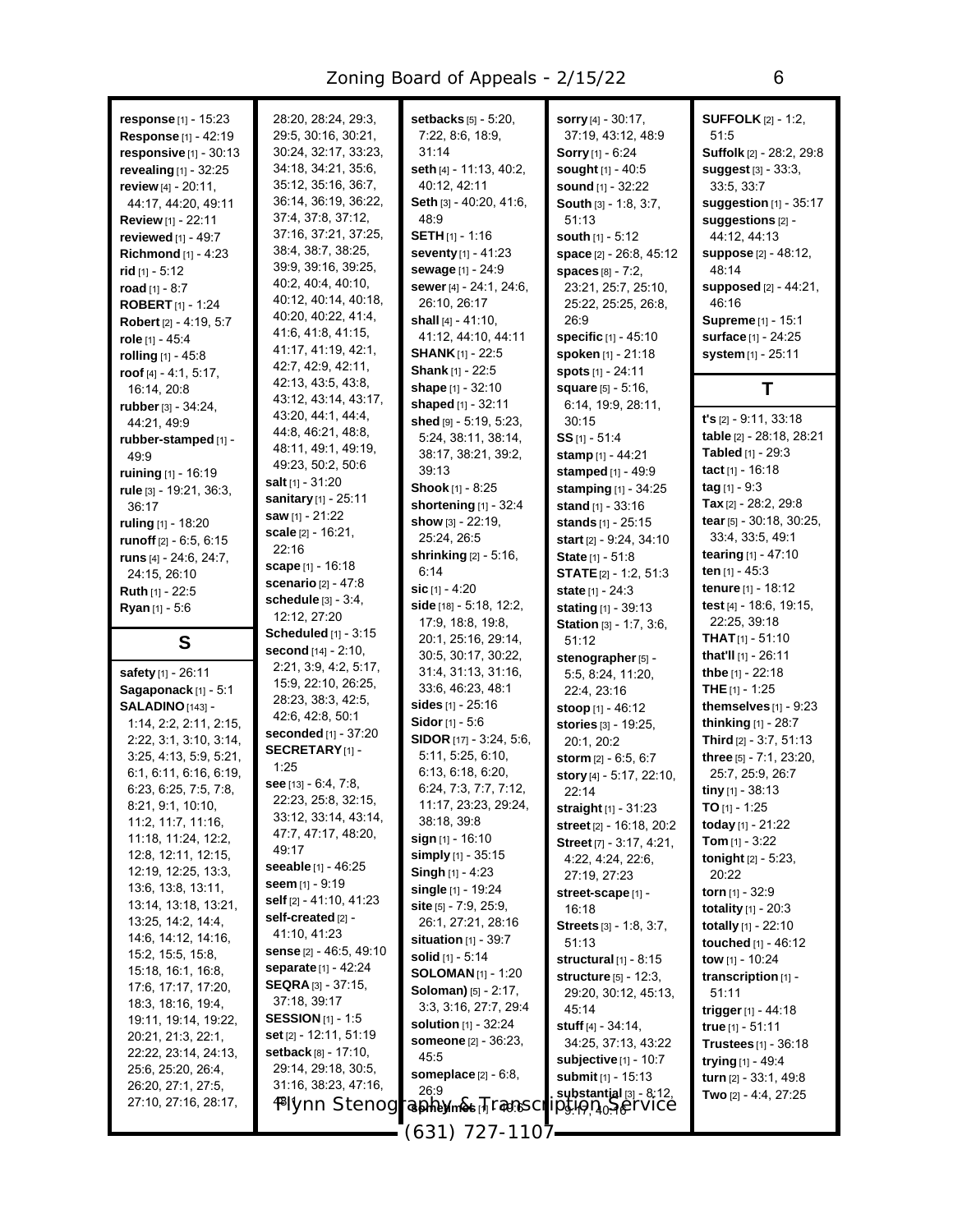**response** [1] - 15:23
**Response** [1] - 42:19
**responsive** [1] - 30:13
**revealing** [1] - 32:25
**review** [4] - 20:11, 44:17, 44:20, 49:11
**Review** [1] - 22:11
**reviewed** [1] - 49:7
**Richmond** [1] - 4:23
**rid** [1] - 5:12
**road** [1] - 8:7
**ROBERT** [1] - 1:24
**Robert** [2] - 4:19, 5:7
**role** [1] - 45:4
**rolling** [1] - 45:8
**roof** [4] - 4:1, 5:17, 16:14, 20:8
**rubber** [3] - 34:24, 44:21, 49:9
**rubber-stamped** [1] - 49:9
**ruining** [1] - 16:19
**rule** [3] - 19:21, 36:3, 36:17
**ruling** [1] - 18:20
**runoff** [2] - 6:5, 6:15
**runs** [4] - 24:6, 24:7, 24:15, 26:10
**Ruth** [1] - 22:5
**Ryan** [1] - 5:6

## S

**safety** [1] - 26:11
**Sagaponack** [1] - 5:1
**SALADINO** [143] - 1:14, 2:2, 2:11, 2:15, 2:22, 3:1, 3:10, 3:14, 3:25, 4:13, 5:9, 5:21, 6:1, 6:11, 6:16, 6:19, 6:23, 6:25, 7:5, 7:8, 8:21, 9:1, 10:10, 11:2, 11:7, 11:16, 11:18, 11:24, 12:2, 12:8, 12:11, 12:15, 12:19, 12:25, 13:3, 13:6, 13:8, 13:11, 13:14, 13:18, 13:21, 13:25, 14:2, 14:4, 14:6, 14:12, 14:16, 15:2, 15:5, 15:8, 15:18, 16:1, 16:8, 17:6, 17:17, 17:20, 18:3, 18:16, 19:4, 19:11, 19:14, 19:22, 20:21, 21:3, 22:1, 22:22, 23:14, 24:13, 25:6, 25:20, 26:4, 26:20, 27:1, 27:5, 27:10, 27:16, 28:17, 28:20, 28:24, 29:3, 29:5, 30:16, 30:21, 30:24, 32:17, 33:23, 34:18, 34:21, 35:6, 35:12, 35:16, 36:7, 36:14, 36:19, 36:22, 37:4, 37:8, 37:12, 37:16, 37:21, 37:25, 38:4, 38:7, 38:25, 39:9, 39:16, 39:25, 40:2, 40:4, 40:10, 40:12, 40:14, 40:18, 40:20, 40:22, 41:4, 41:6, 41:8, 41:15, 41:17, 41:19, 42:1, 42:7, 42:9, 42:11, 42:13, 43:5, 43:8, 43:12, 43:14, 43:17, 43:20, 44:1, 44:4, 44:8, 46:21, 48:8, 48:11, 49:1, 49:19, 49:23, 50:2, 50:6
**salt** [1] - 31:20
**sanitary** [1] - 25:11
**saw** [1] - 21:22
**scale** [2] - 16:21, 22:16
**scape** [1] - 16:18
**scenario** [2] - 47:8
**schedule** [3] - 3:4, 12:12, 27:20
**Scheduled** [1] - 3:15
**second** [14] - 2:10, 2:21, 3:9, 4:2, 5:17, 15:9, 22:10, 26:25, 28:23, 38:3, 42:5, 42:6, 42:8, 50:1
**seconded** [1] - 37:20
**SECRETARY** [1] - 1:25
**see** [13] - 6:4, 7:8, 22:23, 25:8, 32:15, 33:12, 33:14, 43:14, 47:7, 47:17, 48:20, 49:17
**seeable** [1] - 46:25
**seem** [1] - 9:19
**self** [2] - 41:10, 41:23
**self-created** [2] - 41:10, 41:23
**sense** [2] - 46:5, 49:10
**separate** [1] - 42:24
**SEQRA** [3] - 37:15, 37:18, 39:17
**SESSION** [1] - 1:5
**set** [2] - 12:11, 51:19
**setback** [8] - 17:10, 29:14, 29:18, 30:5, 31:16, 38:23, 47:16, 48:1
**setbacks** [5] - 5:20, 7:22, 8:6, 18:9, 31:14
**seth** [4] - 11:13, 40:2, 40:12, 42:11
**Seth** [3] - 40:20, 41:6, 48:9
**SETH** [1] - 1:16
**seventy** [1] - 41:23
**sewage** [1] - 24:9
**sewer** [4] - 24:1, 24:6, 26:10, 26:17
**shall** [4] - 41:10, 41:12, 44:10, 44:11
**SHANK** [1] - 22:5
**Shank** [1] - 22:5
**shape** [1] - 32:10
**shaped** [1] - 32:11
**shed** [9] - 5:19, 5:23, 5:24, 38:11, 38:14, 38:17, 38:21, 39:2, 39:13
**Shook** [1] - 8:25
**shortening** [1] - 32:4
**show** [3] - 22:19, 25:24, 26:5
**shrinking** [2] - 5:16, 6:14
**sic** [1] - 4:20
**side** [18] - 5:18, 12:2, 17:9, 18:8, 19:8, 20:1, 25:16, 29:14, 30:5, 30:17, 30:22, 31:4, 31:13, 31:16, 33:6, 46:23, 48:1
**sides** [1] - 25:16
**Sidor** [1] - 5:6
**SIDOR** [17] - 3:24, 5:6, 5:11, 5:25, 6:10, 6:13, 6:18, 6:20, 6:24, 7:3, 7:7, 7:12, 11:17, 23:23, 29:24, 38:18, 39:8
**sign** [1] - 16:10
**simply** [1] - 35:15
**Singh** [1] - 4:23
**single** [1] - 19:24
**site** [5] - 7:9, 25:9, 26:1, 27:21, 28:16
**situation** [1] - 39:7
**solid** [1] - 5:14
**SOLOMAN** [1] - 1:20
**Soloman)** [5] - 2:17, 3:3, 3:16, 27:7, 29:4
**solution** [1] - 32:24
**someone** [2] - 36:23, 45:5
**someplace** [2] - 6:8, 26:9
**sometimes** [1] - 46:5
**sorry** [4] - 30:17, 37:19, 43:12, 48:9
**Sorry** [1] - 6:24
**sought** [1] - 40:5
**sound** [1] - 32:22
**South** [3] - 1:8, 3:7, 51:13
**south** [1] - 5:12
**space** [2] - 26:8, 45:12
**spaces** [8] - 7:2, 23:21, 25:7, 25:10, 25:22, 25:25, 26:8, 26:9
**specific** [1] - 45:10
**spoken** [1] - 21:18
**spots** [1] - 24:11
**square** [5] - 5:16, 6:14, 19:9, 28:11, 30:15
**SS** [1] - 51:4
**stamp** [1] - 44:21
**stamped** [1] - 49:9
**stamping** [1] - 34:25
**stand** [1] - 33:16
**stands** [1] - 25:15
**start** [2] - 9:24, 34:10
**State** [1] - 51:8
**STATE** [2] - 1:2, 51:3
**state** [1] - 24:3
**stating** [1] - 39:13
**Station** [3] - 1:7, 3:6, 51:12
**stenographer** [5] - 5:5, 8:24, 11:20, 22:4, 23:16
**stoop** [1] - 46:12
**stories** [3] - 19:25, 20:1, 20:2
**storm** [2] - 6:5, 6:7
**story** [4] - 5:17, 22:10, 22:14
**straight** [1] - 31:23
**street** [2] - 16:18, 20:2
**Street** [7] - 3:17, 4:21, 4:22, 4:24, 22:6, 27:19, 27:23
**street-scape** [1] - 16:18
**Streets** [3] - 1:8, 3:7, 51:13
**structural** [1] - 8:15
**structure** [5] - 12:3, 29:20, 30:12, 45:13, 45:14
**stuff** [4] - 34:14, 34:25, 37:13, 43:22
**subjective** [1] - 10:7
**submit** [1] - 15:13
**substantial** [3] - 8:12, 9:17, 40:16
**SUFFOLK** [2] - 1:2, 51:5
**Suffolk** [2] - 28:2, 29:8
**suggest** [3] - 33:3, 33:5, 33:7
**suggestion** [1] - 35:17
**suggestions** [2] - 44:12, 44:13
**suppose** [2] - 48:12, 48:14
**supposed** [2] - 44:21, 46:16
**Supreme** [1] - 15:1
**surface** [1] - 24:25
**system** [1] - 25:11

## T

**t's** [2] - 9:11, 33:18
**table** [2] - 28:18, 28:21
**Tabled** [1] - 29:3
**tact** [1] - 16:18
**tag** [1] - 9:3
**Tax** [2] - 28:2, 29:8
**tear** [5] - 30:18, 30:25, 33:4, 33:5, 49:1
**tearing** [1] - 47:10
**ten** [1] - 45:3
**tenure** [1] - 18:12
**test** [4] - 18:6, 19:15, 22:25, 39:18
**THAT** [1] - 51:10
**that'll** [1] - 26:11
**thbe** [1] - 22:18
**THE** [1] - 1:25
**themselves** [1] - 9:23
**thinking** [1] - 28:7
**Third** [2] - 3:7, 51:13
**three** [5] - 7:1, 23:20, 25:7, 25:9, 26:7
**tiny** [1] - 38:13
**TO** [1] - 1:25
**today** [1] - 21:22
**Tom** [1] - 3:22
**tonight** [2] - 5:23, 20:22
**torn** [1] - 32:9
**totality** [1] - 20:3
**totally** [1] - 22:10
**touched** [1] - 46:12
**tow** [1] - 10:24
**transcription** [1] - 51:11
**trigger** [1] - 44:18
**true** [1] - 51:11
**Trustees** [1] - 36:18
**trying** [1] - 49:4
**turn** [2] - 33:1, 49:8
**Two** [2] - 4:4, 27:25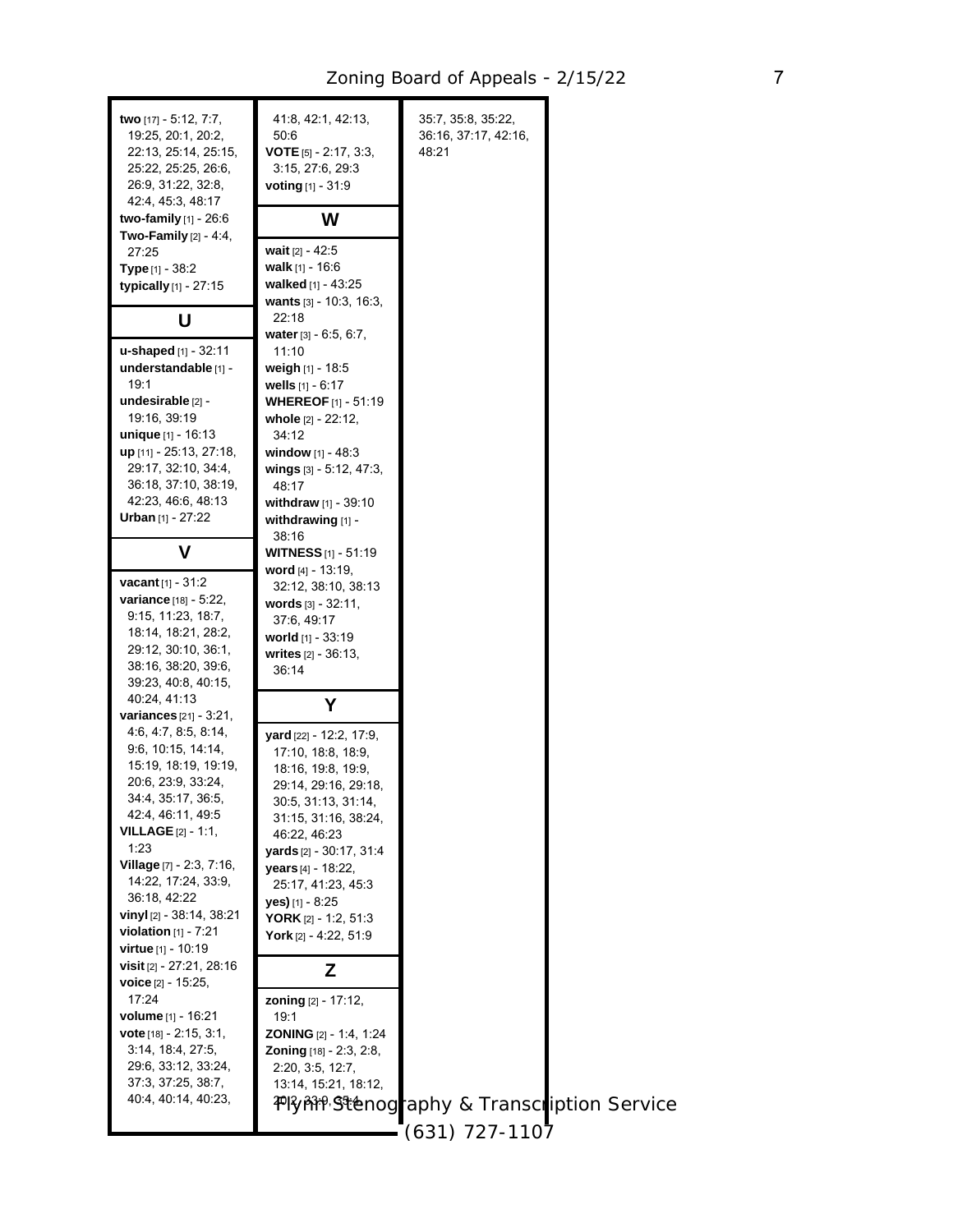**two** [17] - 5:12, 7:7, 19:25, 20:1, 20:2, 22:13, 25:14, 25:15, 25:22, 25:25, 26:6, 26:9, 31:22, 32:8, 42:4, 45:3, 48:17
**two-family** [1] - 26:6
**Two-Family** [2] - 4:4, 27:25
**Type** [1] - 38:2
**typically** [1] - 27:15

## U

**u-shaped** [1] - 32:11
**understandable** [1] - 19:1
**undesirable** [2] - 19:16, 39:19
**unique** [1] - 16:13
**up** [11] - 25:13, 27:18, 29:17, 32:10, 34:4, 36:18, 37:10, 38:19, 42:23, 46:6, 48:13
**Urban** [1] - 27:22

## V

**vacant** [1] - 31:2
**variance** [18] - 5:22, 9:15, 11:23, 18:7, 18:14, 18:21, 28:2, 29:12, 30:10, 36:1, 38:16, 38:20, 39:6, 39:23, 40:8, 40:15, 40:24, 41:13
**variances** [21] - 3:21, 4:6, 4:7, 8:5, 8:14, 9:6, 10:15, 14:14, 15:19, 18:19, 19:19, 20:6, 23:9, 33:24, 34:4, 35:17, 36:5, 42:4, 46:11, 49:5
**VILLAGE** [2] - 1:1, 1:23
**Village** [7] - 2:3, 7:16, 14:22, 17:24, 33:9, 36:18, 42:22
**vinyl** [2] - 38:14, 38:21
**violation** [1] - 7:21
**virtue** [1] - 10:19
**visit** [2] - 27:21, 28:16
**voice** [2] - 15:25, 17:24
**volume** [1] - 16:21
**vote** [18] - 2:15, 3:1, 3:14, 18:4, 27:5, 29:6, 33:12, 33:24, 37:3, 37:25, 38:7, 40:4, 40:14, 40:23, 41:8, 42:1, 42:13, 50:6
**VOTE** [5] - 2:17, 3:3, 3:15, 27:6, 29:3
**voting** [1] - 31:9

## W

**wait** [2] - 42:5
**walk** [1] - 16:6
**walked** [1] - 43:25
**wants** [3] - 10:3, 16:3, 22:18
**water** [3] - 6:5, 6:7, 11:10
**weigh** [1] - 18:5
**wells** [1] - 6:17
**WHEREOF** [1] - 51:19
**whole** [2] - 22:12, 34:12
**window** [1] - 48:3
**wings** [3] - 5:12, 47:3, 48:17
**withdraw** [1] - 39:10
**withdrawing** [1] - 38:16
**WITNESS** [1] - 51:19
**word** [4] - 13:19, 32:12, 38:10, 38:13
**words** [3] - 32:11, 37:6, 49:17
**world** [1] - 33:19
**writes** [2] - 36:13, 36:14

## Y

**yard** [22] - 12:2, 17:9, 17:10, 18:8, 18:9, 18:16, 19:8, 19:9, 29:14, 29:16, 29:18, 30:5, 31:13, 31:14, 31:15, 31:16, 38:24, 46:22, 46:23
**yards** [2] - 30:17, 31:4
**years** [4] - 18:22, 25:17, 41:23, 45:3
**yes)** [1] - 8:25
**YORK** [2] - 1:2, 51:3
**York** [2] - 4:22, 51:9

## Z

**zoning** [2] - 17:12, 19:1
**ZONING** [2] - 1:4, 1:24
**Zoning** [18] - 2:3, 2:8, 2:20, 3:5, 12:7, 13:14, 15:21, 18:12, 20:2, 33:9, 35:4, 35:7, 35:8, 35:22, 36:16, 37:17, 42:16, 48:21